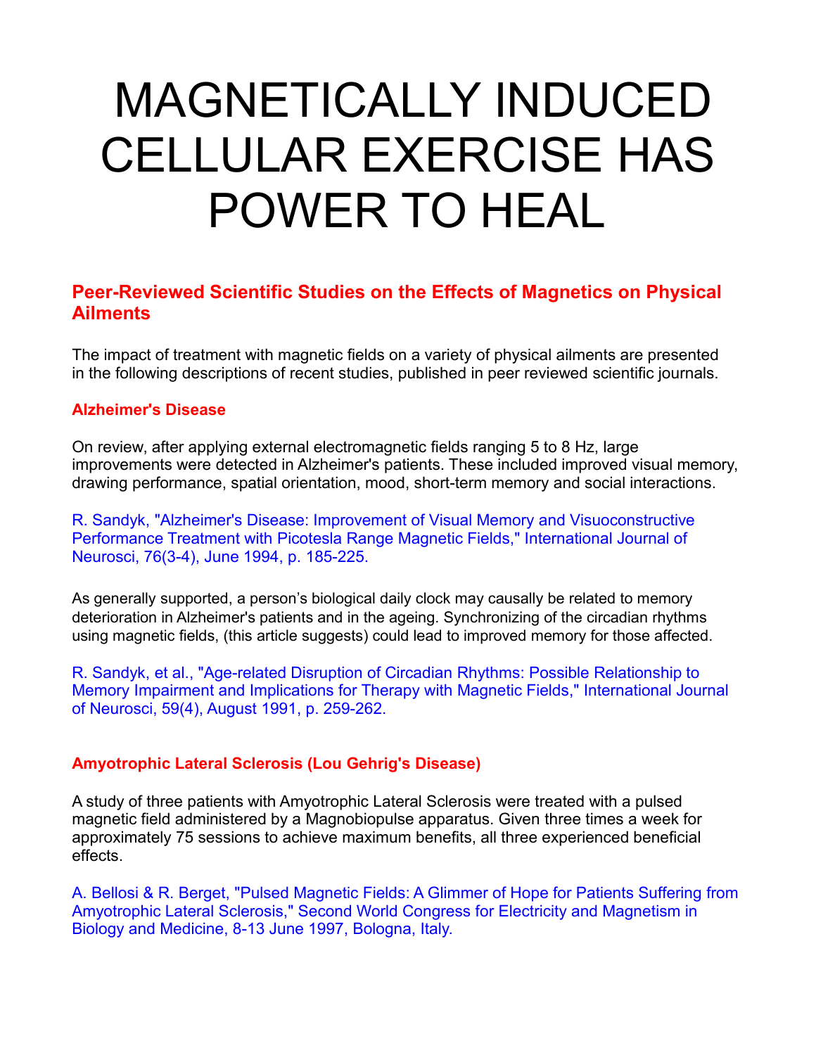# MAGNETICALLY INDUCED CELLULAR EXERCISE HAS POWER TO HEAL

## Peer-Reviewed Scientific Studies on the Effects of Magnetics on Physical Ailments

The impact of treatment with magnetic fields on a variety of physical ailments are presented in the following descriptions of recent studies, published in peer reviewed scientific journals.

### Alzheimer's Disease

On review, after applying external electromagnetic fields ranging 5 to 8 Hz, large improvements were detected in Alzheimer's patients. These included improved visual memory, drawing performance, spatial orientation, mood, short-term memory and social interactions.

R. Sandyk, "Alzheimer's Disease: Improvement of Visual Memory and Visuoconstructive Performance Treatment with Picotesla Range Magnetic Fields," International Journal of Neurosci, 76(3-4), June 1994, p. 185-225.

As generally supported, a person's biological daily clock may causally be related to memory deterioration in Alzheimer's patients and in the ageing. Synchronizing of the circadian rhythms using magnetic fields, (this article suggests) could lead to improved memory for those affected.

R. Sandyk, et al., "Age-related Disruption of Circadian Rhythms: Possible Relationship to Memory Impairment and Implications for Therapy with Magnetic Fields," International Journal of Neurosci, 59(4), August 1991, p. 259-262.

### Amyotrophic Lateral Sclerosis (Lou Gehrig's Disease)

A study of three patients with Amyotrophic Lateral Sclerosis were treated with a pulsed magnetic field administered by a Magnobiopulse apparatus. Given three times a week for approximately 75 sessions to achieve maximum benefits, all three experienced beneficial effects.

A. Bellosi & R. Berget, "Pulsed Magnetic Fields: A Glimmer of Hope for Patients Suffering from Amyotrophic Lateral Sclerosis," Second World Congress for Electricity and Magnetism in Biology and Medicine, 8-13 June 1997, Bologna, Italy.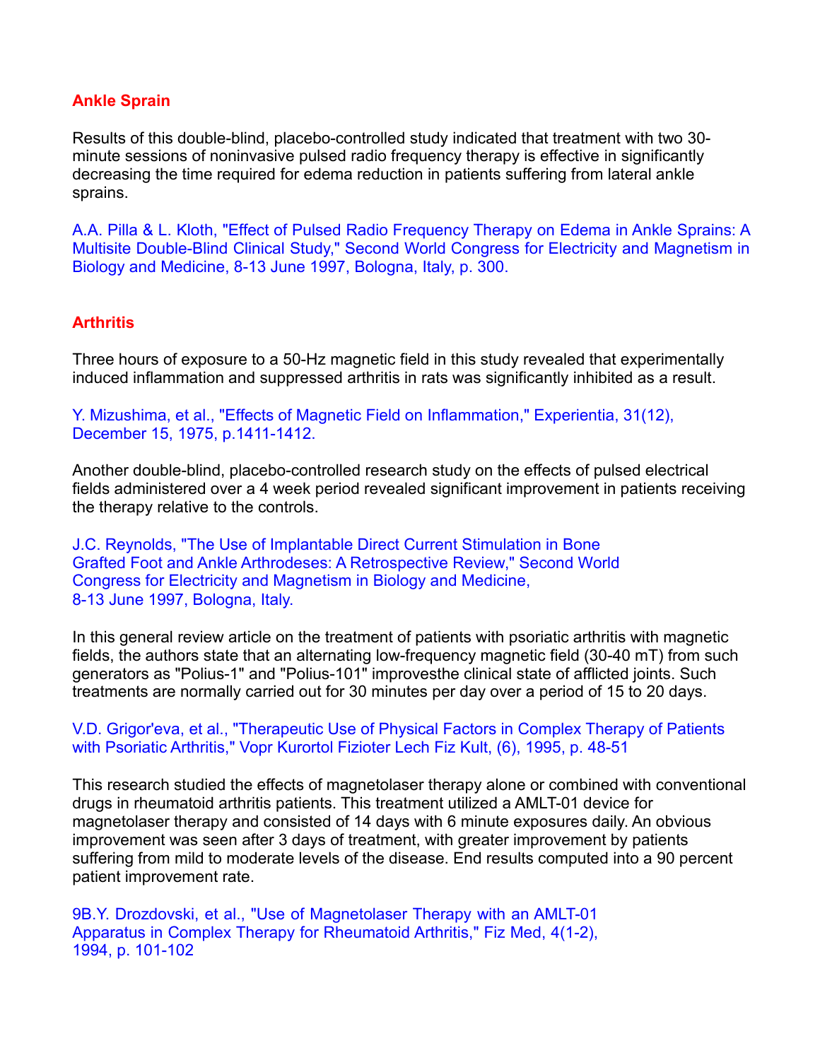## Ankle Sprain

Results of this double-blind, placebo-controlled study indicated that treatment with two 30-minute sessions of noninvasive pulsed radio frequency therapy is effective in significantly decreasing the time required for edema reduction in patients suffering from lateral ankle sprains.

A.A. Pilla & L. Kloth, "Effect of Pulsed Radio Frequency Therapy on Edema in Ankle Sprains: A Multisite Double-Blind Clinical Study," Second World Congress for Electricity and Magnetism in Biology and Medicine, 8-13 June 1997, Bologna, Italy, p. 300.

## Arthritis

Three hours of exposure to a 50-Hz magnetic field in this study revealed that experimentally induced inflammation and suppressed arthritis in rats was significantly inhibited as a result.

Y. Mizushima, et al., "Effects of Magnetic Field on Inflammation," Experientia, 31(12), December 15, 1975, p.1411-1412.

Another double-blind, placebo-controlled research study on the effects of pulsed electrical fields administered over a 4 week period revealed significant improvement in patients receiving the therapy relative to the controls.

J.C. Reynolds, "The Use of Implantable Direct Current Stimulation in Bone Grafted Foot and Ankle Arthrodeses: A Retrospective Review," Second World Congress for Electricity and Magnetism in Biology and Medicine, 8-13 June 1997, Bologna, Italy.

In this general review article on the treatment of patients with psoriatic arthritis with magnetic fields, the authors state that an alternating low-frequency magnetic field (30-40 mT) from such generators as "Polius-1" and "Polius-101" improvesthe clinical state of afflicted joints. Such treatments are normally carried out for 30 minutes per day over a period of 15 to 20 days.

V.D. Grigor'eva, et al., "Therapeutic Use of Physical Factors in Complex Therapy of Patients with Psoriatic Arthritis," Vopr Kurortol Fizioter Lech Fiz Kult, (6), 1995, p. 48-51

This research studied the effects of magnetolaser therapy alone or combined with conventional drugs in rheumatoid arthritis patients. This treatment utilized a AMLT-01 device for magnetolaser therapy and consisted of 14 days with 6 minute exposures daily. An obvious improvement was seen after 3 days of treatment, with greater improvement by patients suffering from mild to moderate levels of the disease. End results computed into a 90 percent patient improvement rate.

9B.Y. Drozdovski, et al., "Use of Magnetolaser Therapy with an AMLT-01 Apparatus in Complex Therapy for Rheumatoid Arthritis," Fiz Med, 4(1-2), 1994, p. 101-102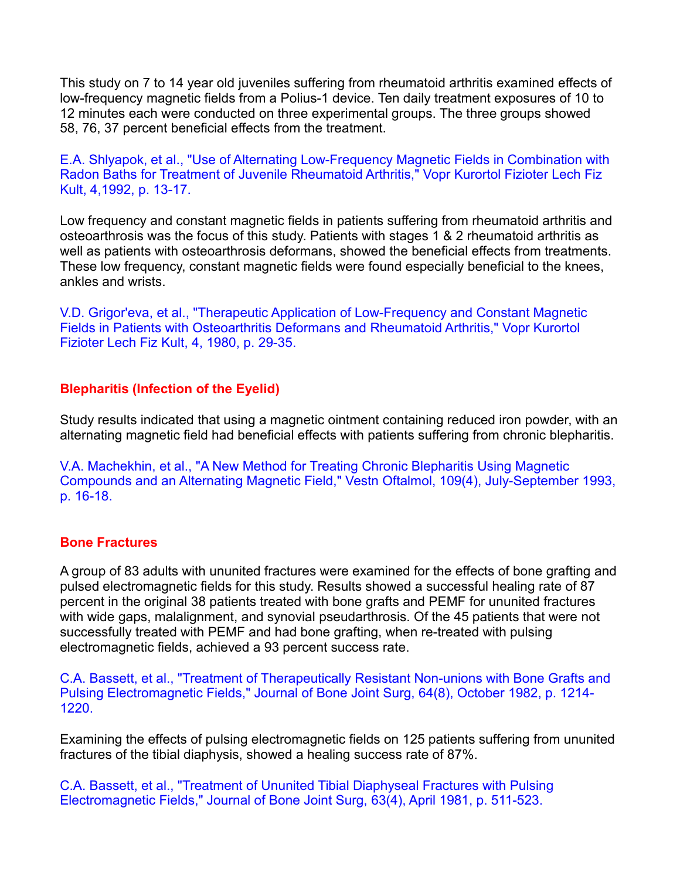This study on 7 to 14 year old juveniles suffering from rheumatoid arthritis examined effects of low-frequency magnetic fields from a Polius-1 device. Ten daily treatment exposures of 10 to 12 minutes each were conducted on three experimental groups. The three groups showed 58, 76, 37 percent beneficial effects from the treatment.

E.A. Shlyapok, et al., "Use of Alternating Low-Frequency Magnetic Fields in Combination with Radon Baths for Treatment of Juvenile Rheumatoid Arthritis," Vopr Kurortol Fizioter Lech Fiz Kult, 4,1992, p. 13-17.

Low frequency and constant magnetic fields in patients suffering from rheumatoid arthritis and osteoarthrosis was the focus of this study. Patients with stages 1 & 2 rheumatoid arthritis as well as patients with osteoarthrosis deformans, showed the beneficial effects from treatments. These low frequency, constant magnetic fields were found especially beneficial to the knees, ankles and wrists.

V.D. Grigor'eva, et al., "Therapeutic Application of Low-Frequency and Constant Magnetic Fields in Patients with Osteoarthritis Deformans and Rheumatoid Arthritis," Vopr Kurortol Fizioter Lech Fiz Kult, 4, 1980, p. 29-35.

## Blepharitis (Infection of the Eyelid)

Study results indicated that using a magnetic ointment containing reduced iron powder, with an alternating magnetic field had beneficial effects with patients suffering from chronic blepharitis.

V.A. Machekhin, et al., "A New Method for Treating Chronic Blepharitis Using Magnetic Compounds and an Alternating Magnetic Field," Vestn Oftalmol, 109(4), July-September 1993, p. 16-18.

## Bone Fractures

A group of 83 adults with ununited fractures were examined for the effects of bone grafting and pulsed electromagnetic fields for this study. Results showed a successful healing rate of 87 percent in the original 38 patients treated with bone grafts and PEMF for ununited fractures with wide gaps, malalignment, and synovial pseudarthrosis. Of the 45 patients that were not successfully treated with PEMF and had bone grafting, when re-treated with pulsing electromagnetic fields, achieved a 93 percent success rate.

C.A. Bassett, et al., "Treatment of Therapeutically Resistant Non-unions with Bone Grafts and Pulsing Electromagnetic Fields," Journal of Bone Joint Surg, 64(8), October 1982, p. 1214-1220.

Examining the effects of pulsing electromagnetic fields on 125 patients suffering from ununited fractures of the tibial diaphysis, showed a healing success rate of 87%.

C.A. Bassett, et al., "Treatment of Ununited Tibial Diaphyseal Fractures with Pulsing Electromagnetic Fields," Journal of Bone Joint Surg, 63(4), April 1981, p. 511-523.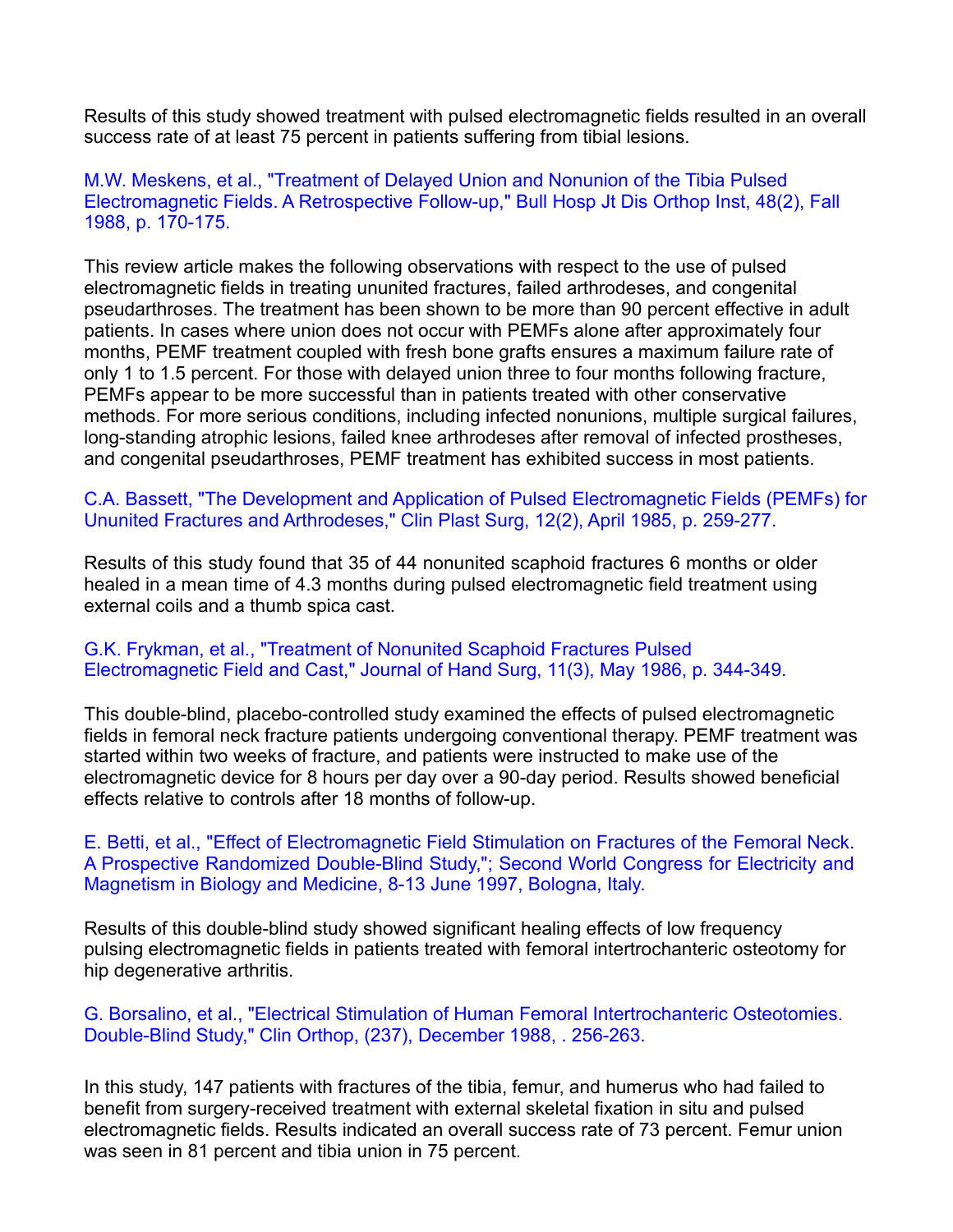Results of this study showed treatment with pulsed electromagnetic fields resulted in an overall success rate of at least 75 percent in patients suffering from tibial lesions.

M.W. Meskens, et al., "Treatment of Delayed Union and Nonunion of the Tibia Pulsed Electromagnetic Fields. A Retrospective Follow-up," Bull Hosp Jt Dis Orthop Inst, 48(2), Fall 1988, p. 170-175.

This review article makes the following observations with respect to the use of pulsed electromagnetic fields in treating ununited fractures, failed arthrodeses, and congenital pseudarthroses. The treatment has been shown to be more than 90 percent effective in adult patients. In cases where union does not occur with PEMFs alone after approximately four months, PEMF treatment coupled with fresh bone grafts ensures a maximum failure rate of only 1 to 1.5 percent. For those with delayed union three to four months following fracture, PEMFs appear to be more successful than in patients treated with other conservative methods. For more serious conditions, including infected nonunions, multiple surgical failures, long-standing atrophic lesions, failed knee arthrodeses after removal of infected prostheses, and congenital pseudarthroses, PEMF treatment has exhibited success in most patients.

C.A. Bassett, "The Development and Application of Pulsed Electromagnetic Fields (PEMFs) for Ununited Fractures and Arthrodeses," Clin Plast Surg, 12(2), April 1985, p. 259-277.

Results of this study found that 35 of 44 nonunited scaphoid fractures 6 months or older healed in a mean time of 4.3 months during pulsed electromagnetic field treatment using external coils and a thumb spica cast.

G.K. Frykman, et al., "Treatment of Nonunited Scaphoid Fractures Pulsed Electromagnetic Field and Cast," Journal of Hand Surg, 11(3), May 1986, p. 344-349.

This double-blind, placebo-controlled study examined the effects of pulsed electromagnetic fields in femoral neck fracture patients undergoing conventional therapy. PEMF treatment was started within two weeks of fracture, and patients were instructed to make use of the electromagnetic device for 8 hours per day over a 90-day period. Results showed beneficial effects relative to controls after 18 months of follow-up.

E. Betti, et al., "Effect of Electromagnetic Field Stimulation on Fractures of the Femoral Neck. A Prospective Randomized Double-Blind Study,"; Second World Congress for Electricity and Magnetism in Biology and Medicine, 8-13 June 1997, Bologna, Italy.

Results of this double-blind study showed significant healing effects of low frequency pulsing electromagnetic fields in patients treated with femoral intertrochanteric osteotomy for hip degenerative arthritis.

G. Borsalino, et al., "Electrical Stimulation of Human Femoral Intertrochanteric Osteotomies. Double-Blind Study," Clin Orthop, (237), December 1988, . 256-263.

In this study, 147 patients with fractures of the tibia, femur, and humerus who had failed to benefit from surgery-received treatment with external skeletal fixation in situ and pulsed electromagnetic fields. Results indicated an overall success rate of 73 percent. Femur union was seen in 81 percent and tibia union in 75 percent.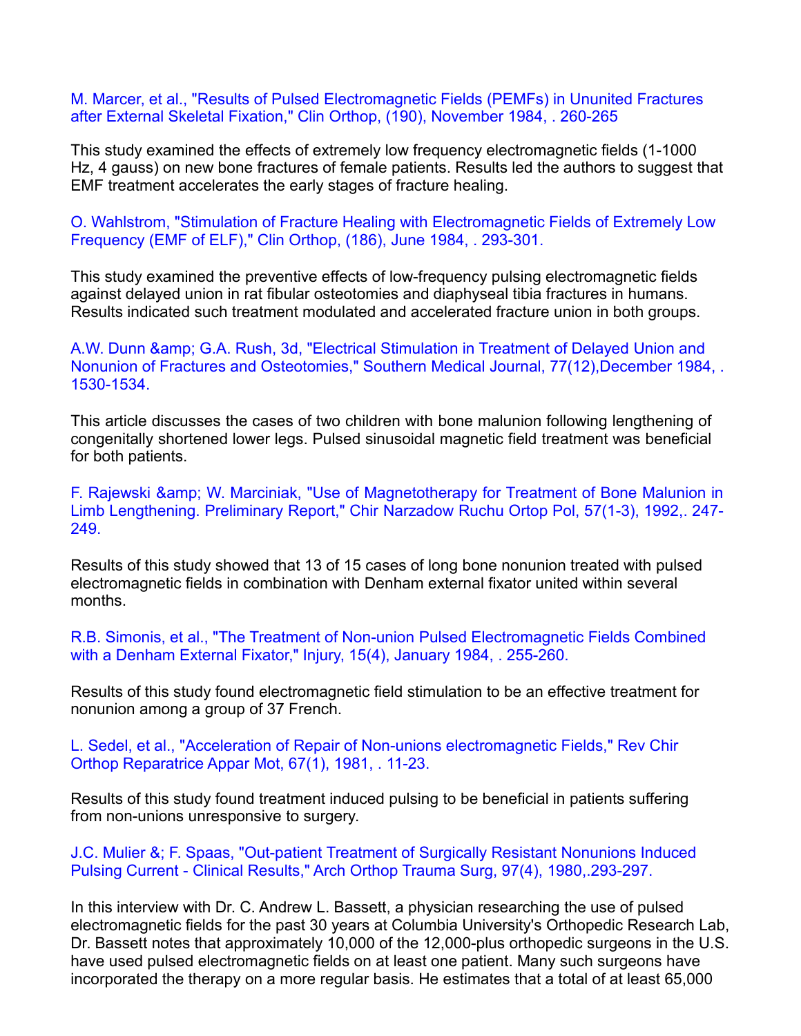M. Marcer, et al., "Results of Pulsed Electromagnetic Fields (PEMFs) in Ununited Fractures after External Skeletal Fixation," Clin Orthop, (190), November 1984, . 260-265

This study examined the effects of extremely low frequency electromagnetic fields (1-1000 Hz, 4 gauss) on new bone fractures of female patients. Results led the authors to suggest that EMF treatment accelerates the early stages of fracture healing.

O. Wahlstrom, "Stimulation of Fracture Healing with Electromagnetic Fields of Extremely Low Frequency (EMF of ELF)," Clin Orthop, (186), June 1984, . 293-301.

This study examined the preventive effects of low-frequency pulsing electromagnetic fields against delayed union in rat fibular osteotomies and diaphyseal tibia fractures in humans. Results indicated such treatment modulated and accelerated fracture union in both groups.

A.W. Dunn &amp; G.A. Rush, 3d, "Electrical Stimulation in Treatment of Delayed Union and Nonunion of Fractures and Osteotomies," Southern Medical Journal, 77(12),December 1984, . 1530-1534.

This article discusses the cases of two children with bone malunion following lengthening of congenitally shortened lower legs. Pulsed sinusoidal magnetic field treatment was beneficial for both patients.

F. Rajewski &amp; W. Marciniak, "Use of Magnetotherapy for Treatment of Bone Malunion in Limb Lengthening. Preliminary Report," Chir Narzadow Ruchu Ortop Pol, 57(1-3), 1992,. 247-249.

Results of this study showed that 13 of 15 cases of long bone nonunion treated with pulsed electromagnetic fields in combination with Denham external fixator united within several months.

R.B. Simonis, et al., "The Treatment of Non-union Pulsed Electromagnetic Fields Combined with a Denham External Fixator," Injury, 15(4), January 1984, . 255-260.

Results of this study found electromagnetic field stimulation to be an effective treatment for nonunion among a group of 37 French.

L. Sedel, et al., "Acceleration of Repair of Non-unions electromagnetic Fields," Rev Chir Orthop Reparatrice Appar Mot, 67(1), 1981, . 11-23.

Results of this study found treatment induced pulsing to be beneficial in patients suffering from non-unions unresponsive to surgery.

J.C. Mulier &; F. Spaas, "Out-patient Treatment of Surgically Resistant Nonunions Induced Pulsing Current - Clinical Results," Arch Orthop Trauma Surg, 97(4), 1980,.293-297.

In this interview with Dr. C. Andrew L. Bassett, a physician researching the use of pulsed electromagnetic fields for the past 30 years at Columbia University's Orthopedic Research Lab, Dr. Bassett notes that approximately 10,000 of the 12,000-plus orthopedic surgeons in the U.S. have used pulsed electromagnetic fields on at least one patient. Many such surgeons have incorporated the therapy on a more regular basis. He estimates that a total of at least 65,000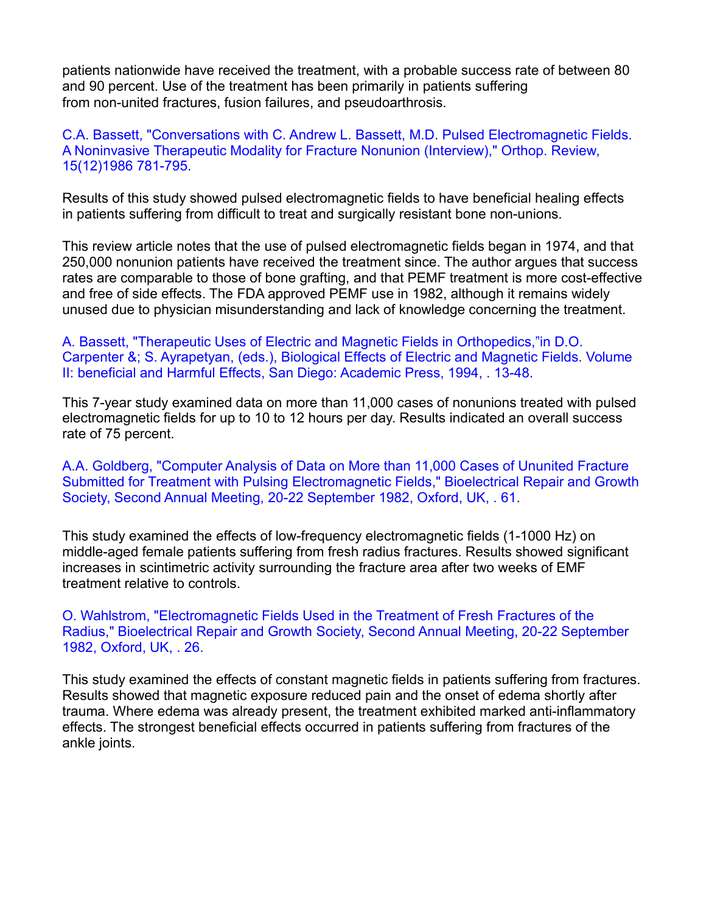patients nationwide have received the treatment, with a probable success rate of between 80 and 90 percent. Use of the treatment has been primarily in patients suffering from non-united fractures, fusion failures, and pseudoarthrosis.

C.A. Bassett, "Conversations with C. Andrew L. Bassett, M.D. Pulsed Electromagnetic Fields. A Noninvasive Therapeutic Modality for Fracture Nonunion (Interview)," Orthop. Review, 15(12)1986 781-795.

Results of this study showed pulsed electromagnetic fields to have beneficial healing effects in patients suffering from difficult to treat and surgically resistant bone non-unions.

This review article notes that the use of pulsed electromagnetic fields began in 1974, and that 250,000 nonunion patients have received the treatment since. The author argues that success rates are comparable to those of bone grafting, and that PEMF treatment is more cost-effective and free of side effects. The FDA approved PEMF use in 1982, although it remains widely unused due to physician misunderstanding and lack of knowledge concerning the treatment.

A. Bassett, "Therapeutic Uses of Electric and Magnetic Fields in Orthopedics,"in D.O. Carpenter &; S. Ayrapetyan, (eds.), Biological Effects of Electric and Magnetic Fields. Volume II: beneficial and Harmful Effects, San Diego: Academic Press, 1994, . 13-48.

This 7-year study examined data on more than 11,000 cases of nonunions treated with pulsed electromagnetic fields for up to 10 to 12 hours per day. Results indicated an overall success rate of 75 percent.

A.A. Goldberg, "Computer Analysis of Data on More than 11,000 Cases of Ununited Fracture Submitted for Treatment with Pulsing Electromagnetic Fields," Bioelectrical Repair and Growth Society, Second Annual Meeting, 20-22 September 1982, Oxford, UK, . 61.

This study examined the effects of low-frequency electromagnetic fields (1-1000 Hz) on middle-aged female patients suffering from fresh radius fractures. Results showed significant increases in scintimetric activity surrounding the fracture area after two weeks of EMF treatment relative to controls.

O. Wahlstrom, "Electromagnetic Fields Used in the Treatment of Fresh Fractures of the Radius," Bioelectrical Repair and Growth Society, Second Annual Meeting, 20-22 September 1982, Oxford, UK, . 26.

This study examined the effects of constant magnetic fields in patients suffering from fractures. Results showed that magnetic exposure reduced pain and the onset of edema shortly after trauma. Where edema was already present, the treatment exhibited marked anti-inflammatory effects. The strongest beneficial effects occurred in patients suffering from fractures of the ankle joints.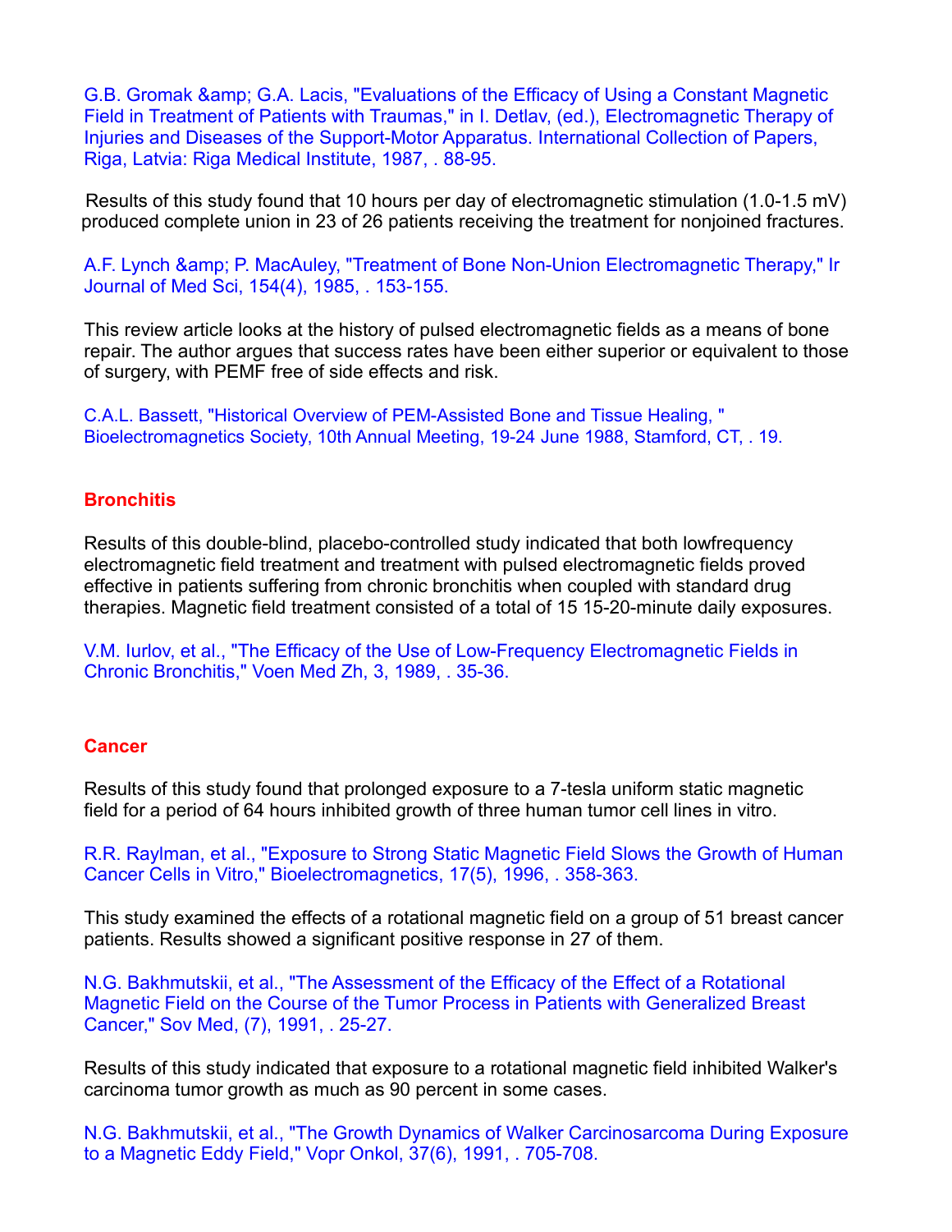G.B. Gromak &amp; G.A. Lacis, "Evaluations of the Efficacy of Using a Constant Magnetic Field in Treatment of Patients with Traumas," in I. Detlav, (ed.), Electromagnetic Therapy of Injuries and Diseases of the Support-Motor Apparatus. International Collection of Papers, Riga, Latvia: Riga Medical Institute, 1987, . 88-95.

Results of this study found that 10 hours per day of electromagnetic stimulation (1.0-1.5 mV) produced complete union in 23 of 26 patients receiving the treatment for nonjoined fractures.

A.F. Lynch &amp; P. MacAuley, "Treatment of Bone Non-Union Electromagnetic Therapy," Ir Journal of Med Sci, 154(4), 1985, . 153-155.

This review article looks at the history of pulsed electromagnetic fields as a means of bone repair. The author argues that success rates have been either superior or equivalent to those of surgery, with PEMF free of side effects and risk.

C.A.L. Bassett, "Historical Overview of PEM-Assisted Bone and Tissue Healing, " Bioelectromagnetics Society, 10th Annual Meeting, 19-24 June 1988, Stamford, CT, . 19.

## Bronchitis

Results of this double-blind, placebo-controlled study indicated that both lowfrequency electromagnetic field treatment and treatment with pulsed electromagnetic fields proved effective in patients suffering from chronic bronchitis when coupled with standard drug therapies. Magnetic field treatment consisted of a total of 15 15-20-minute daily exposures.

V.M. Iurlov, et al., "The Efficacy of the Use of Low-Frequency Electromagnetic Fields in Chronic Bronchitis," Voen Med Zh, 3, 1989, . 35-36.

## Cancer

Results of this study found that prolonged exposure to a 7-tesla uniform static magnetic field for a period of 64 hours inhibited growth of three human tumor cell lines in vitro.

R.R. Raylman, et al., "Exposure to Strong Static Magnetic Field Slows the Growth of Human Cancer Cells in Vitro," Bioelectromagnetics, 17(5), 1996, . 358-363.

This study examined the effects of a rotational magnetic field on a group of 51 breast cancer patients. Results showed a significant positive response in 27 of them.

N.G. Bakhmutskii, et al., "The Assessment of the Efficacy of the Effect of a Rotational Magnetic Field on the Course of the Tumor Process in Patients with Generalized Breast Cancer," Sov Med, (7), 1991, . 25-27.

Results of this study indicated that exposure to a rotational magnetic field inhibited Walker's carcinoma tumor growth as much as 90 percent in some cases.

N.G. Bakhmutskii, et al., "The Growth Dynamics of Walker Carcinosarcoma During Exposure to a Magnetic Eddy Field," Vopr Onkol, 37(6), 1991, . 705-708.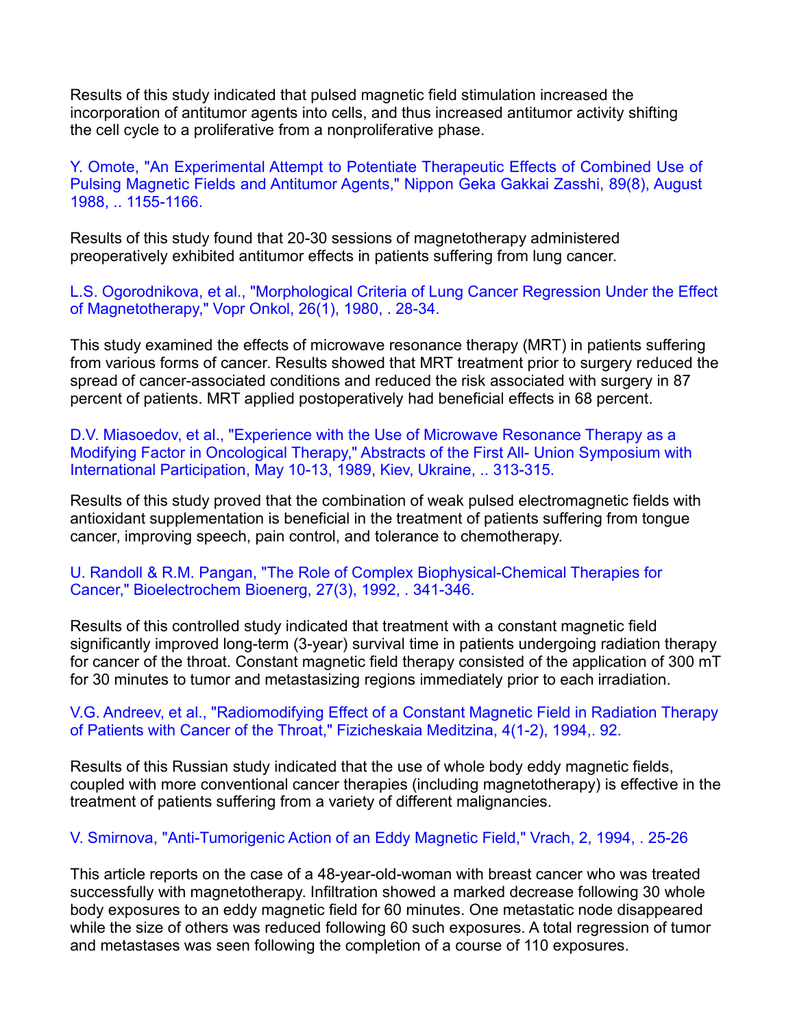Results of this study indicated that pulsed magnetic field stimulation increased the incorporation of antitumor agents into cells, and thus increased antitumor activity shifting the cell cycle to a proliferative from a nonproliferative phase.

Y. Omote, "An Experimental Attempt to Potentiate Therapeutic Effects of Combined Use of Pulsing Magnetic Fields and Antitumor Agents," Nippon Geka Gakkai Zasshi, 89(8), August 1988, .. 1155-1166.

Results of this study found that 20-30 sessions of magnetotherapy administered preoperatively exhibited antitumor effects in patients suffering from lung cancer.

L.S. Ogorodnikova, et al., "Morphological Criteria of Lung Cancer Regression Under the Effect of Magnetotherapy," Vopr Onkol, 26(1), 1980, . 28-34.

This study examined the effects of microwave resonance therapy (MRT) in patients suffering from various forms of cancer. Results showed that MRT treatment prior to surgery reduced the spread of cancer-associated conditions and reduced the risk associated with surgery in 87 percent of patients. MRT applied postoperatively had beneficial effects in 68 percent.

D.V. Miasoedov, et al., "Experience with the Use of Microwave Resonance Therapy as a Modifying Factor in Oncological Therapy," Abstracts of the First All- Union Symposium with International Participation, May 10-13, 1989, Kiev, Ukraine, .. 313-315.

Results of this study proved that the combination of weak pulsed electromagnetic fields with antioxidant supplementation is beneficial in the treatment of patients suffering from tongue cancer, improving speech, pain control, and tolerance to chemotherapy.

U. Randoll & R.M. Pangan, "The Role of Complex Biophysical-Chemical Therapies for Cancer," Bioelectrochem Bioenerg, 27(3), 1992, . 341-346.

Results of this controlled study indicated that treatment with a constant magnetic field significantly improved long-term (3-year) survival time in patients undergoing radiation therapy for cancer of the throat. Constant magnetic field therapy consisted of the application of 300 mT for 30 minutes to tumor and metastasizing regions immediately prior to each irradiation.

V.G. Andreev, et al., "Radiomodifying Effect of a Constant Magnetic Field in Radiation Therapy of Patients with Cancer of the Throat," Fizicheskaia Meditzina, 4(1-2), 1994,. 92.

Results of this Russian study indicated that the use of whole body eddy magnetic fields, coupled with more conventional cancer therapies (including magnetotherapy) is effective in the treatment of patients suffering from a variety of different malignancies.

V. Smirnova, "Anti-Tumorigenic Action of an Eddy Magnetic Field," Vrach, 2, 1994, . 25-26

This article reports on the case of a 48-year-old-woman with breast cancer who was treated successfully with magnetotherapy. Infiltration showed a marked decrease following 30 whole body exposures to an eddy magnetic field for 60 minutes. One metastatic node disappeared while the size of others was reduced following 60 such exposures. A total regression of tumor and metastases was seen following the completion of a course of 110 exposures.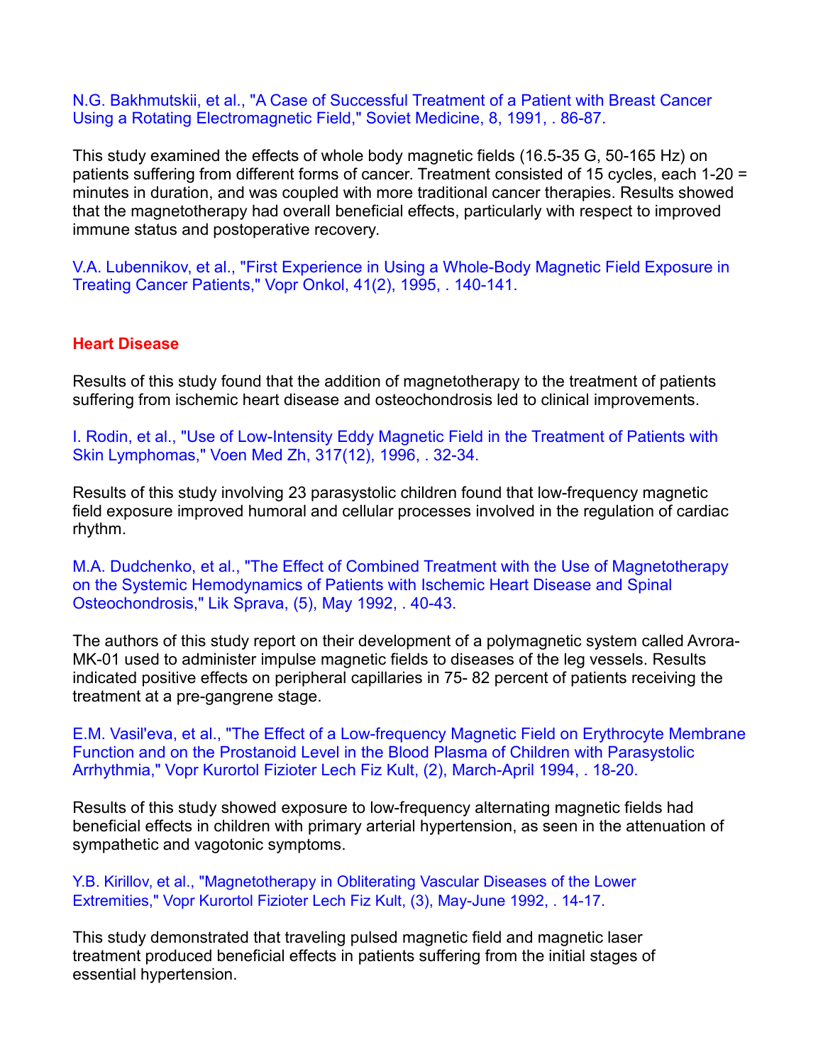N.G. Bakhmutskii, et al., "A Case of Successful Treatment of a Patient with Breast Cancer Using a Rotating Electromagnetic Field," Soviet Medicine, 8, 1991, . 86-87.

This study examined the effects of whole body magnetic fields (16.5-35 G, 50-165 Hz) on patients suffering from different forms of cancer. Treatment consisted of 15 cycles, each 1-20 = minutes in duration, and was coupled with more traditional cancer therapies. Results showed that the magnetotherapy had overall beneficial effects, particularly with respect to improved immune status and postoperative recovery.

V.A. Lubennikov, et al., "First Experience in Using a Whole-Body Magnetic Field Exposure in Treating Cancer Patients," Vopr Onkol, 41(2), 1995, . 140-141.

## Heart Disease

Results of this study found that the addition of magnetotherapy to the treatment of patients suffering from ischemic heart disease and osteochondrosis led to clinical improvements.

I. Rodin, et al., "Use of Low-Intensity Eddy Magnetic Field in the Treatment of Patients with Skin Lymphomas," Voen Med Zh, 317(12), 1996, . 32-34.

Results of this study involving 23 parasystolic children found that low-frequency magnetic field exposure improved humoral and cellular processes involved in the regulation of cardiac rhythm.

M.A. Dudchenko, et al., "The Effect of Combined Treatment with the Use of Magnetotherapy on the Systemic Hemodynamics of Patients with Ischemic Heart Disease and Spinal Osteochondrosis," Lik Sprava, (5), May 1992, . 40-43.

The authors of this study report on their development of a polymagnetic system called Avrora-MK-01 used to administer impulse magnetic fields to diseases of the leg vessels. Results indicated positive effects on peripheral capillaries in 75- 82 percent of patients receiving the treatment at a pre-gangrene stage.

E.M. Vasil'eva, et al., "The Effect of a Low-frequency Magnetic Field on Erythrocyte Membrane Function and on the Prostanoid Level in the Blood Plasma of Children with Parasystolic Arrhythmia," Vopr Kurortol Fizioter Lech Fiz Kult, (2), March-April 1994, . 18-20.

Results of this study showed exposure to low-frequency alternating magnetic fields had beneficial effects in children with primary arterial hypertension, as seen in the attenuation of sympathetic and vagotonic symptoms.

Y.B. Kirillov, et al., "Magnetotherapy in Obliterating Vascular Diseases of the Lower Extremities," Vopr Kurortol Fizioter Lech Fiz Kult, (3), May-June 1992, . 14-17.

This study demonstrated that traveling pulsed magnetic field and magnetic laser treatment produced beneficial effects in patients suffering from the initial stages of essential hypertension.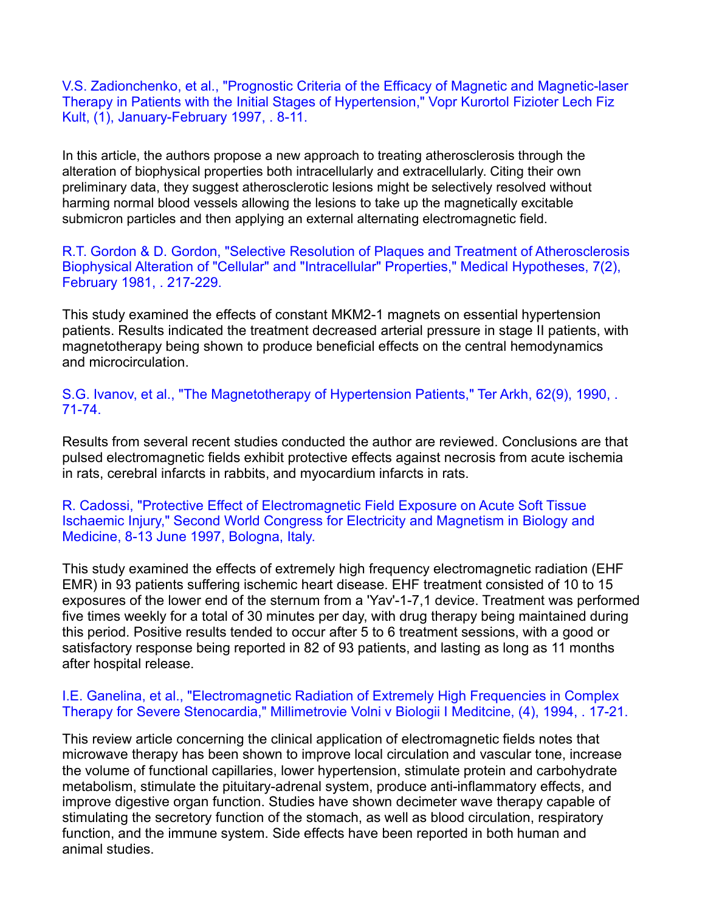V.S. Zadionchenko, et al., "Prognostic Criteria of the Efficacy of Magnetic and Magnetic-laser Therapy in Patients with the Initial Stages of Hypertension," Vopr Kurortol Fizioter Lech Fiz Kult, (1), January-February 1997, . 8-11.

In this article, the authors propose a new approach to treating atherosclerosis through the alteration of biophysical properties both intracellularly and extracellularly. Citing their own preliminary data, they suggest atherosclerotic lesions might be selectively resolved without harming normal blood vessels allowing the lesions to take up the magnetically excitable submicron particles and then applying an external alternating electromagnetic field.

R.T. Gordon & D. Gordon, "Selective Resolution of Plaques and Treatment of Atherosclerosis Biophysical Alteration of "Cellular" and "Intracellular" Properties," Medical Hypotheses, 7(2), February 1981, . 217-229.

This study examined the effects of constant MKM2-1 magnets on essential hypertension patients. Results indicated the treatment decreased arterial pressure in stage II patients, with magnetotherapy being shown to produce beneficial effects on the central hemodynamics and microcirculation.

S.G. Ivanov, et al., "The Magnetotherapy of Hypertension Patients," Ter Arkh, 62(9), 1990, . 71-74.

Results from several recent studies conducted the author are reviewed. Conclusions are that pulsed electromagnetic fields exhibit protective effects against necrosis from acute ischemia in rats, cerebral infarcts in rabbits, and myocardium infarcts in rats.

R. Cadossi, "Protective Effect of Electromagnetic Field Exposure on Acute Soft Tissue Ischaemic Injury," Second World Congress for Electricity and Magnetism in Biology and Medicine, 8-13 June 1997, Bologna, Italy.

This study examined the effects of extremely high frequency electromagnetic radiation (EHF EMR) in 93 patients suffering ischemic heart disease. EHF treatment consisted of 10 to 15 exposures of the lower end of the sternum from a 'Yav'-1-7,1 device. Treatment was performed five times weekly for a total of 30 minutes per day, with drug therapy being maintained during this period. Positive results tended to occur after 5 to 6 treatment sessions, with a good or satisfactory response being reported in 82 of 93 patients, and lasting as long as 11 months after hospital release.

I.E. Ganelina, et al., "Electromagnetic Radiation of Extremely High Frequencies in Complex Therapy for Severe Stenocardia," Millimetrovie Volni v Biologii I Meditcine, (4), 1994, . 17-21.

This review article concerning the clinical application of electromagnetic fields notes that microwave therapy has been shown to improve local circulation and vascular tone, increase the volume of functional capillaries, lower hypertension, stimulate protein and carbohydrate metabolism, stimulate the pituitary-adrenal system, produce anti-inflammatory effects, and improve digestive organ function. Studies have shown decimeter wave therapy capable of stimulating the secretory function of the stomach, as well as blood circulation, respiratory function, and the immune system. Side effects have been reported in both human and animal studies.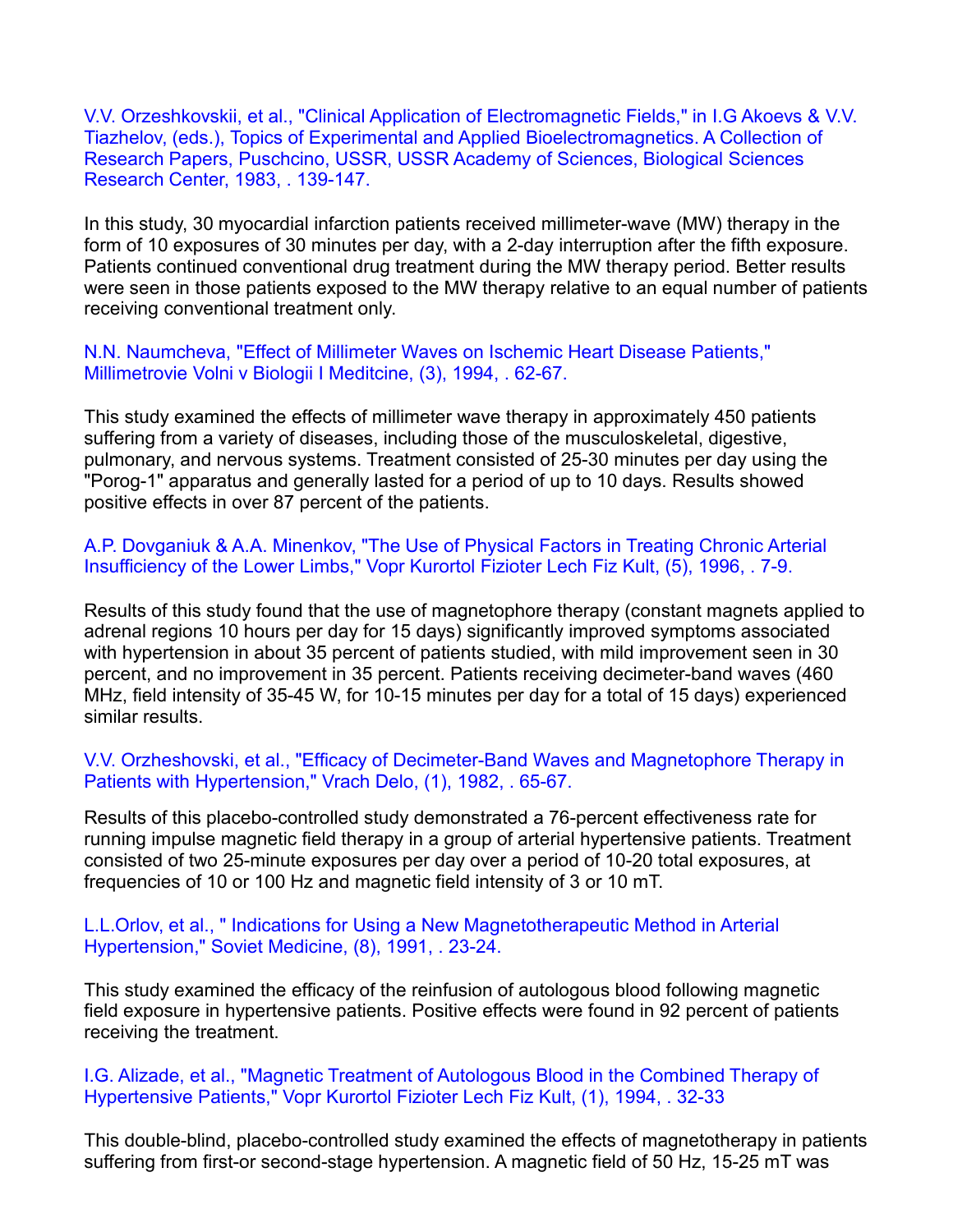V.V. Orzeshkovskii, et al., "Clinical Application of Electromagnetic Fields," in I.G Akoevs & V.V. Tiazhelov, (eds.), Topics of Experimental and Applied Bioelectromagnetics. A Collection of Research Papers, Puschcino, USSR, USSR Academy of Sciences, Biological Sciences Research Center, 1983, . 139-147.

In this study, 30 myocardial infarction patients received millimeter-wave (MW) therapy in the form of 10 exposures of 30 minutes per day, with a 2-day interruption after the fifth exposure. Patients continued conventional drug treatment during the MW therapy period. Better results were seen in those patients exposed to the MW therapy relative to an equal number of patients receiving conventional treatment only.

N.N. Naumcheva, "Effect of Millimeter Waves on Ischemic Heart Disease Patients," Millimetrovie Volni v Biologii I Meditcine, (3), 1994, . 62-67.

This study examined the effects of millimeter wave therapy in approximately 450 patients suffering from a variety of diseases, including those of the musculoskeletal, digestive, pulmonary, and nervous systems. Treatment consisted of 25-30 minutes per day using the "Porog-1" apparatus and generally lasted for a period of up to 10 days. Results showed positive effects in over 87 percent of the patients.

A.P. Dovganiuk & A.A. Minenkov, "The Use of Physical Factors in Treating Chronic Arterial Insufficiency of the Lower Limbs," Vopr Kurortol Fizioter Lech Fiz Kult, (5), 1996, . 7-9.

Results of this study found that the use of magnetophore therapy (constant magnets applied to adrenal regions 10 hours per day for 15 days) significantly improved symptoms associated with hypertension in about 35 percent of patients studied, with mild improvement seen in 30 percent, and no improvement in 35 percent. Patients receiving decimeter-band waves (460 MHz, field intensity of 35-45 W, for 10-15 minutes per day for a total of 15 days) experienced similar results.

V.V. Orzheshovski, et al., "Efficacy of Decimeter-Band Waves and Magnetophore Therapy in Patients with Hypertension," Vrach Delo, (1), 1982, . 65-67.

Results of this placebo-controlled study demonstrated a 76-percent effectiveness rate for running impulse magnetic field therapy in a group of arterial hypertensive patients. Treatment consisted of two 25-minute exposures per day over a period of 10-20 total exposures, at frequencies of 10 or 100 Hz and magnetic field intensity of 3 or 10 mT.

L.L.Orlov, et al., " Indications for Using a New Magnetotherapeutic Method in Arterial Hypertension," Soviet Medicine, (8), 1991, . 23-24.

This study examined the efficacy of the reinfusion of autologous blood following magnetic field exposure in hypertensive patients. Positive effects were found in 92 percent of patients receiving the treatment.

I.G. Alizade, et al., "Magnetic Treatment of Autologous Blood in the Combined Therapy of Hypertensive Patients," Vopr Kurortol Fizioter Lech Fiz Kult, (1), 1994, . 32-33

This double-blind, placebo-controlled study examined the effects of magnetotherapy in patients suffering from first-or second-stage hypertension. A magnetic field of 50 Hz, 15-25 mT was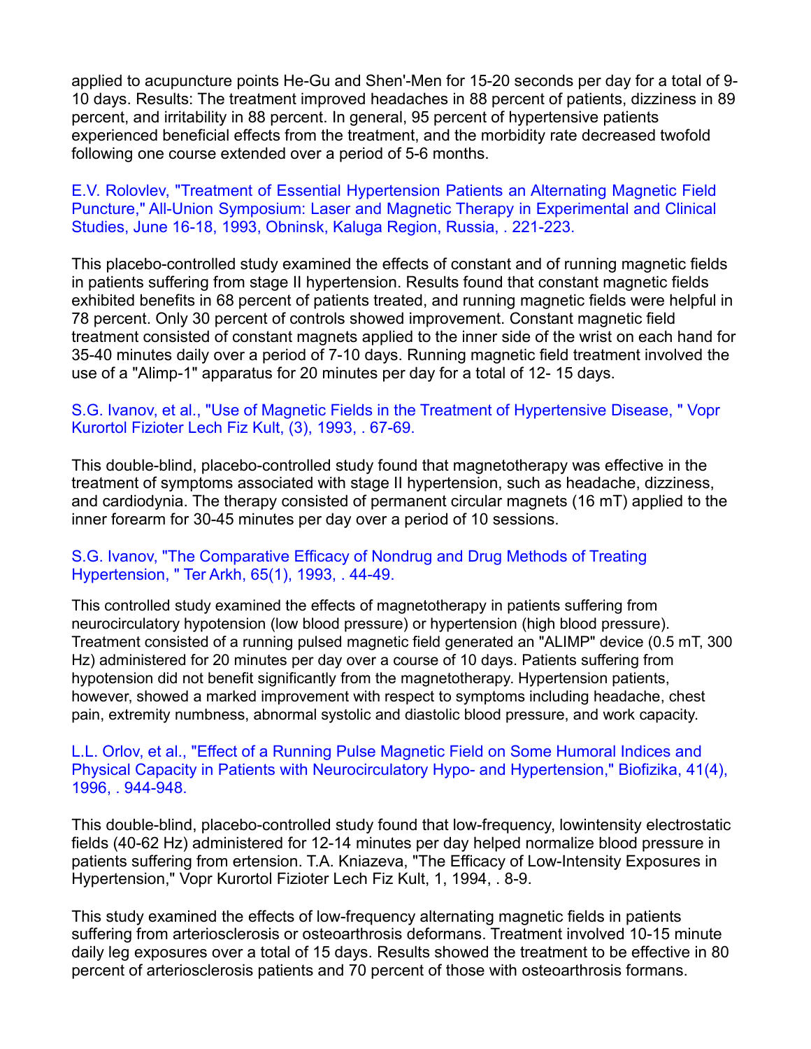applied to acupuncture points He-Gu and Shen'-Men for 15-20 seconds per day for a total of 9-10 days. Results: The treatment improved headaches in 88 percent of patients, dizziness in 89 percent, and irritability in 88 percent. In general, 95 percent of hypertensive patients experienced beneficial effects from the treatment, and the morbidity rate decreased twofold following one course extended over a period of 5-6 months.

E.V. Rolovlev, "Treatment of Essential Hypertension Patients an Alternating Magnetic Field Puncture," All-Union Symposium: Laser and Magnetic Therapy in Experimental and Clinical Studies, June 16-18, 1993, Obninsk, Kaluga Region, Russia, . 221-223.

This placebo-controlled study examined the effects of constant and of running magnetic fields in patients suffering from stage II hypertension. Results found that constant magnetic fields exhibited benefits in 68 percent of patients treated, and running magnetic fields were helpful in 78 percent. Only 30 percent of controls showed improvement. Constant magnetic field treatment consisted of constant magnets applied to the inner side of the wrist on each hand for 35-40 minutes daily over a period of 7-10 days. Running magnetic field treatment involved the use of a "Alimp-1" apparatus for 20 minutes per day for a total of 12- 15 days.

S.G. Ivanov, et al., "Use of Magnetic Fields in the Treatment of Hypertensive Disease, " Vopr Kurortol Fizioter Lech Fiz Kult, (3), 1993, . 67-69.

This double-blind, placebo-controlled study found that magnetotherapy was effective in the treatment of symptoms associated with stage II hypertension, such as headache, dizziness, and cardiodynia. The therapy consisted of permanent circular magnets (16 mT) applied to the inner forearm for 30-45 minutes per day over a period of 10 sessions.

S.G. Ivanov, "The Comparative Efficacy of Nondrug and Drug Methods of Treating Hypertension, " Ter Arkh, 65(1), 1993, . 44-49.

This controlled study examined the effects of magnetotherapy in patients suffering from neurocirculatory hypotension (low blood pressure) or hypertension (high blood pressure). Treatment consisted of a running pulsed magnetic field generated an "ALIMP" device (0.5 mT, 300 Hz) administered for 20 minutes per day over a course of 10 days. Patients suffering from hypotension did not benefit significantly from the magnetotherapy. Hypertension patients, however, showed a marked improvement with respect to symptoms including headache, chest pain, extremity numbness, abnormal systolic and diastolic blood pressure, and work capacity.

L.L. Orlov, et al., "Effect of a Running Pulse Magnetic Field on Some Humoral Indices and Physical Capacity in Patients with Neurocirculatory Hypo- and Hypertension," Biofizika, 41(4), 1996, . 944-948.

This double-blind, placebo-controlled study found that low-frequency, lowintensity electrostatic fields (40-62 Hz) administered for 12-14 minutes per day helped normalize blood pressure in patients suffering from ertension. T.A. Kniazeva, "The Efficacy of Low-Intensity Exposures in Hypertension," Vopr Kurortol Fizioter Lech Fiz Kult, 1, 1994, . 8-9.

This study examined the effects of low-frequency alternating magnetic fields in patients suffering from arteriosclerosis or osteoarthrosis deformans. Treatment involved 10-15 minute daily leg exposures over a total of 15 days. Results showed the treatment to be effective in 80 percent of arteriosclerosis patients and 70 percent of those with osteoarthrosis formans.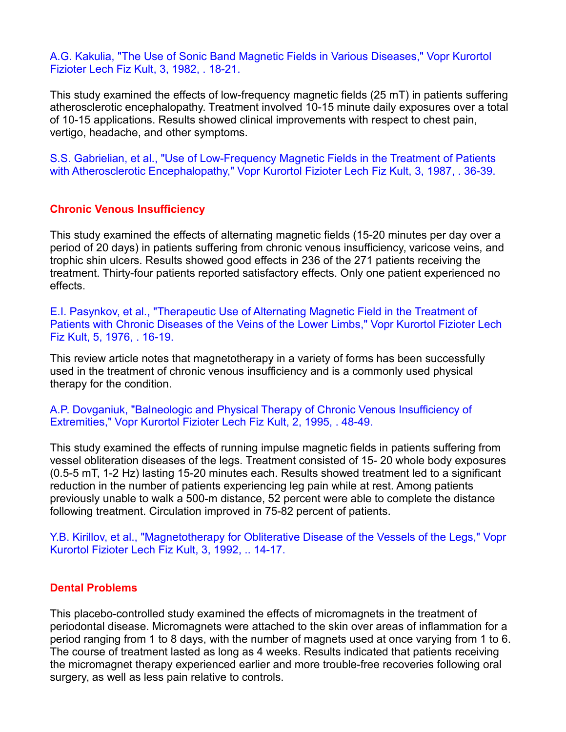A.G. Kakulia, "The Use of Sonic Band Magnetic Fields in Various Diseases," Vopr Kurortol Fizioter Lech Fiz Kult, 3, 1982, . 18-21.

This study examined the effects of low-frequency magnetic fields (25 mT) in patients suffering atherosclerotic encephalopathy. Treatment involved 10-15 minute daily exposures over a total of 10-15 applications. Results showed clinical improvements with respect to chest pain, vertigo, headache, and other symptoms.

S.S. Gabrielian, et al., "Use of Low-Frequency Magnetic Fields in the Treatment of Patients with Atherosclerotic Encephalopathy," Vopr Kurortol Fizioter Lech Fiz Kult, 3, 1987, . 36-39.

## Chronic Venous Insufficiency

This study examined the effects of alternating magnetic fields (15-20 minutes per day over a period of 20 days) in patients suffering from chronic venous insufficiency, varicose veins, and trophic shin ulcers. Results showed good effects in 236 of the 271 patients receiving the treatment. Thirty-four patients reported satisfactory effects. Only one patient experienced no effects.

E.I. Pasynkov, et al., "Therapeutic Use of Alternating Magnetic Field in the Treatment of Patients with Chronic Diseases of the Veins of the Lower Limbs," Vopr Kurortol Fizioter Lech Fiz Kult, 5, 1976, . 16-19.

This review article notes that magnetotherapy in a variety of forms has been successfully used in the treatment of chronic venous insufficiency and is a commonly used physical therapy for the condition.

A.P. Dovganiuk, "Balneologic and Physical Therapy of Chronic Venous Insufficiency of Extremities," Vopr Kurortol Fizioter Lech Fiz Kult, 2, 1995, . 48-49.

This study examined the effects of running impulse magnetic fields in patients suffering from vessel obliteration diseases of the legs. Treatment consisted of 15- 20 whole body exposures (0.5-5 mT, 1-2 Hz) lasting 15-20 minutes each. Results showed treatment led to a significant reduction in the number of patients experiencing leg pain while at rest. Among patients previously unable to walk a 500-m distance, 52 percent were able to complete the distance following treatment. Circulation improved in 75-82 percent of patients.

Y.B. Kirillov, et al., "Magnetotherapy for Obliterative Disease of the Vessels of the Legs," Vopr Kurortol Fizioter Lech Fiz Kult, 3, 1992, .. 14-17.

## Dental Problems

This placebo-controlled study examined the effects of micromagnets in the treatment of periodontal disease. Micromagnets were attached to the skin over areas of inflammation for a period ranging from 1 to 8 days, with the number of magnets used at once varying from 1 to 6. The course of treatment lasted as long as 4 weeks. Results indicated that patients receiving the micromagnet therapy experienced earlier and more trouble-free recoveries following oral surgery, as well as less pain relative to controls.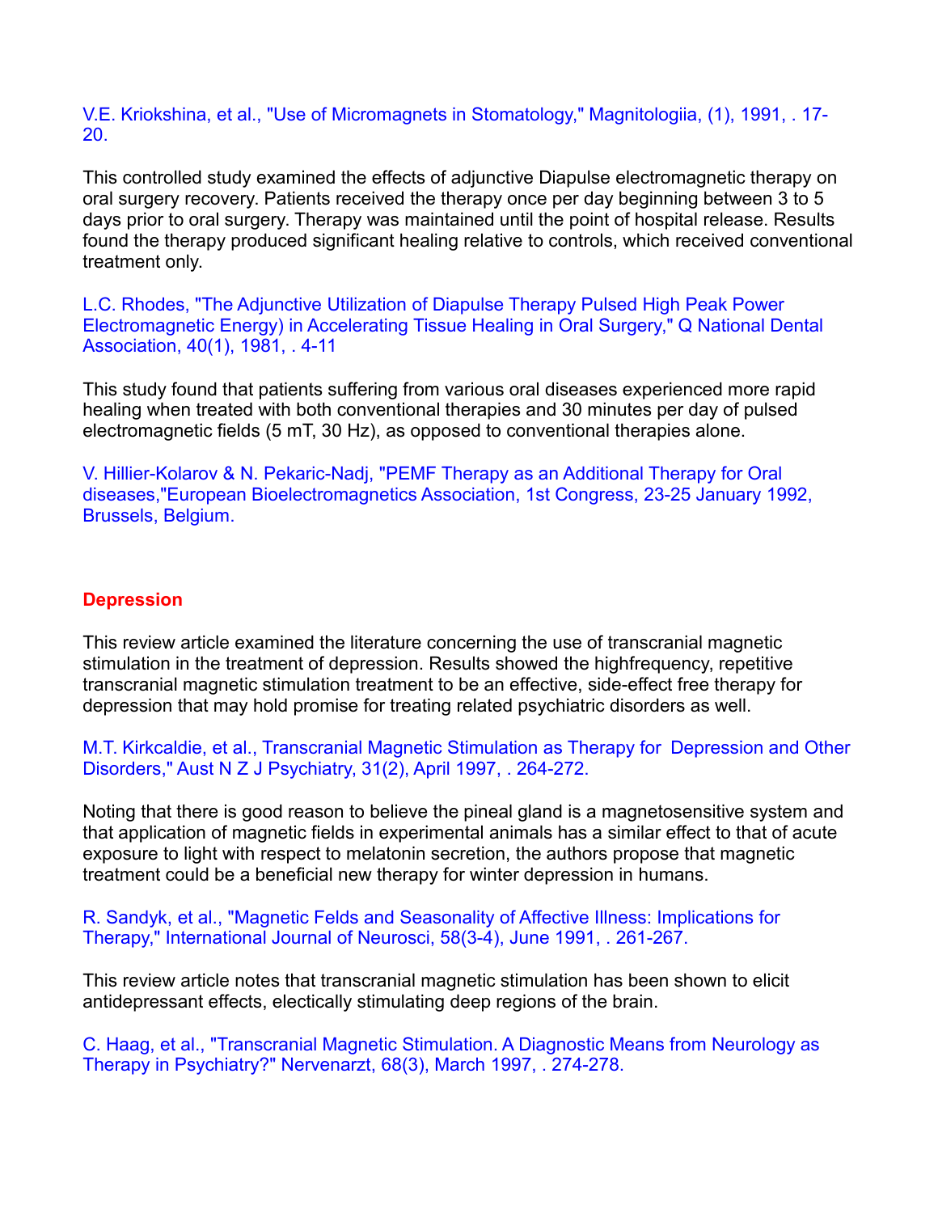V.E. Kriokshina, et al., "Use of Micromagnets in Stomatology," Magnitologiia, (1), 1991, . 17-20.

This controlled study examined the effects of adjunctive Diapulse electromagnetic therapy on oral surgery recovery. Patients received the therapy once per day beginning between 3 to 5 days prior to oral surgery. Therapy was maintained until the point of hospital release. Results found the therapy produced significant healing relative to controls, which received conventional treatment only.

L.C. Rhodes, "The Adjunctive Utilization of Diapulse Therapy Pulsed High Peak Power Electromagnetic Energy) in Accelerating Tissue Healing in Oral Surgery," Q National Dental Association, 40(1), 1981, . 4-11

This study found that patients suffering from various oral diseases experienced more rapid healing when treated with both conventional therapies and 30 minutes per day of pulsed electromagnetic fields (5 mT, 30 Hz), as opposed to conventional therapies alone.

V. Hillier-Kolarov & N. Pekaric-Nadj, "PEMF Therapy as an Additional Therapy for Oral diseases,"European Bioelectromagnetics Association, 1st Congress, 23-25 January 1992, Brussels, Belgium.

## Depression

This review article examined the literature concerning the use of transcranial magnetic stimulation in the treatment of depression. Results showed the highfrequency, repetitive transcranial magnetic stimulation treatment to be an effective, side-effect free therapy for depression that may hold promise for treating related psychiatric disorders as well.

M.T. Kirkcaldie, et al., Transcranial Magnetic Stimulation as Therapy for Depression and Other Disorders," Aust N Z J Psychiatry, 31(2), April 1997, . 264-272.

Noting that there is good reason to believe the pineal gland is a magnetosensitive system and that application of magnetic fields in experimental animals has a similar effect to that of acute exposure to light with respect to melatonin secretion, the authors propose that magnetic treatment could be a beneficial new therapy for winter depression in humans.

R. Sandyk, et al., "Magnetic Felds and Seasonality of Affective Illness: Implications for Therapy," International Journal of Neurosci, 58(3-4), June 1991, . 261-267.

This review article notes that transcranial magnetic stimulation has been shown to elicit antidepressant effects, electically stimulating deep regions of the brain.

C. Haag, et al., "Transcranial Magnetic Stimulation. A Diagnostic Means from Neurology as Therapy in Psychiatry?" Nervenarzt, 68(3), March 1997, . 274-278.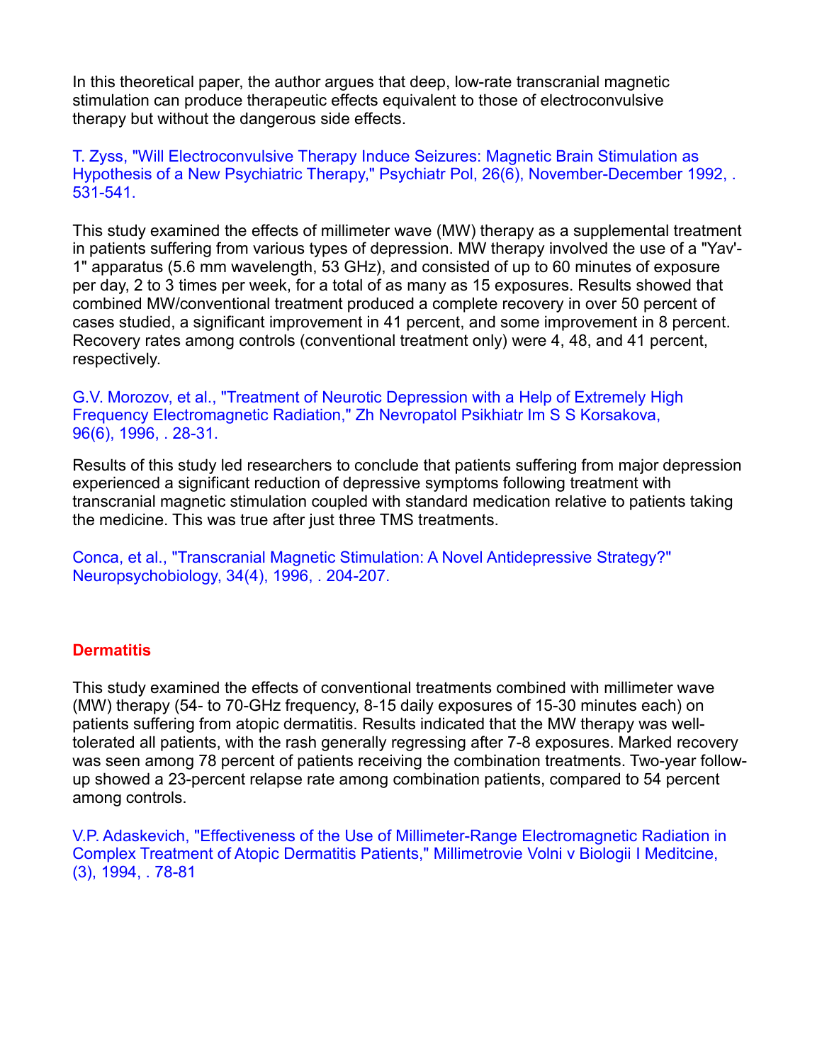In this theoretical paper, the author argues that deep, low-rate transcranial magnetic stimulation can produce therapeutic effects equivalent to those of electroconvulsive therapy but without the dangerous side effects.

T. Zyss, "Will Electroconvulsive Therapy Induce Seizures: Magnetic Brain Stimulation as Hypothesis of a New Psychiatric Therapy," Psychiatr Pol, 26(6), November-December 1992, . 531-541.

This study examined the effects of millimeter wave (MW) therapy as a supplemental treatment in patients suffering from various types of depression. MW therapy involved the use of a "Yav'-1" apparatus (5.6 mm wavelength, 53 GHz), and consisted of up to 60 minutes of exposure per day, 2 to 3 times per week, for a total of as many as 15 exposures. Results showed that combined MW/conventional treatment produced a complete recovery in over 50 percent of cases studied, a significant improvement in 41 percent, and some improvement in 8 percent. Recovery rates among controls (conventional treatment only) were 4, 48, and 41 percent, respectively.

G.V. Morozov, et al., "Treatment of Neurotic Depression with a Help of Extremely High Frequency Electromagnetic Radiation," Zh Nevropatol Psikhiatr Im S S Korsakova, 96(6), 1996, . 28-31.

Results of this study led researchers to conclude that patients suffering from major depression experienced a significant reduction of depressive symptoms following treatment with transcranial magnetic stimulation coupled with standard medication relative to patients taking the medicine. This was true after just three TMS treatments.

Conca, et al., "Transcranial Magnetic Stimulation: A Novel Antidepressive Strategy?" Neuropsychobiology, 34(4), 1996, . 204-207.

## Dermatitis

This study examined the effects of conventional treatments combined with millimeter wave (MW) therapy (54- to 70-GHz frequency, 8-15 daily exposures of 15-30 minutes each) on patients suffering from atopic dermatitis. Results indicated that the MW therapy was well-tolerated all patients, with the rash generally regressing after 7-8 exposures. Marked recovery was seen among 78 percent of patients receiving the combination treatments. Two-year follow-up showed a 23-percent relapse rate among combination patients, compared to 54 percent among controls.

V.P. Adaskevich, "Effectiveness of the Use of Millimeter-Range Electromagnetic Radiation in Complex Treatment of Atopic Dermatitis Patients," Millimetrovie Volni v Biologii I Meditcine, (3), 1994, . 78-81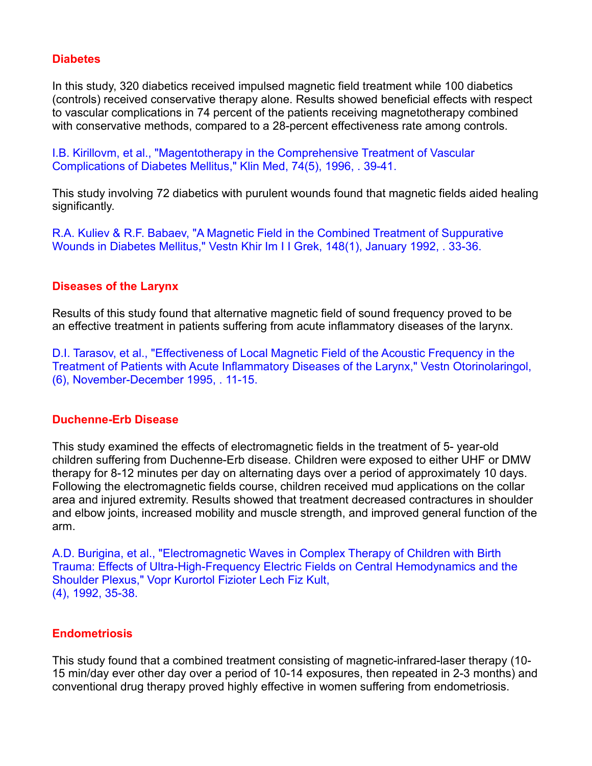### Diabetes

In this study, 320 diabetics received impulsed magnetic field treatment while 100 diabetics (controls) received conservative therapy alone. Results showed beneficial effects with respect to vascular complications in 74 percent of the patients receiving magnetotherapy combined with conservative methods, compared to a 28-percent effectiveness rate among controls.

I.B. Kirillovm, et al., "Magentotherapy in the Comprehensive Treatment of Vascular Complications of Diabetes Mellitus," Klin Med, 74(5), 1996, . 39-41.

This study involving 72 diabetics with purulent wounds found that magnetic fields aided healing significantly.

R.A. Kuliev & R.F. Babaev, "A Magnetic Field in the Combined Treatment of Suppurative Wounds in Diabetes Mellitus," Vestn Khir Im I I Grek, 148(1), January 1992, . 33-36.

### Diseases of the Larynx

Results of this study found that alternative magnetic field of sound frequency proved to be an effective treatment in patients suffering from acute inflammatory diseases of the larynx.

D.I. Tarasov, et al., "Effectiveness of Local Magnetic Field of the Acoustic Frequency in the Treatment of Patients with Acute Inflammatory Diseases of the Larynx," Vestn Otorinolaringol, (6), November-December 1995, . 11-15.

### Duchenne-Erb Disease

This study examined the effects of electromagnetic fields in the treatment of 5- year-old children suffering from Duchenne-Erb disease. Children were exposed to either UHF or DMW therapy for 8-12 minutes per day on alternating days over a period of approximately 10 days. Following the electromagnetic fields course, children received mud applications on the collar area and injured extremity. Results showed that treatment decreased contractures in shoulder and elbow joints, increased mobility and muscle strength, and improved general function of the arm.

A.D. Burigina, et al., "Electromagnetic Waves in Complex Therapy of Children with Birth Trauma: Effects of Ultra-High-Frequency Electric Fields on Central Hemodynamics and the Shoulder Plexus," Vopr Kurortol Fizioter Lech Fiz Kult,
(4), 1992, 35-38.

### Endometriosis

This study found that a combined treatment consisting of magnetic-infrared-laser therapy (10-15 min/day ever other day over a period of 10-14 exposures, then repeated in 2-3 months) and conventional drug therapy proved highly effective in women suffering from endometriosis.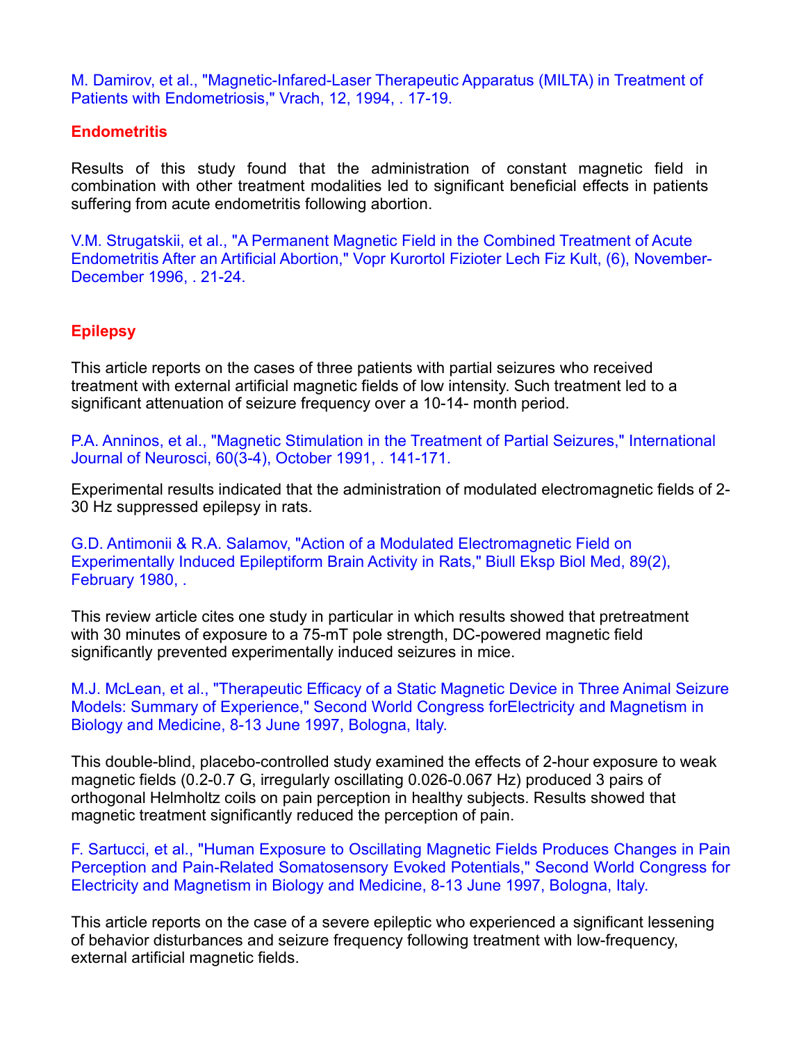M. Damirov, et al., "Magnetic-Infared-Laser Therapeutic Apparatus (MILTA) in Treatment of Patients with Endometriosis," Vrach, 12, 1994, . 17-19.

## Endometritis

Results of this study found that the administration of constant magnetic field in combination with other treatment modalities led to significant beneficial effects in patients suffering from acute endometritis following abortion.

V.M. Strugatskii, et al., "A Permanent Magnetic Field in the Combined Treatment of Acute Endometritis After an Artificial Abortion," Vopr Kurortol Fizioter Lech Fiz Kult, (6), November-December 1996, . 21-24.

## Epilepsy

This article reports on the cases of three patients with partial seizures who received treatment with external artificial magnetic fields of low intensity. Such treatment led to a significant attenuation of seizure frequency over a 10-14- month period.

P.A. Anninos, et al., "Magnetic Stimulation in the Treatment of Partial Seizures," International Journal of Neurosci, 60(3-4), October 1991, . 141-171.

Experimental results indicated that the administration of modulated electromagnetic fields of 2-30 Hz suppressed epilepsy in rats.

G.D. Antimonii & R.A. Salamov, "Action of a Modulated Electromagnetic Field on Experimentally Induced Epileptiform Brain Activity in Rats," Biull Eksp Biol Med, 89(2), February 1980, .

This review article cites one study in particular in which results showed that pretreatment with 30 minutes of exposure to a 75-mT pole strength, DC-powered magnetic field significantly prevented experimentally induced seizures in mice.

M.J. McLean, et al., "Therapeutic Efficacy of a Static Magnetic Device in Three Animal Seizure Models: Summary of Experience," Second World Congress forElectricity and Magnetism in Biology and Medicine, 8-13 June 1997, Bologna, Italy.

This double-blind, placebo-controlled study examined the effects of 2-hour exposure to weak magnetic fields (0.2-0.7 G, irregularly oscillating 0.026-0.067 Hz) produced 3 pairs of orthogonal Helmholtz coils on pain perception in healthy subjects. Results showed that magnetic treatment significantly reduced the perception of pain.

F. Sartucci, et al., "Human Exposure to Oscillating Magnetic Fields Produces Changes in Pain Perception and Pain-Related Somatosensory Evoked Potentials," Second World Congress for Electricity and Magnetism in Biology and Medicine, 8-13 June 1997, Bologna, Italy.

This article reports on the case of a severe epileptic who experienced a significant lessening of behavior disturbances and seizure frequency following treatment with low-frequency, external artificial magnetic fields.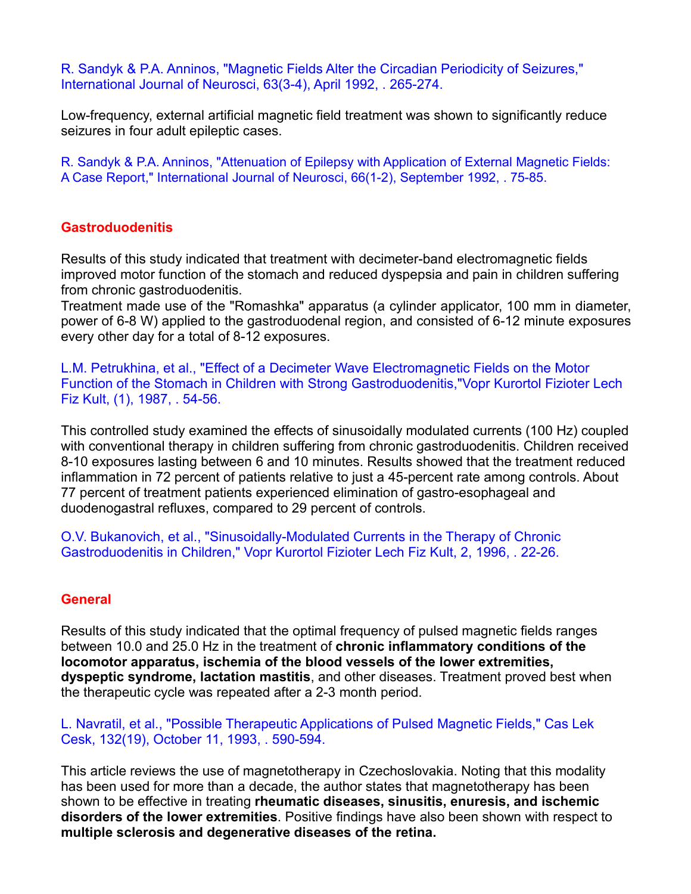R. Sandyk & P.A. Anninos, "Magnetic Fields Alter the Circadian Periodicity of Seizures," International Journal of Neurosci, 63(3-4), April 1992, . 265-274.

Low-frequency, external artificial magnetic field treatment was shown to significantly reduce seizures in four adult epileptic cases.

R. Sandyk & P.A. Anninos, "Attenuation of Epilepsy with Application of External Magnetic Fields: A Case Report," International Journal of Neurosci, 66(1-2), September 1992, . 75-85.

## Gastroduodenitis

Results of this study indicated that treatment with decimeter-band electromagnetic fields improved motor function of the stomach and reduced dyspepsia and pain in children suffering from chronic gastroduodenitis.
Treatment made use of the "Romashka" apparatus (a cylinder applicator, 100 mm in diameter, power of 6-8 W) applied to the gastroduodenal region, and consisted of 6-12 minute exposures every other day for a total of 8-12 exposures.

L.M. Petrukhina, et al., "Effect of a Decimeter Wave Electromagnetic Fields on the Motor Function of the Stomach in Children with Strong Gastroduodenitis,"Vopr Kurortol Fizioter Lech Fiz Kult, (1), 1987, . 54-56.

This controlled study examined the effects of sinusoidally modulated currents (100 Hz) coupled with conventional therapy in children suffering from chronic gastroduodenitis. Children received 8-10 exposures lasting between 6 and 10 minutes. Results showed that the treatment reduced inflammation in 72 percent of patients relative to just a 45-percent rate among controls. About 77 percent of treatment patients experienced elimination of gastro-esophageal and duodenogastral refluxes, compared to 29 percent of controls.

O.V. Bukanovich, et al., "Sinusoidally-Modulated Currents in the Therapy of Chronic Gastroduodenitis in Children," Vopr Kurortol Fizioter Lech Fiz Kult, 2, 1996, . 22-26.

## General

Results of this study indicated that the optimal frequency of pulsed magnetic fields ranges between 10.0 and 25.0 Hz in the treatment of **chronic inflammatory conditions of the locomotor apparatus, ischemia of the blood vessels of the lower extremities, dyspeptic syndrome, lactation mastitis**, and other diseases. Treatment proved best when the therapeutic cycle was repeated after a 2-3 month period.

L. Navratil, et al., "Possible Therapeutic Applications of Pulsed Magnetic Fields," Cas Lek Cesk, 132(19), October 11, 1993, . 590-594.

This article reviews the use of magnetotherapy in Czechoslovakia. Noting that this modality has been used for more than a decade, the author states that magnetotherapy has been shown to be effective in treating **rheumatic diseases, sinusitis, enuresis, and ischemic disorders of the lower extremities**. Positive findings have also been shown with respect to **multiple sclerosis and degenerative diseases of the retina.**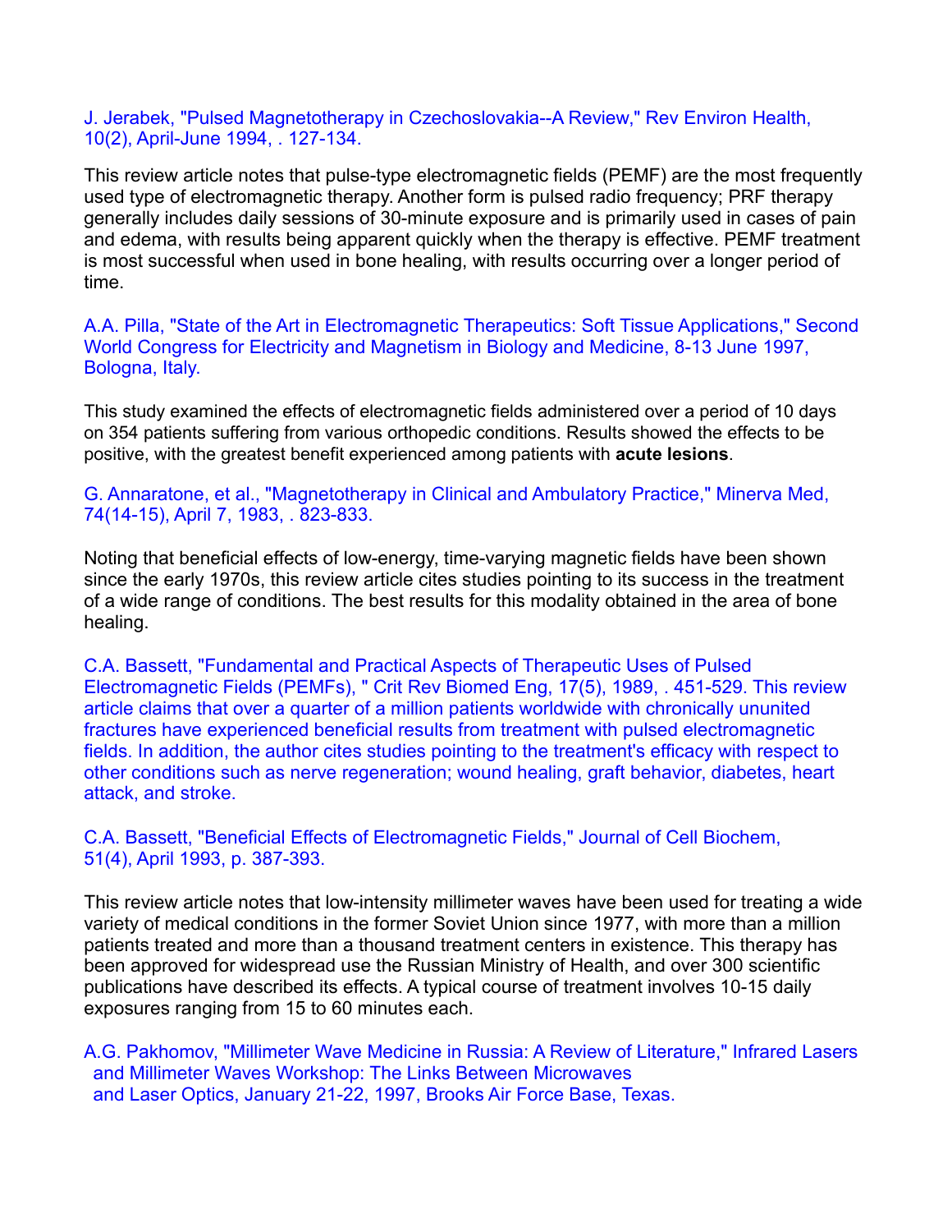J. Jerabek, "Pulsed Magnetotherapy in Czechoslovakia--A Review," Rev Environ Health, 10(2), April-June 1994, . 127-134.

This review article notes that pulse-type electromagnetic fields (PEMF) are the most frequently used type of electromagnetic therapy. Another form is pulsed radio frequency; PRF therapy generally includes daily sessions of 30-minute exposure and is primarily used in cases of pain and edema, with results being apparent quickly when the therapy is effective. PEMF treatment is most successful when used in bone healing, with results occurring over a longer period of time.

A.A. Pilla, "State of the Art in Electromagnetic Therapeutics: Soft Tissue Applications," Second World Congress for Electricity and Magnetism in Biology and Medicine, 8-13 June 1997, Bologna, Italy.

This study examined the effects of electromagnetic fields administered over a period of 10 days on 354 patients suffering from various orthopedic conditions. Results showed the effects to be positive, with the greatest benefit experienced among patients with **acute lesions**.

G. Annaratone, et al., "Magnetotherapy in Clinical and Ambulatory Practice," Minerva Med, 74(14-15), April 7, 1983, . 823-833.

Noting that beneficial effects of low-energy, time-varying magnetic fields have been shown since the early 1970s, this review article cites studies pointing to its success in the treatment of a wide range of conditions. The best results for this modality obtained in the area of bone healing.

C.A. Bassett, "Fundamental and Practical Aspects of Therapeutic Uses of Pulsed Electromagnetic Fields (PEMFs), " Crit Rev Biomed Eng, 17(5), 1989, . 451-529. This review article claims that over a quarter of a million patients worldwide with chronically ununited fractures have experienced beneficial results from treatment with pulsed electromagnetic fields. In addition, the author cites studies pointing to the treatment's efficacy with respect to other conditions such as nerve regeneration; wound healing, graft behavior, diabetes, heart attack, and stroke.

C.A. Bassett, "Beneficial Effects of Electromagnetic Fields," Journal of Cell Biochem, 51(4), April 1993, p. 387-393.

This review article notes that low-intensity millimeter waves have been used for treating a wide variety of medical conditions in the former Soviet Union since 1977, with more than a million patients treated and more than a thousand treatment centers in existence. This therapy has been approved for widespread use the Russian Ministry of Health, and over 300 scientific publications have described its effects. A typical course of treatment involves 10-15 daily exposures ranging from 15 to 60 minutes each.

A.G. Pakhomov, "Millimeter Wave Medicine in Russia: A Review of Literature," Infrared Lasers and Millimeter Waves Workshop: The Links Between Microwaves and Laser Optics, January 21-22, 1997, Brooks Air Force Base, Texas.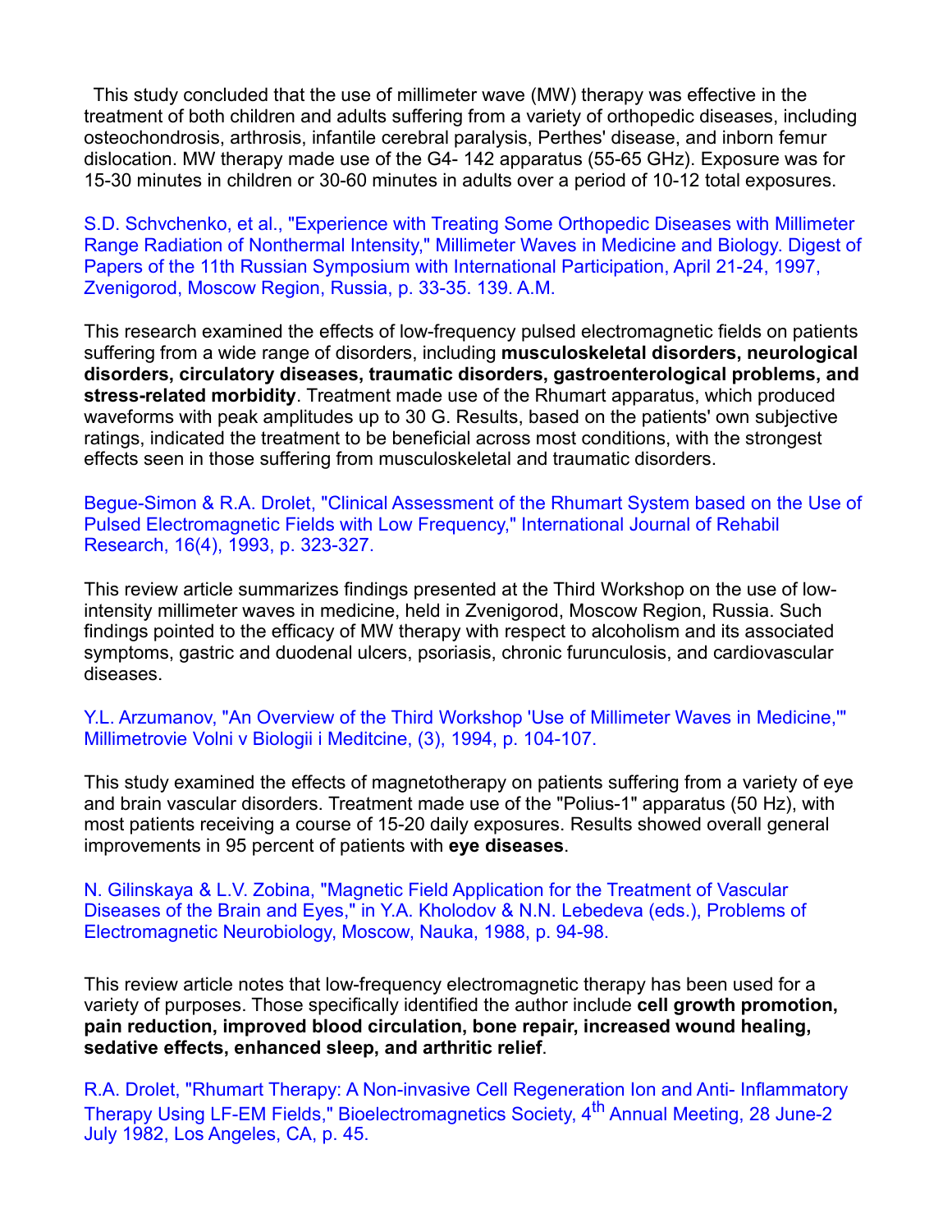This study concluded that the use of millimeter wave (MW) therapy was effective in the treatment of both children and adults suffering from a variety of orthopedic diseases, including osteochondrosis, arthrosis, infantile cerebral paralysis, Perthes' disease, and inborn femur dislocation. MW therapy made use of the G4- 142 apparatus (55-65 GHz). Exposure was for 15-30 minutes in children or 30-60 minutes in adults over a period of 10-12 total exposures.

S.D. Schvchenko, et al., "Experience with Treating Some Orthopedic Diseases with Millimeter Range Radiation of Nonthermal Intensity," Millimeter Waves in Medicine and Biology. Digest of Papers of the 11th Russian Symposium with International Participation, April 21-24, 1997, Zvenigorod, Moscow Region, Russia, p. 33-35. 139. A.M.

This research examined the effects of low-frequency pulsed electromagnetic fields on patients suffering from a wide range of disorders, including **musculoskeletal disorders, neurological disorders, circulatory diseases, traumatic disorders, gastroenterological problems, and stress-related morbidity**. Treatment made use of the Rhumart apparatus, which produced waveforms with peak amplitudes up to 30 G. Results, based on the patients' own subjective ratings, indicated the treatment to be beneficial across most conditions, with the strongest effects seen in those suffering from musculoskeletal and traumatic disorders.

Begue-Simon & R.A. Drolet, "Clinical Assessment of the Rhumart System based on the Use of Pulsed Electromagnetic Fields with Low Frequency," International Journal of Rehabil Research, 16(4), 1993, p. 323-327.

This review article summarizes findings presented at the Third Workshop on the use of low-intensity millimeter waves in medicine, held in Zvenigorod, Moscow Region, Russia. Such findings pointed to the efficacy of MW therapy with respect to alcoholism and its associated symptoms, gastric and duodenal ulcers, psoriasis, chronic furunculosis, and cardiovascular diseases.

Y.L. Arzumanov, "An Overview of the Third Workshop 'Use of Millimeter Waves in Medicine,'" Millimetrovie Volni v Biologii i Meditcine, (3), 1994, p. 104-107.

This study examined the effects of magnetotherapy on patients suffering from a variety of eye and brain vascular disorders. Treatment made use of the "Polius-1" apparatus (50 Hz), with most patients receiving a course of 15-20 daily exposures. Results showed overall general improvements in 95 percent of patients with **eye diseases**.

N. Gilinskaya & L.V. Zobina, "Magnetic Field Application for the Treatment of Vascular Diseases of the Brain and Eyes," in Y.A. Kholodov & N.N. Lebedeva (eds.), Problems of Electromagnetic Neurobiology, Moscow, Nauka, 1988, p. 94-98.

This review article notes that low-frequency electromagnetic therapy has been used for a variety of purposes. Those specifically identified the author include **cell growth promotion, pain reduction, improved blood circulation, bone repair, increased wound healing, sedative effects, enhanced sleep, and arthritic relief**.

R.A. Drolet, "Rhumart Therapy: A Non-invasive Cell Regeneration Ion and Anti- Inflammatory Therapy Using LF-EM Fields," Bioelectromagnetics Society, 4th Annual Meeting, 28 June-2 July 1982, Los Angeles, CA, p. 45.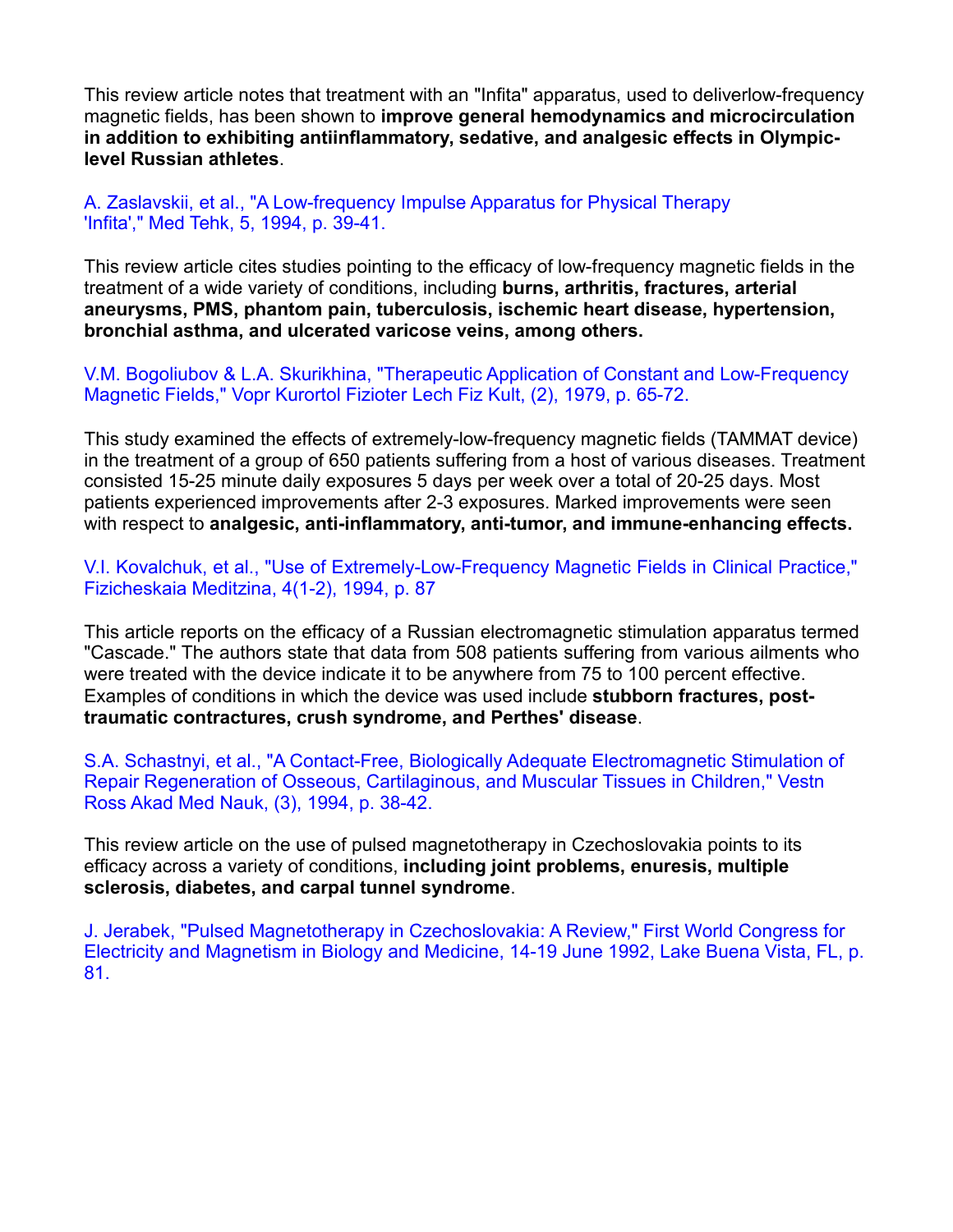This review article notes that treatment with an "Infita" apparatus, used to deliverlow-frequency magnetic fields, has been shown to **improve general hemodynamics and microcirculation in addition to exhibiting antiinflammatory, sedative, and analgesic effects in Olympic-level Russian athletes**.

A. Zaslavskii, et al., "A Low-frequency Impulse Apparatus for Physical Therapy 'Infita'," Med Tehk, 5, 1994, p. 39-41.

This review article cites studies pointing to the efficacy of low-frequency magnetic fields in the treatment of a wide variety of conditions, including **burns, arthritis, fractures, arterial aneurysms, PMS, phantom pain, tuberculosis, ischemic heart disease, hypertension, bronchial asthma, and ulcerated varicose veins, among others.**

V.M. Bogoliubov & L.A. Skurikhina, "Therapeutic Application of Constant and Low-Frequency Magnetic Fields," Vopr Kurortol Fizioter Lech Fiz Kult, (2), 1979, p. 65-72.

This study examined the effects of extremely-low-frequency magnetic fields (TAMMAT device) in the treatment of a group of 650 patients suffering from a host of various diseases. Treatment consisted 15-25 minute daily exposures 5 days per week over a total of 20-25 days. Most patients experienced improvements after 2-3 exposures. Marked improvements were seen with respect to **analgesic, anti-inflammatory, anti-tumor, and immune-enhancing effects.**

V.I. Kovalchuk, et al., "Use of Extremely-Low-Frequency Magnetic Fields in Clinical Practice," Fizicheskaia Meditzina, 4(1-2), 1994, p. 87

This article reports on the efficacy of a Russian electromagnetic stimulation apparatus termed "Cascade." The authors state that data from 508 patients suffering from various ailments who were treated with the device indicate it to be anywhere from 75 to 100 percent effective. Examples of conditions in which the device was used include **stubborn fractures, post-traumatic contractures, crush syndrome, and Perthes' disease**.

S.A. Schastnyi, et al., "A Contact-Free, Biologically Adequate Electromagnetic Stimulation of Repair Regeneration of Osseous, Cartilaginous, and Muscular Tissues in Children," Vestn Ross Akad Med Nauk, (3), 1994, p. 38-42.

This review article on the use of pulsed magnetotherapy in Czechoslovakia points to its efficacy across a variety of conditions, **including joint problems, enuresis, multiple sclerosis, diabetes, and carpal tunnel syndrome**.

J. Jerabek, "Pulsed Magnetotherapy in Czechoslovakia: A Review," First World Congress for Electricity and Magnetism in Biology and Medicine, 14-19 June 1992, Lake Buena Vista, FL, p. 81.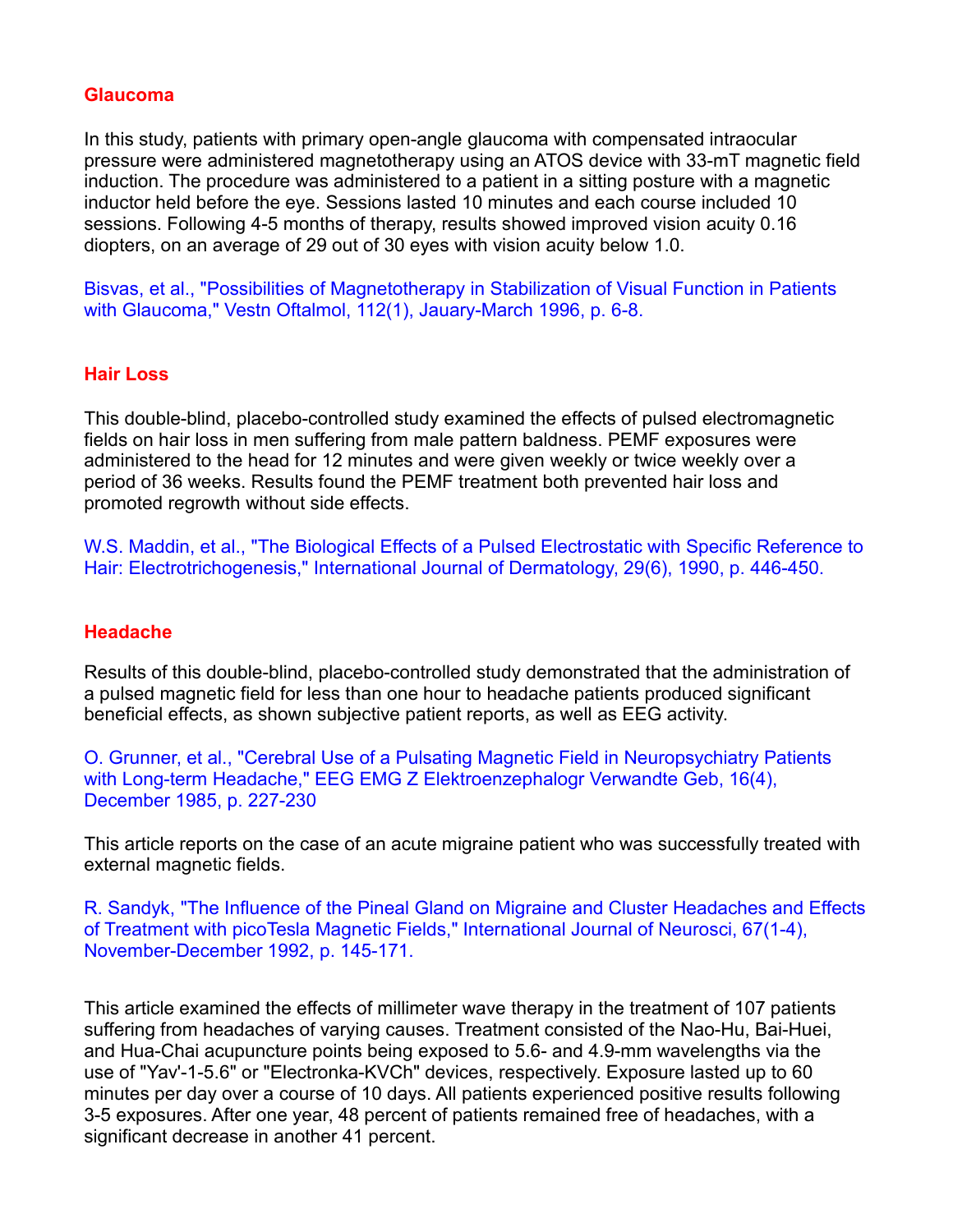## Glaucoma

In this study, patients with primary open-angle glaucoma with compensated intraocular pressure were administered magnetotherapy using an ATOS device with 33-mT magnetic field induction. The procedure was administered to a patient in a sitting posture with a magnetic inductor held before the eye. Sessions lasted 10 minutes and each course included 10 sessions. Following 4-5 months of therapy, results showed improved vision acuity 0.16 diopters, on an average of 29 out of 30 eyes with vision acuity below 1.0.

Bisvas, et al., "Possibilities of Magnetotherapy in Stabilization of Visual Function in Patients with Glaucoma," Vestn Oftalmol, 112(1), Jauary-March 1996, p. 6-8.

## Hair Loss

This double-blind, placebo-controlled study examined the effects of pulsed electromagnetic fields on hair loss in men suffering from male pattern baldness. PEMF exposures were administered to the head for 12 minutes and were given weekly or twice weekly over a period of 36 weeks. Results found the PEMF treatment both prevented hair loss and promoted regrowth without side effects.

W.S. Maddin, et al., "The Biological Effects of a Pulsed Electrostatic with Specific Reference to Hair: Electrotrichogenesis," International Journal of Dermatology, 29(6), 1990, p. 446-450.

## Headache

Results of this double-blind, placebo-controlled study demonstrated that the administration of a pulsed magnetic field for less than one hour to headache patients produced significant beneficial effects, as shown subjective patient reports, as well as EEG activity.

O. Grunner, et al., "Cerebral Use of a Pulsating Magnetic Field in Neuropsychiatry Patients with Long-term Headache," EEG EMG Z Elektroenzephalogr Verwandte Geb, 16(4), December 1985, p. 227-230

This article reports on the case of an acute migraine patient who was successfully treated with external magnetic fields.

R. Sandyk, "The Influence of the Pineal Gland on Migraine and Cluster Headaches and Effects of Treatment with picoTesla Magnetic Fields," International Journal of Neurosci, 67(1-4), November-December 1992, p. 145-171.

This article examined the effects of millimeter wave therapy in the treatment of 107 patients suffering from headaches of varying causes. Treatment consisted of the Nao-Hu, Bai-Huei, and Hua-Chai acupuncture points being exposed to 5.6- and 4.9-mm wavelengths via the use of "Yav'-1-5.6" or "Electronka-KVCh" devices, respectively. Exposure lasted up to 60 minutes per day over a course of 10 days. All patients experienced positive results following 3-5 exposures. After one year, 48 percent of patients remained free of headaches, with a significant decrease in another 41 percent.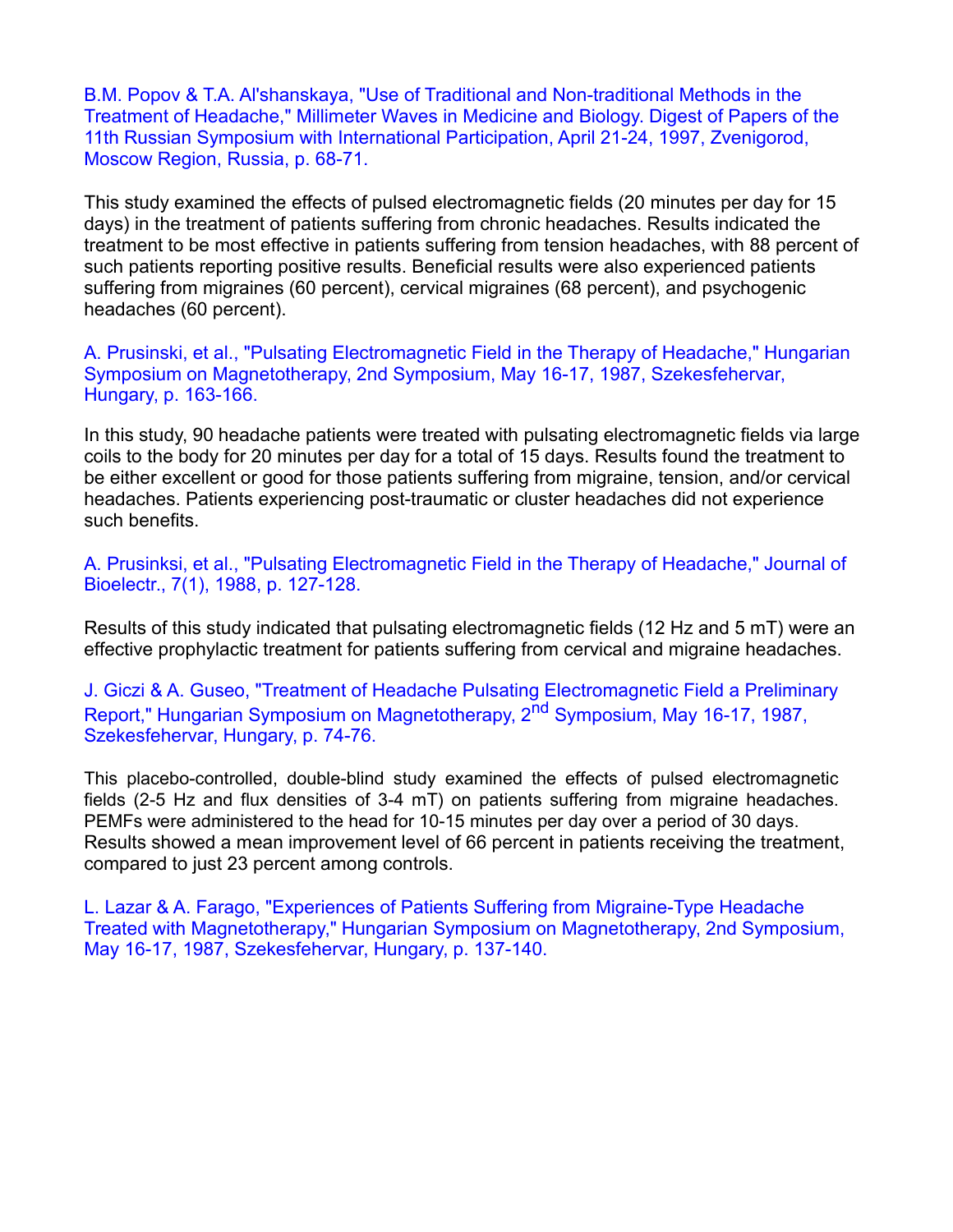B.M. Popov & T.A. Al'shanskaya, "Use of Traditional and Non-traditional Methods in the Treatment of Headache," Millimeter Waves in Medicine and Biology. Digest of Papers of the 11th Russian Symposium with International Participation, April 21-24, 1997, Zvenigorod, Moscow Region, Russia, p. 68-71.

This study examined the effects of pulsed electromagnetic fields (20 minutes per day for 15 days) in the treatment of patients suffering from chronic headaches. Results indicated the treatment to be most effective in patients suffering from tension headaches, with 88 percent of such patients reporting positive results. Beneficial results were also experienced patients suffering from migraines (60 percent), cervical migraines (68 percent), and psychogenic headaches (60 percent).

A. Prusinski, et al., "Pulsating Electromagnetic Field in the Therapy of Headache," Hungarian Symposium on Magnetotherapy, 2nd Symposium, May 16-17, 1987, Szekesfehervar, Hungary, p. 163-166.

In this study, 90 headache patients were treated with pulsating electromagnetic fields via large coils to the body for 20 minutes per day for a total of 15 days. Results found the treatment to be either excellent or good for those patients suffering from migraine, tension, and/or cervical headaches. Patients experiencing post-traumatic or cluster headaches did not experience such benefits.

A. Prusinksi, et al., "Pulsating Electromagnetic Field in the Therapy of Headache," Journal of Bioelectr., 7(1), 1988, p. 127-128.

Results of this study indicated that pulsating electromagnetic fields (12 Hz and 5 mT) were an effective prophylactic treatment for patients suffering from cervical and migraine headaches.

J. Giczi & A. Guseo, "Treatment of Headache Pulsating Electromagnetic Field a Preliminary Report," Hungarian Symposium on Magnetotherapy, 2nd Symposium, May 16-17, 1987, Szekesfehervar, Hungary, p. 74-76.

This placebo-controlled, double-blind study examined the effects of pulsed electromagnetic fields (2-5 Hz and flux densities of 3-4 mT) on patients suffering from migraine headaches. PEMFs were administered to the head for 10-15 minutes per day over a period of 30 days. Results showed a mean improvement level of 66 percent in patients receiving the treatment, compared to just 23 percent among controls.

L. Lazar & A. Farago, "Experiences of Patients Suffering from Migraine-Type Headache Treated with Magnetotherapy," Hungarian Symposium on Magnetotherapy, 2nd Symposium, May 16-17, 1987, Szekesfehervar, Hungary, p. 137-140.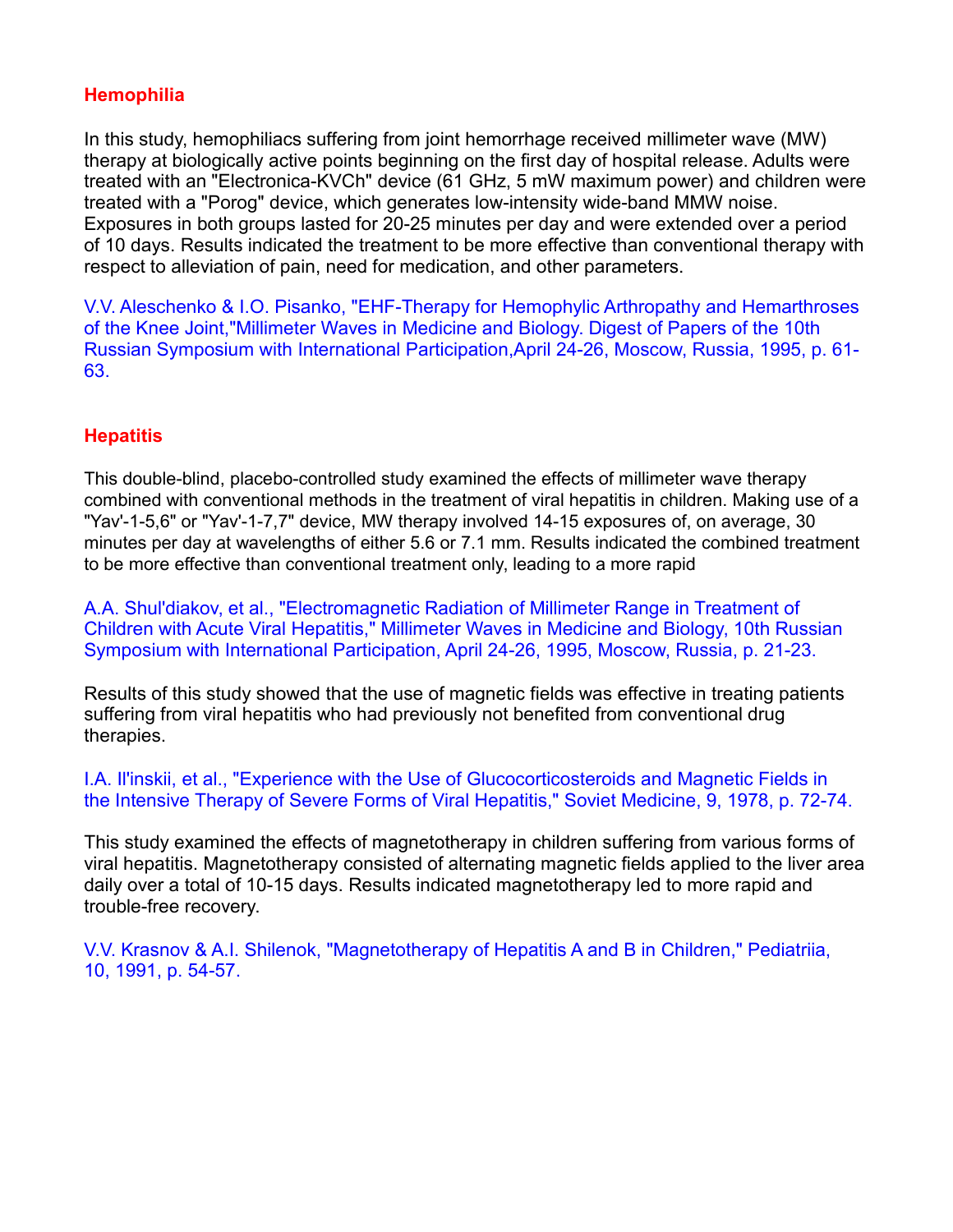## Hemophilia

In this study, hemophiliacs suffering from joint hemorrhage received millimeter wave (MW) therapy at biologically active points beginning on the first day of hospital release. Adults were treated with an "Electronica-KVCh" device (61 GHz, 5 mW maximum power) and children were treated with a "Porog" device, which generates low-intensity wide-band MMW noise. Exposures in both groups lasted for 20-25 minutes per day and were extended over a period of 10 days. Results indicated the treatment to be more effective than conventional therapy with respect to alleviation of pain, need for medication, and other parameters.

V.V. Aleschenko & I.O. Pisanko, "EHF-Therapy for Hemophylic Arthropathy and Hemarthroses of the Knee Joint,"Millimeter Waves in Medicine and Biology. Digest of Papers of the 10th Russian Symposium with International Participation,April 24-26, Moscow, Russia, 1995, p. 61-63.

## Hepatitis

This double-blind, placebo-controlled study examined the effects of millimeter wave therapy combined with conventional methods in the treatment of viral hepatitis in children. Making use of a "Yav'-1-5,6" or "Yav'-1-7,7" device, MW therapy involved 14-15 exposures of, on average, 30 minutes per day at wavelengths of either 5.6 or 7.1 mm. Results indicated the combined treatment to be more effective than conventional treatment only, leading to a more rapid

A.A. Shul'diakov, et al., "Electromagnetic Radiation of Millimeter Range in Treatment of Children with Acute Viral Hepatitis," Millimeter Waves in Medicine and Biology, 10th Russian Symposium with International Participation, April 24-26, 1995, Moscow, Russia, p. 21-23.

Results of this study showed that the use of magnetic fields was effective in treating patients suffering from viral hepatitis who had previously not benefited from conventional drug therapies.

I.A. Il'inskii, et al., "Experience with the Use of Glucocorticosteroids and Magnetic Fields in the Intensive Therapy of Severe Forms of Viral Hepatitis," Soviet Medicine, 9, 1978, p. 72-74.

This study examined the effects of magnetotherapy in children suffering from various forms of viral hepatitis. Magnetotherapy consisted of alternating magnetic fields applied to the liver area daily over a total of 10-15 days. Results indicated magnetotherapy led to more rapid and trouble-free recovery.

V.V. Krasnov & A.I. Shilenok, "Magnetotherapy of Hepatitis A and B in Children," Pediatriia, 10, 1991, p. 54-57.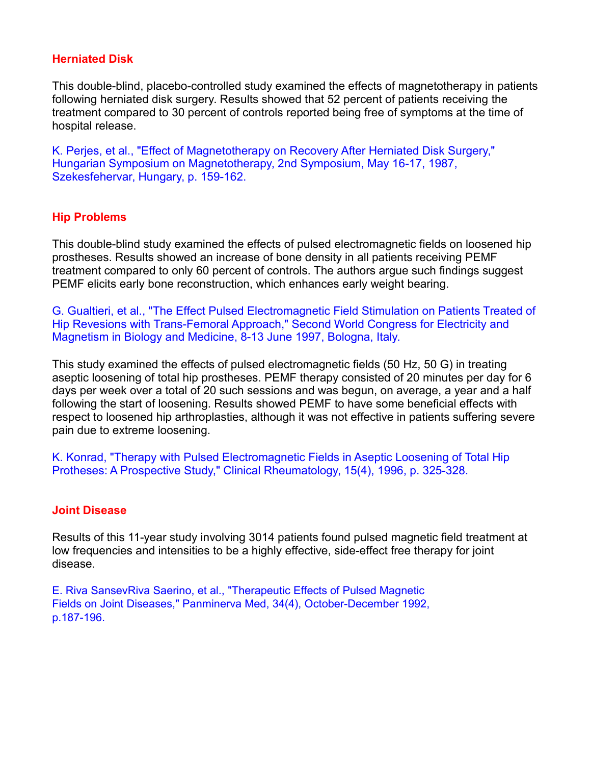### Herniated Disk

This double-blind, placebo-controlled study examined the effects of magnetotherapy in patients following herniated disk surgery. Results showed that 52 percent of patients receiving the treatment compared to 30 percent of controls reported being free of symptoms at the time of hospital release.

K. Perjes, et al., "Effect of Magnetotherapy on Recovery After Herniated Disk Surgery," Hungarian Symposium on Magnetotherapy, 2nd Symposium, May 16-17, 1987, Szekesfehervar, Hungary, p. 159-162.

### Hip Problems

This double-blind study examined the effects of pulsed electromagnetic fields on loosened hip prostheses. Results showed an increase of bone density in all patients receiving PEMF treatment compared to only 60 percent of controls. The authors argue such findings suggest PEMF elicits early bone reconstruction, which enhances early weight bearing.

G. Gualtieri, et al., "The Effect Pulsed Electromagnetic Field Stimulation on Patients Treated of Hip Revesions with Trans-Femoral Approach," Second World Congress for Electricity and Magnetism in Biology and Medicine, 8-13 June 1997, Bologna, Italy.

This study examined the effects of pulsed electromagnetic fields (50 Hz, 50 G) in treating aseptic loosening of total hip prostheses. PEMF therapy consisted of 20 minutes per day for 6 days per week over a total of 20 such sessions and was begun, on average, a year and a half following the start of loosening. Results showed PEMF to have some beneficial effects with respect to loosened hip arthroplasties, although it was not effective in patients suffering severe pain due to extreme loosening.

K. Konrad, "Therapy with Pulsed Electromagnetic Fields in Aseptic Loosening of Total Hip Protheses: A Prospective Study," Clinical Rheumatology, 15(4), 1996, p. 325-328.

### Joint Disease

Results of this 11-year study involving 3014 patients found pulsed magnetic field treatment at low frequencies and intensities to be a highly effective, side-effect free therapy for joint disease.

E. Riva SansevRiva Saerino, et al., "Therapeutic Effects of Pulsed Magnetic Fields on Joint Diseases," Panminerva Med, 34(4), October-December 1992, p.187-196.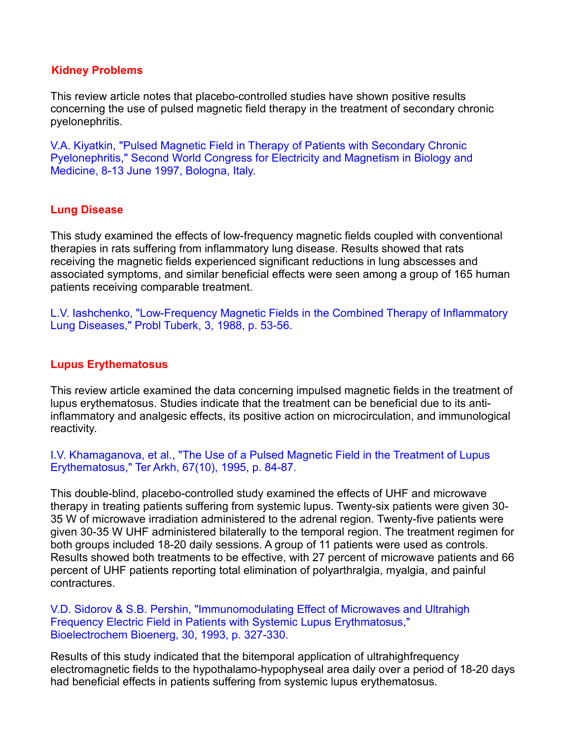## Kidney Problems

This review article notes that placebo-controlled studies have shown positive results concerning the use of pulsed magnetic field therapy in the treatment of secondary chronic pyelonephritis.

V.A. Kiyatkin, "Pulsed Magnetic Field in Therapy of Patients with Secondary Chronic Pyelonephritis," Second World Congress for Electricity and Magnetism in Biology and Medicine, 8-13 June 1997, Bologna, Italy.

## Lung Disease

This study examined the effects of low-frequency magnetic fields coupled with conventional therapies in rats suffering from inflammatory lung disease. Results showed that rats receiving the magnetic fields experienced significant reductions in lung abscesses and associated symptoms, and similar beneficial effects were seen among a group of 165 human patients receiving comparable treatment.

L.V. Iashchenko, "Low-Frequency Magnetic Fields in the Combined Therapy of Inflammatory Lung Diseases," Probl Tuberk, 3, 1988, p. 53-56.

## Lupus Erythematosus

This review article examined the data concerning impulsed magnetic fields in the treatment of lupus erythematosus. Studies indicate that the treatment can be beneficial due to its anti-inflammatory and analgesic effects, its positive action on microcirculation, and immunological reactivity.

I.V. Khamaganova, et al., "The Use of a Pulsed Magnetic Field in the Treatment of Lupus Erythematosus," Ter Arkh, 67(10), 1995, p. 84-87.

This double-blind, placebo-controlled study examined the effects of UHF and microwave therapy in treating patients suffering from systemic lupus. Twenty-six patients were given 30-35 W of microwave irradiation administered to the adrenal region. Twenty-five patients were given 30-35 W UHF administered bilaterally to the temporal region. The treatment regimen for both groups included 18-20 daily sessions. A group of 11 patients were used as controls. Results showed both treatments to be effective, with 27 percent of microwave patients and 66 percent of UHF patients reporting total elimination of polyarthralgia, myalgia, and painful contractures.

V.D. Sidorov & S.B. Pershin, "Immunomodulating Effect of Microwaves and Ultrahigh Frequency Electric Field in Patients with Systemic Lupus Erythmatosus," Bioelectrochem Bioenerg, 30, 1993, p. 327-330.

Results of this study indicated that the bitemporal application of ultrahighfrequency electromagnetic fields to the hypothalamo-hypophyseal area daily over a period of 18-20 days had beneficial effects in patients suffering from systemic lupus erythematosus.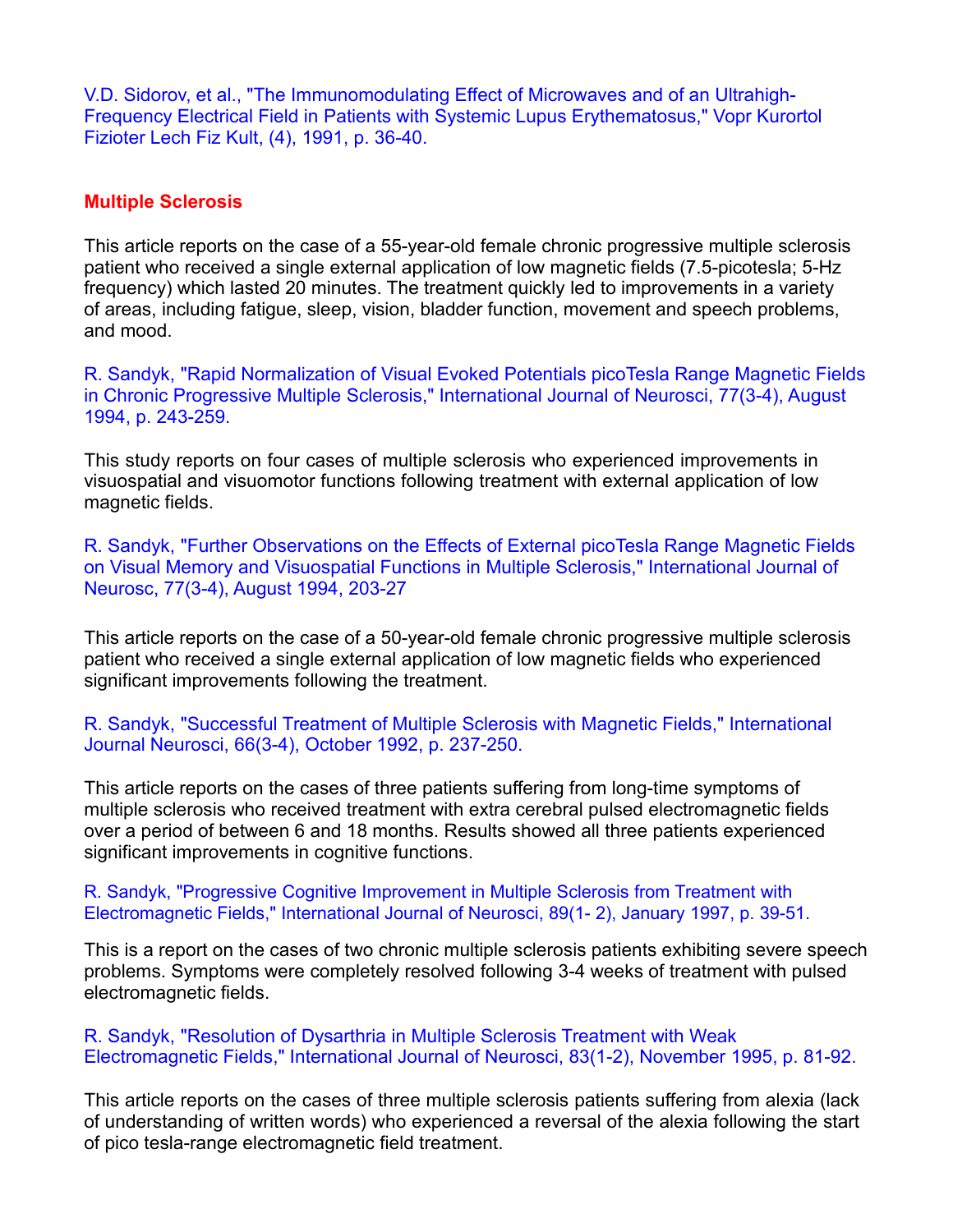V.D. Sidorov, et al., "The Immunomodulating Effect of Microwaves and of an Ultrahigh-Frequency Electrical Field in Patients with Systemic Lupus Erythematosus," Vopr Kurortol Fizioter Lech Fiz Kult, (4), 1991, p. 36-40.

## Multiple Sclerosis

This article reports on the case of a 55-year-old female chronic progressive multiple sclerosis patient who received a single external application of low magnetic fields (7.5-picotesla; 5-Hz frequency) which lasted 20 minutes. The treatment quickly led to improvements in a variety of areas, including fatigue, sleep, vision, bladder function, movement and speech problems, and mood.

R. Sandyk, "Rapid Normalization of Visual Evoked Potentials picoTesla Range Magnetic Fields in Chronic Progressive Multiple Sclerosis," International Journal of Neurosci, 77(3-4), August 1994, p. 243-259.

This study reports on four cases of multiple sclerosis who experienced improvements in visuospatial and visuomotor functions following treatment with external application of low magnetic fields.

R. Sandyk, "Further Observations on the Effects of External picoTesla Range Magnetic Fields on Visual Memory and Visuospatial Functions in Multiple Sclerosis," International Journal of Neurosc, 77(3-4), August 1994, 203-27

This article reports on the case of a 50-year-old female chronic progressive multiple sclerosis patient who received a single external application of low magnetic fields who experienced significant improvements following the treatment.

R. Sandyk, "Successful Treatment of Multiple Sclerosis with Magnetic Fields," International Journal Neurosci, 66(3-4), October 1992, p. 237-250.

This article reports on the cases of three patients suffering from long-time symptoms of multiple sclerosis who received treatment with extra cerebral pulsed electromagnetic fields over a period of between 6 and 18 months. Results showed all three patients experienced significant improvements in cognitive functions.

R. Sandyk, "Progressive Cognitive Improvement in Multiple Sclerosis from Treatment with Electromagnetic Fields," International Journal of Neurosci, 89(1- 2), January 1997, p. 39-51.

This is a report on the cases of two chronic multiple sclerosis patients exhibiting severe speech problems. Symptoms were completely resolved following 3-4 weeks of treatment with pulsed electromagnetic fields.

R. Sandyk, "Resolution of Dysarthria in Multiple Sclerosis Treatment with Weak Electromagnetic Fields," International Journal of Neurosci, 83(1-2), November 1995, p. 81-92.

This article reports on the cases of three multiple sclerosis patients suffering from alexia (lack of understanding of written words) who experienced a reversal of the alexia following the start of pico tesla-range electromagnetic field treatment.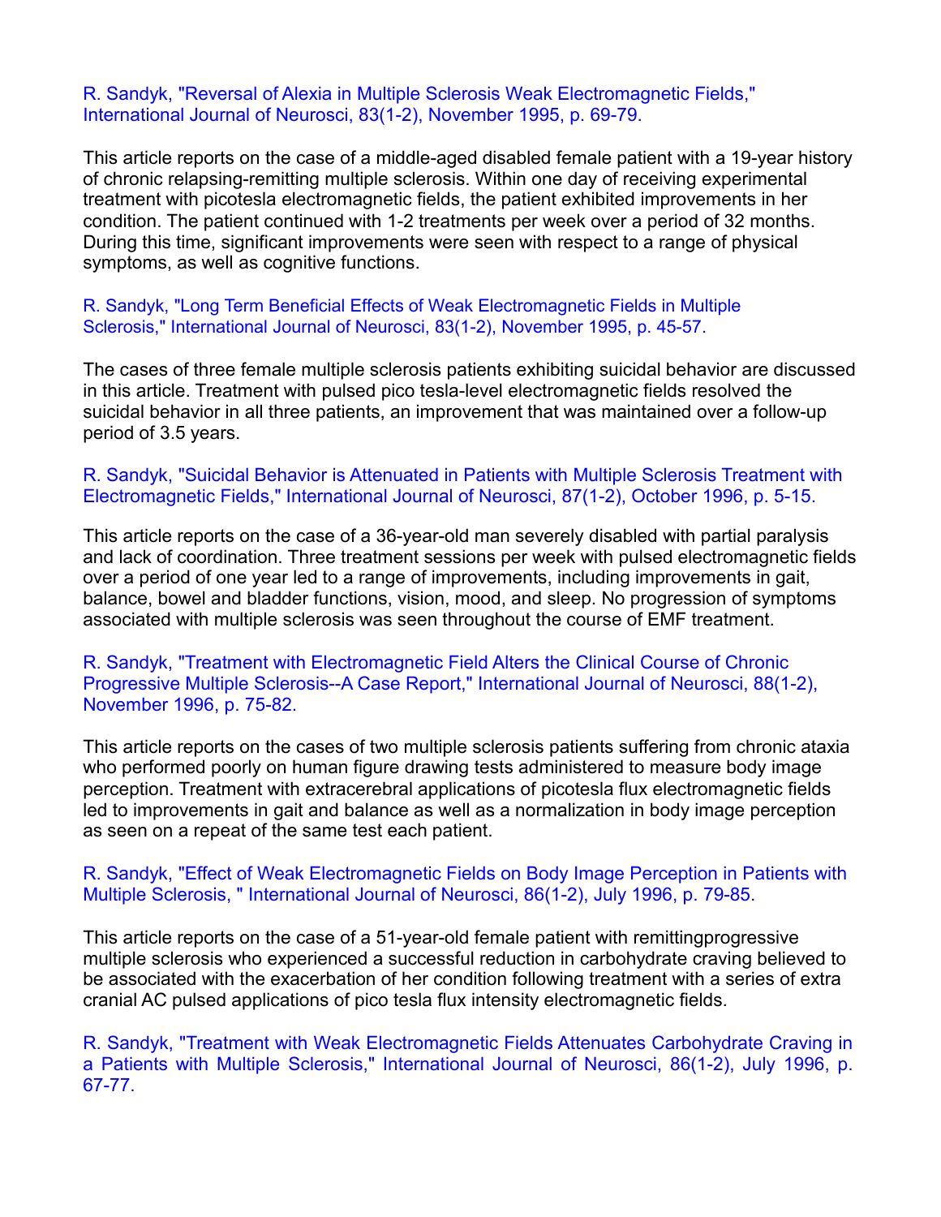R. Sandyk, "Reversal of Alexia in Multiple Sclerosis Weak Electromagnetic Fields," International Journal of Neurosci, 83(1-2), November 1995, p. 69-79.

This article reports on the case of a middle-aged disabled female patient with a 19-year history of chronic relapsing-remitting multiple sclerosis. Within one day of receiving experimental treatment with picotesla electromagnetic fields, the patient exhibited improvements in her condition. The patient continued with 1-2 treatments per week over a period of 32 months. During this time, significant improvements were seen with respect to a range of physical symptoms, as well as cognitive functions.

R. Sandyk, "Long Term Beneficial Effects of Weak Electromagnetic Fields in Multiple Sclerosis," International Journal of Neurosci, 83(1-2), November 1995, p. 45-57.

The cases of three female multiple sclerosis patients exhibiting suicidal behavior are discussed in this article. Treatment with pulsed pico tesla-level electromagnetic fields resolved the suicidal behavior in all three patients, an improvement that was maintained over a follow-up period of 3.5 years.

R. Sandyk, "Suicidal Behavior is Attenuated in Patients with Multiple Sclerosis Treatment with Electromagnetic Fields," International Journal of Neurosci, 87(1-2), October 1996, p. 5-15.

This article reports on the case of a 36-year-old man severely disabled with partial paralysis and lack of coordination. Three treatment sessions per week with pulsed electromagnetic fields over a period of one year led to a range of improvements, including improvements in gait, balance, bowel and bladder functions, vision, mood, and sleep. No progression of symptoms associated with multiple sclerosis was seen throughout the course of EMF treatment.

R. Sandyk, "Treatment with Electromagnetic Field Alters the Clinical Course of Chronic Progressive Multiple Sclerosis--A Case Report," International Journal of Neurosci, 88(1-2), November 1996, p. 75-82.

This article reports on the cases of two multiple sclerosis patients suffering from chronic ataxia who performed poorly on human figure drawing tests administered to measure body image perception. Treatment with extracerebral applications of picotesla flux electromagnetic fields led to improvements in gait and balance as well as a normalization in body image perception as seen on a repeat of the same test each patient.

R. Sandyk, "Effect of Weak Electromagnetic Fields on Body Image Perception in Patients with Multiple Sclerosis, " International Journal of Neurosci, 86(1-2), July 1996, p. 79-85.

This article reports on the case of a 51-year-old female patient with remittingprogressive multiple sclerosis who experienced a successful reduction in carbohydrate craving believed to be associated with the exacerbation of her condition following treatment with a series of extra cranial AC pulsed applications of pico tesla flux intensity electromagnetic fields.

R. Sandyk, "Treatment with Weak Electromagnetic Fields Attenuates Carbohydrate Craving in a Patients with Multiple Sclerosis," International Journal of Neurosci, 86(1-2), July 1996, p. 67-77.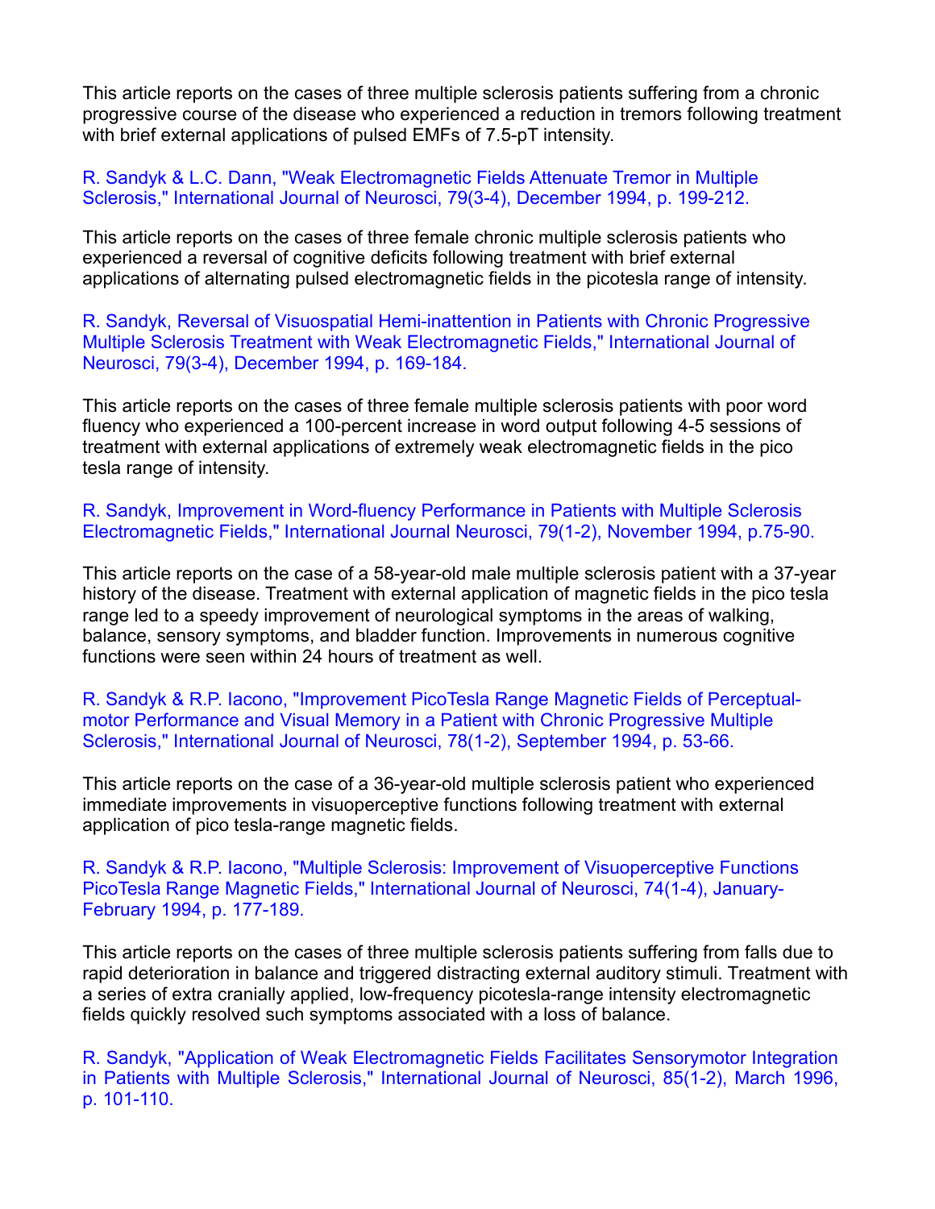This article reports on the cases of three multiple sclerosis patients suffering from a chronic progressive course of the disease who experienced a reduction in tremors following treatment with brief external applications of pulsed EMFs of 7.5-pT intensity.

R. Sandyk & L.C. Dann, "Weak Electromagnetic Fields Attenuate Tremor in Multiple Sclerosis," International Journal of Neurosci, 79(3-4), December 1994, p. 199-212.

This article reports on the cases of three female chronic multiple sclerosis patients who experienced a reversal of cognitive deficits following treatment with brief external applications of alternating pulsed electromagnetic fields in the picotesla range of intensity.

R. Sandyk, Reversal of Visuospatial Hemi-inattention in Patients with Chronic Progressive Multiple Sclerosis Treatment with Weak Electromagnetic Fields," International Journal of Neurosci, 79(3-4), December 1994, p. 169-184.

This article reports on the cases of three female multiple sclerosis patients with poor word fluency who experienced a 100-percent increase in word output following 4-5 sessions of treatment with external applications of extremely weak electromagnetic fields in the pico tesla range of intensity.

R. Sandyk, Improvement in Word-fluency Performance in Patients with Multiple Sclerosis Electromagnetic Fields," International Journal Neurosci, 79(1-2), November 1994, p.75-90.

This article reports on the case of a 58-year-old male multiple sclerosis patient with a 37-year history of the disease. Treatment with external application of magnetic fields in the pico tesla range led to a speedy improvement of neurological symptoms in the areas of walking, balance, sensory symptoms, and bladder function. Improvements in numerous cognitive functions were seen within 24 hours of treatment as well.

R. Sandyk & R.P. Iacono, "Improvement PicoTesla Range Magnetic Fields of Perceptual-motor Performance and Visual Memory in a Patient with Chronic Progressive Multiple Sclerosis," International Journal of Neurosci, 78(1-2), September 1994, p. 53-66.

This article reports on the case of a 36-year-old multiple sclerosis patient who experienced immediate improvements in visuoperceptive functions following treatment with external application of pico tesla-range magnetic fields.

R. Sandyk & R.P. Iacono, "Multiple Sclerosis: Improvement of Visuoperceptive Functions PicoTesla Range Magnetic Fields," International Journal of Neurosci, 74(1-4), January-February 1994, p. 177-189.

This article reports on the cases of three multiple sclerosis patients suffering from falls due to rapid deterioration in balance and triggered distracting external auditory stimuli. Treatment with a series of extra cranially applied, low-frequency picotesla-range intensity electromagnetic fields quickly resolved such symptoms associated with a loss of balance.

R. Sandyk, "Application of Weak Electromagnetic Fields Facilitates Sensorymotor Integration in Patients with Multiple Sclerosis," International Journal of Neurosci, 85(1-2), March 1996, p. 101-110.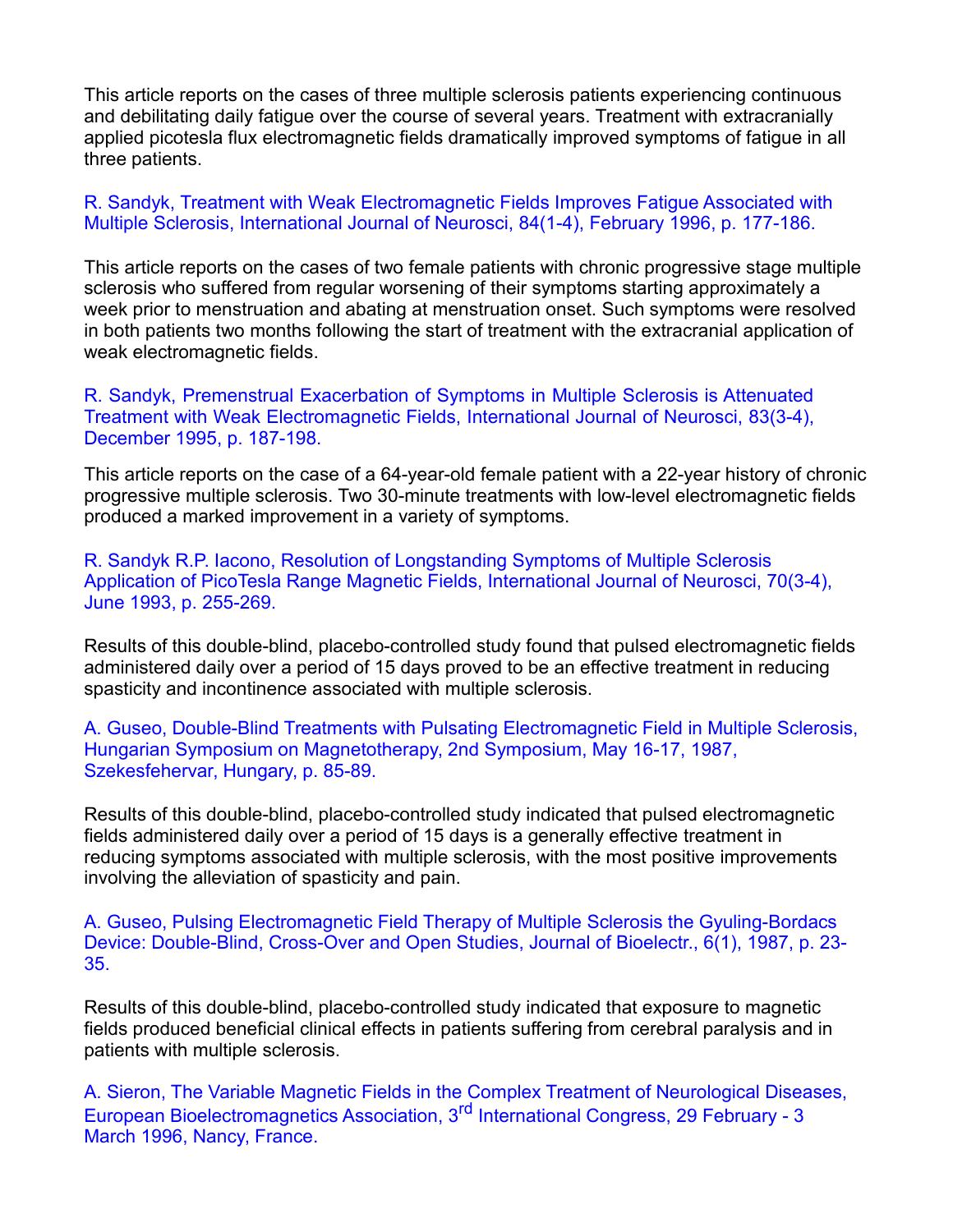This article reports on the cases of three multiple sclerosis patients experiencing continuous and debilitating daily fatigue over the course of several years. Treatment with extracranially applied picotesla flux electromagnetic fields dramatically improved symptoms of fatigue in all three patients.

R. Sandyk, Treatment with Weak Electromagnetic Fields Improves Fatigue Associated with Multiple Sclerosis, International Journal of Neurosci, 84(1-4), February 1996, p. 177-186.

This article reports on the cases of two female patients with chronic progressive stage multiple sclerosis who suffered from regular worsening of their symptoms starting approximately a week prior to menstruation and abating at menstruation onset. Such symptoms were resolved in both patients two months following the start of treatment with the extracranial application of weak electromagnetic fields.

R. Sandyk, Premenstrual Exacerbation of Symptoms in Multiple Sclerosis is Attenuated Treatment with Weak Electromagnetic Fields, International Journal of Neurosci, 83(3-4), December 1995, p. 187-198.

This article reports on the case of a 64-year-old female patient with a 22-year history of chronic progressive multiple sclerosis. Two 30-minute treatments with low-level electromagnetic fields produced a marked improvement in a variety of symptoms.

R. Sandyk R.P. Iacono, Resolution of Longstanding Symptoms of Multiple Sclerosis Application of PicoTesla Range Magnetic Fields, International Journal of Neurosci, 70(3-4), June 1993, p. 255-269.

Results of this double-blind, placebo-controlled study found that pulsed electromagnetic fields administered daily over a period of 15 days proved to be an effective treatment in reducing spasticity and incontinence associated with multiple sclerosis.

A. Guseo, Double-Blind Treatments with Pulsating Electromagnetic Field in Multiple Sclerosis, Hungarian Symposium on Magnetotherapy, 2nd Symposium, May 16-17, 1987, Szekesfehervar, Hungary, p. 85-89.

Results of this double-blind, placebo-controlled study indicated that pulsed electromagnetic fields administered daily over a period of 15 days is a generally effective treatment in reducing symptoms associated with multiple sclerosis, with the most positive improvements involving the alleviation of spasticity and pain.

A. Guseo, Pulsing Electromagnetic Field Therapy of Multiple Sclerosis the Gyuling-Bordacs Device: Double-Blind, Cross-Over and Open Studies, Journal of Bioelectr., 6(1), 1987, p. 23-35.

Results of this double-blind, placebo-controlled study indicated that exposure to magnetic fields produced beneficial clinical effects in patients suffering from cerebral paralysis and in patients with multiple sclerosis.

A. Sieron, The Variable Magnetic Fields in the Complex Treatment of Neurological Diseases, European Bioelectromagnetics Association, 3rd International Congress, 29 February - 3 March 1996, Nancy, France.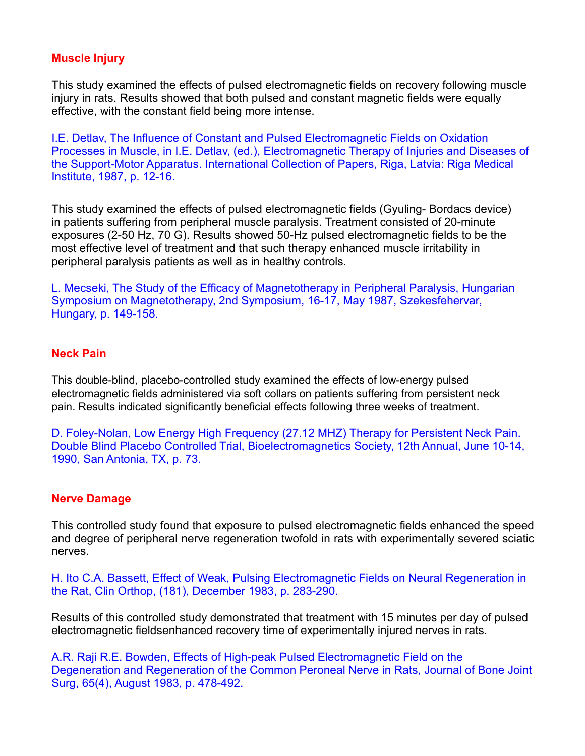## Muscle Injury

This study examined the effects of pulsed electromagnetic fields on recovery following muscle injury in rats. Results showed that both pulsed and constant magnetic fields were equally effective, with the constant field being more intense.

I.E. Detlav, The Influence of Constant and Pulsed Electromagnetic Fields on Oxidation Processes in Muscle, in I.E. Detlav, (ed.), Electromagnetic Therapy of Injuries and Diseases of the Support-Motor Apparatus. International Collection of Papers, Riga, Latvia: Riga Medical Institute, 1987, p. 12-16.

This study examined the effects of pulsed electromagnetic fields (Gyuling- Bordacs device) in patients suffering from peripheral muscle paralysis. Treatment consisted of 20-minute exposures (2-50 Hz, 70 G). Results showed 50-Hz pulsed electromagnetic fields to be the most effective level of treatment and that such therapy enhanced muscle irritability in peripheral paralysis patients as well as in healthy controls.

L. Mecseki, The Study of the Efficacy of Magnetotherapy in Peripheral Paralysis, Hungarian Symposium on Magnetotherapy, 2nd Symposium, 16-17, May 1987, Szekesfehervar, Hungary, p. 149-158.

## Neck Pain

This double-blind, placebo-controlled study examined the effects of low-energy pulsed electromagnetic fields administered via soft collars on patients suffering from persistent neck pain. Results indicated significantly beneficial effects following three weeks of treatment.

D. Foley-Nolan, Low Energy High Frequency (27.12 MHZ) Therapy for Persistent Neck Pain. Double Blind Placebo Controlled Trial, Bioelectromagnetics Society, 12th Annual, June 10-14, 1990, San Antonia, TX, p. 73.

## Nerve Damage

This controlled study found that exposure to pulsed electromagnetic fields enhanced the speed and degree of peripheral nerve regeneration twofold in rats with experimentally severed sciatic nerves.

H. Ito C.A. Bassett, Effect of Weak, Pulsing Electromagnetic Fields on Neural Regeneration in the Rat, Clin Orthop, (181), December 1983, p. 283-290.

Results of this controlled study demonstrated that treatment with 15 minutes per day of pulsed electromagnetic fieldsenhanced recovery time of experimentally injured nerves in rats.

A.R. Raji R.E. Bowden, Effects of High-peak Pulsed Electromagnetic Field on the Degeneration and Regeneration of the Common Peroneal Nerve in Rats, Journal of Bone Joint Surg, 65(4), August 1983, p. 478-492.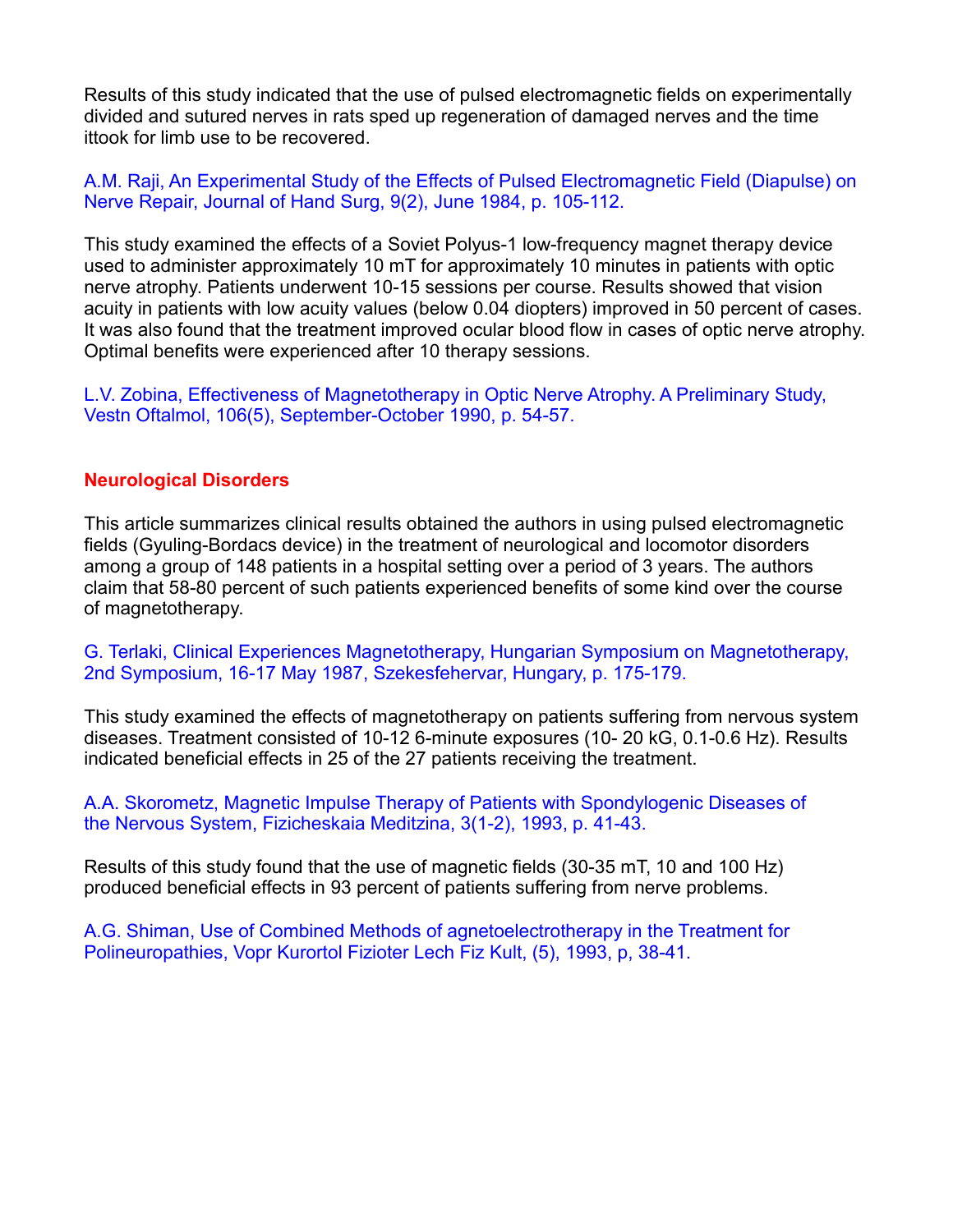Results of this study indicated that the use of pulsed electromagnetic fields on experimentally divided and sutured nerves in rats sped up regeneration of damaged nerves and the time ittook for limb use to be recovered.

A.M. Raji, An Experimental Study of the Effects of Pulsed Electromagnetic Field (Diapulse) on Nerve Repair, Journal of Hand Surg, 9(2), June 1984, p. 105-112.

This study examined the effects of a Soviet Polyus-1 low-frequency magnet therapy device used to administer approximately 10 mT for approximately 10 minutes in patients with optic nerve atrophy. Patients underwent 10-15 sessions per course. Results showed that vision acuity in patients with low acuity values (below 0.04 diopters) improved in 50 percent of cases. It was also found that the treatment improved ocular blood flow in cases of optic nerve atrophy. Optimal benefits were experienced after 10 therapy sessions.

L.V. Zobina, Effectiveness of Magnetotherapy in Optic Nerve Atrophy. A Preliminary Study, Vestn Oftalmol, 106(5), September-October 1990, p. 54-57.

## Neurological Disorders

This article summarizes clinical results obtained the authors in using pulsed electromagnetic fields (Gyuling-Bordacs device) in the treatment of neurological and locomotor disorders among a group of 148 patients in a hospital setting over a period of 3 years. The authors claim that 58-80 percent of such patients experienced benefits of some kind over the course of magnetotherapy.

G. Terlaki, Clinical Experiences Magnetotherapy, Hungarian Symposium on Magnetotherapy, 2nd Symposium, 16-17 May 1987, Szekesfehervar, Hungary, p. 175-179.

This study examined the effects of magnetotherapy on patients suffering from nervous system diseases. Treatment consisted of 10-12 6-minute exposures (10- 20 kG, 0.1-0.6 Hz). Results indicated beneficial effects in 25 of the 27 patients receiving the treatment.

A.A. Skorometz, Magnetic Impulse Therapy of Patients with Spondylogenic Diseases of the Nervous System, Fizicheskaia Meditzina, 3(1-2), 1993, p. 41-43.

Results of this study found that the use of magnetic fields (30-35 mT, 10 and 100 Hz) produced beneficial effects in 93 percent of patients suffering from nerve problems.

A.G. Shiman, Use of Combined Methods of agnetoelectrotherapy in the Treatment for Polineuropathies, Vopr Kurortol Fizioter Lech Fiz Kult, (5), 1993, p, 38-41.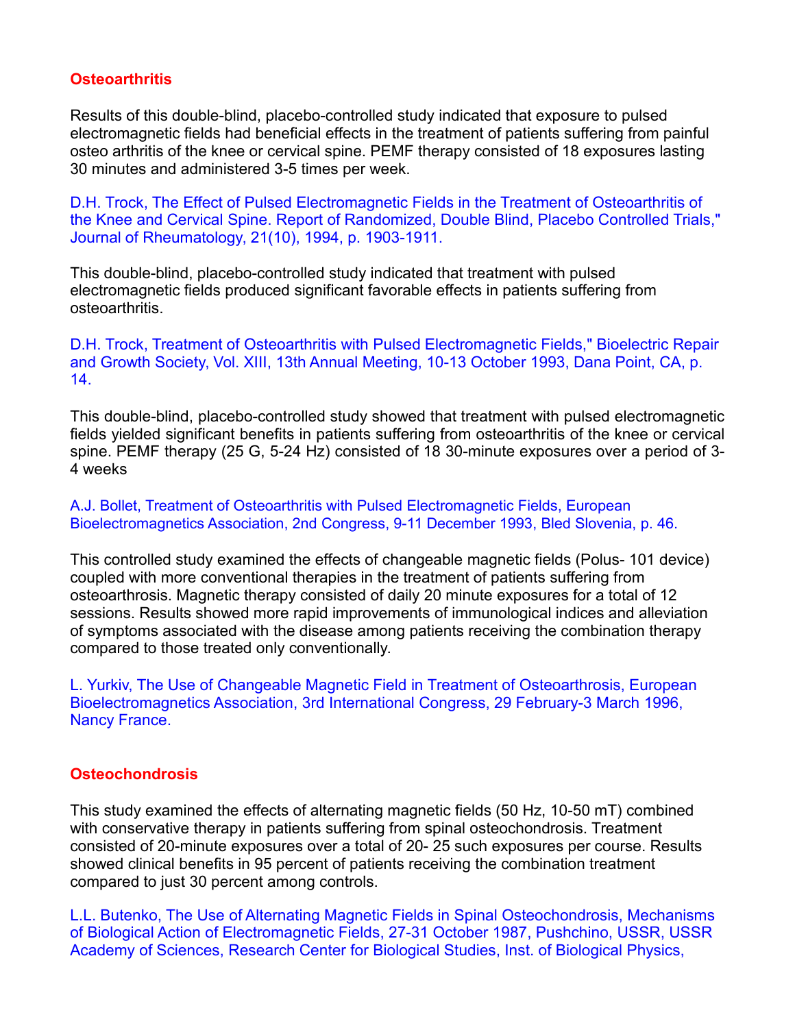## Osteoarthritis

Results of this double-blind, placebo-controlled study indicated that exposure to pulsed electromagnetic fields had beneficial effects in the treatment of patients suffering from painful osteo arthritis of the knee or cervical spine. PEMF therapy consisted of 18 exposures lasting 30 minutes and administered 3-5 times per week.

D.H. Trock, The Effect of Pulsed Electromagnetic Fields in the Treatment of Osteoarthritis of the Knee and Cervical Spine. Report of Randomized, Double Blind, Placebo Controlled Trials," Journal of Rheumatology, 21(10), 1994, p. 1903-1911.

This double-blind, placebo-controlled study indicated that treatment with pulsed electromagnetic fields produced significant favorable effects in patients suffering from osteoarthritis.

D.H. Trock, Treatment of Osteoarthritis with Pulsed Electromagnetic Fields," Bioelectric Repair and Growth Society, Vol. XIII, 13th Annual Meeting, 10-13 October 1993, Dana Point, CA, p. 14.

This double-blind, placebo-controlled study showed that treatment with pulsed electromagnetic fields yielded significant benefits in patients suffering from osteoarthritis of the knee or cervical spine. PEMF therapy (25 G, 5-24 Hz) consisted of 18 30-minute exposures over a period of 3-4 weeks

A.J. Bollet, Treatment of Osteoarthritis with Pulsed Electromagnetic Fields, European Bioelectromagnetics Association, 2nd Congress, 9-11 December 1993, Bled Slovenia, p. 46.

This controlled study examined the effects of changeable magnetic fields (Polus- 101 device) coupled with more conventional therapies in the treatment of patients suffering from osteoarthrosis. Magnetic therapy consisted of daily 20 minute exposures for a total of 12 sessions. Results showed more rapid improvements of immunological indices and alleviation of symptoms associated with the disease among patients receiving the combination therapy compared to those treated only conventionally.

L. Yurkiv, The Use of Changeable Magnetic Field in Treatment of Osteoarthrosis, European Bioelectromagnetics Association, 3rd International Congress, 29 February-3 March 1996, Nancy France.

## Osteochondrosis

This study examined the effects of alternating magnetic fields (50 Hz, 10-50 mT) combined with conservative therapy in patients suffering from spinal osteochondrosis. Treatment consisted of 20-minute exposures over a total of 20- 25 such exposures per course. Results showed clinical benefits in 95 percent of patients receiving the combination treatment compared to just 30 percent among controls.

L.L. Butenko, The Use of Alternating Magnetic Fields in Spinal Osteochondrosis, Mechanisms of Biological Action of Electromagnetic Fields, 27-31 October 1987, Pushchino, USSR, USSR Academy of Sciences, Research Center for Biological Studies, Inst. of Biological Physics,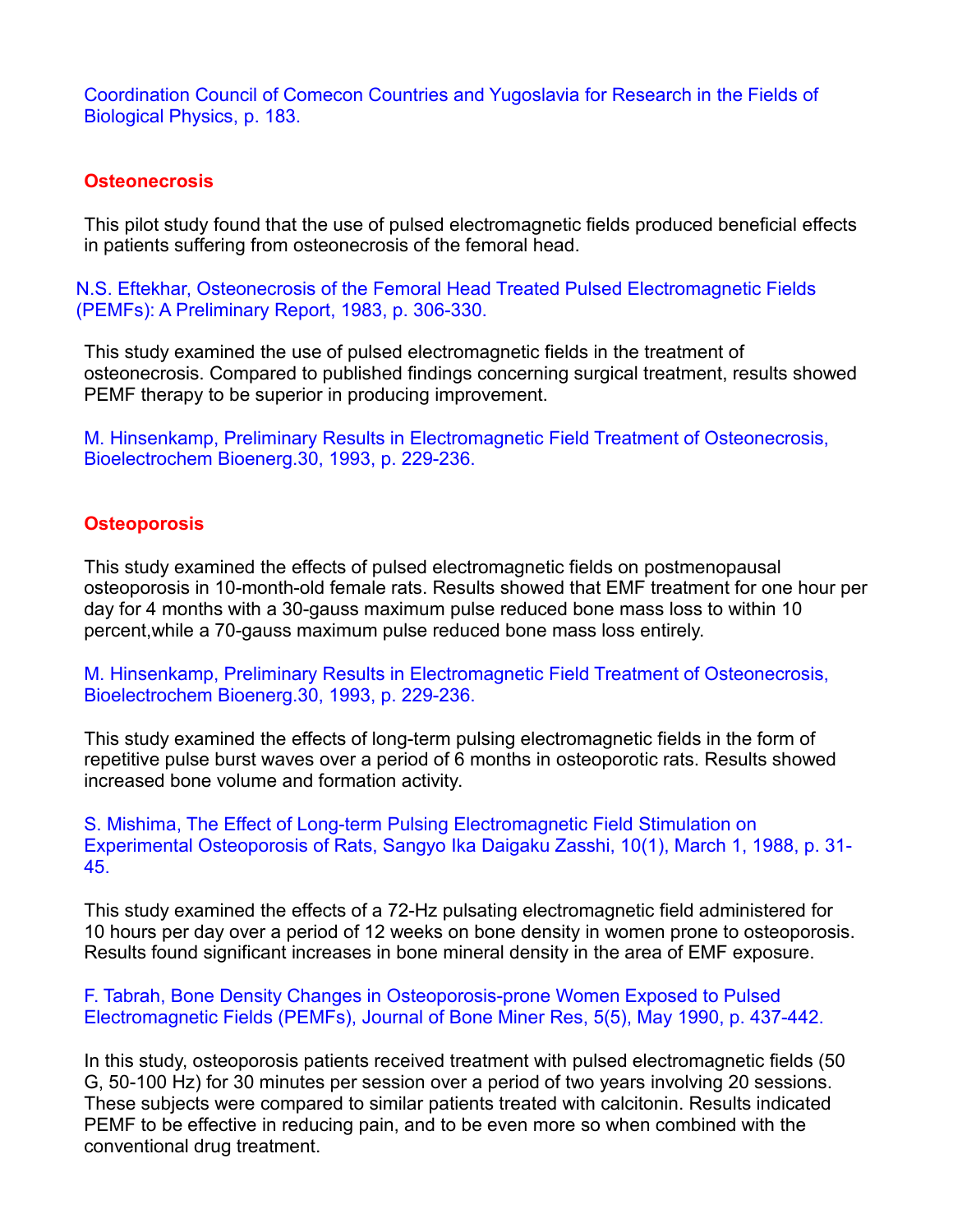Coordination Council of Comecon Countries and Yugoslavia for Research in the Fields of Biological Physics, p. 183.

## Osteonecrosis

This pilot study found that the use of pulsed electromagnetic fields produced beneficial effects in patients suffering from osteonecrosis of the femoral head.

N.S. Eftekhar, Osteonecrosis of the Femoral Head Treated Pulsed Electromagnetic Fields (PEMFs): A Preliminary Report, 1983, p. 306-330.

This study examined the use of pulsed electromagnetic fields in the treatment of osteonecrosis. Compared to published findings concerning surgical treatment, results showed PEMF therapy to be superior in producing improvement.

M. Hinsenkamp, Preliminary Results in Electromagnetic Field Treatment of Osteonecrosis, Bioelectrochem Bioenerg.30, 1993, p. 229-236.

## Osteoporosis

This study examined the effects of pulsed electromagnetic fields on postmenopausal osteoporosis in 10-month-old female rats. Results showed that EMF treatment for one hour per day for 4 months with a 30-gauss maximum pulse reduced bone mass loss to within 10 percent,while a 70-gauss maximum pulse reduced bone mass loss entirely.

M. Hinsenkamp, Preliminary Results in Electromagnetic Field Treatment of Osteonecrosis, Bioelectrochem Bioenerg.30, 1993, p. 229-236.

This study examined the effects of long-term pulsing electromagnetic fields in the form of repetitive pulse burst waves over a period of 6 months in osteoporotic rats. Results showed increased bone volume and formation activity.

S. Mishima, The Effect of Long-term Pulsing Electromagnetic Field Stimulation on Experimental Osteoporosis of Rats, Sangyo Ika Daigaku Zasshi, 10(1), March 1, 1988, p. 31-45.

This study examined the effects of a 72-Hz pulsating electromagnetic field administered for 10 hours per day over a period of 12 weeks on bone density in women prone to osteoporosis. Results found significant increases in bone mineral density in the area of EMF exposure.

F. Tabrah, Bone Density Changes in Osteoporosis-prone Women Exposed to Pulsed Electromagnetic Fields (PEMFs), Journal of Bone Miner Res, 5(5), May 1990, p. 437-442.

In this study, osteoporosis patients received treatment with pulsed electromagnetic fields (50 G, 50-100 Hz) for 30 minutes per session over a period of two years involving 20 sessions. These subjects were compared to similar patients treated with calcitonin. Results indicated PEMF to be effective in reducing pain, and to be even more so when combined with the conventional drug treatment.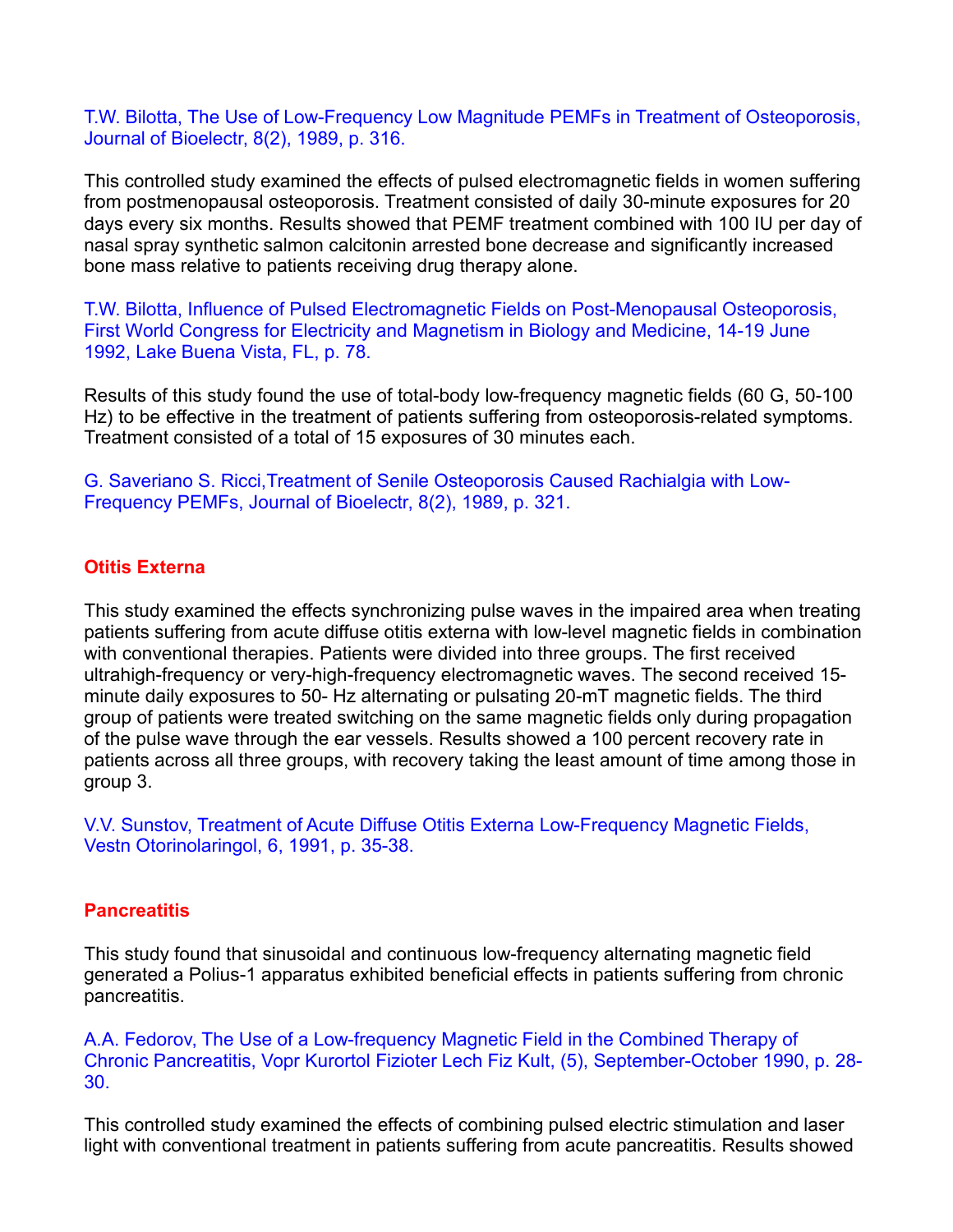T.W. Bilotta, The Use of Low-Frequency Low Magnitude PEMFs in Treatment of Osteoporosis, Journal of Bioelectr, 8(2), 1989, p. 316.

This controlled study examined the effects of pulsed electromagnetic fields in women suffering from postmenopausal osteoporosis. Treatment consisted of daily 30-minute exposures for 20 days every six months. Results showed that PEMF treatment combined with 100 IU per day of nasal spray synthetic salmon calcitonin arrested bone decrease and significantly increased bone mass relative to patients receiving drug therapy alone.

T.W. Bilotta, Influence of Pulsed Electromagnetic Fields on Post-Menopausal Osteoporosis, First World Congress for Electricity and Magnetism in Biology and Medicine, 14-19 June 1992, Lake Buena Vista, FL, p. 78.

Results of this study found the use of total-body low-frequency magnetic fields (60 G, 50-100 Hz) to be effective in the treatment of patients suffering from osteoporosis-related symptoms. Treatment consisted of a total of 15 exposures of 30 minutes each.

G. Saveriano S. Ricci,Treatment of Senile Osteoporosis Caused Rachialgia with Low-Frequency PEMFs, Journal of Bioelectr, 8(2), 1989, p. 321.

## Otitis Externa

This study examined the effects synchronizing pulse waves in the impaired area when treating patients suffering from acute diffuse otitis externa with low-level magnetic fields in combination with conventional therapies. Patients were divided into three groups. The first received ultrahigh-frequency or very-high-frequency electromagnetic waves. The second received 15-minute daily exposures to 50- Hz alternating or pulsating 20-mT magnetic fields. The third group of patients were treated switching on the same magnetic fields only during propagation of the pulse wave through the ear vessels. Results showed a 100 percent recovery rate in patients across all three groups, with recovery taking the least amount of time among those in group 3.

V.V. Sunstov, Treatment of Acute Diffuse Otitis Externa Low-Frequency Magnetic Fields, Vestn Otorinolaringol, 6, 1991, p. 35-38.

## Pancreatitis

This study found that sinusoidal and continuous low-frequency alternating magnetic field generated a Polius-1 apparatus exhibited beneficial effects in patients suffering from chronic pancreatitis.

A.A. Fedorov, The Use of a Low-frequency Magnetic Field in the Combined Therapy of Chronic Pancreatitis, Vopr Kurortol Fizioter Lech Fiz Kult, (5), September-October 1990, p. 28-30.

This controlled study examined the effects of combining pulsed electric stimulation and laser light with conventional treatment in patients suffering from acute pancreatitis. Results showed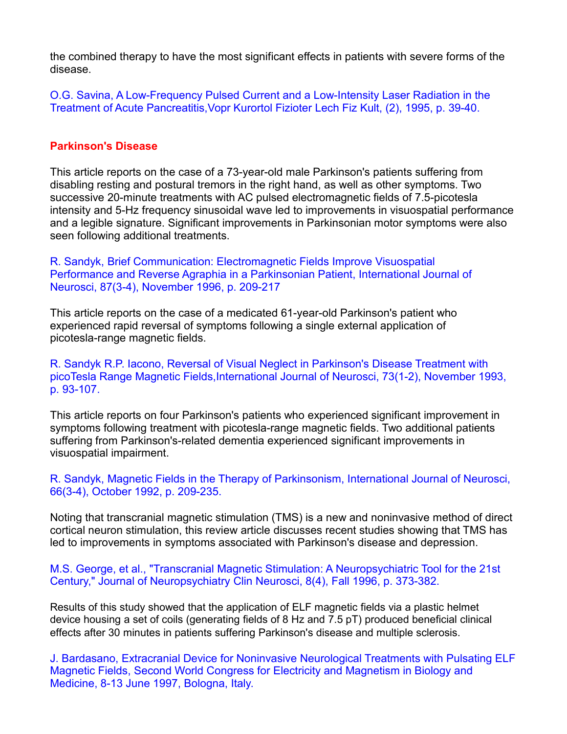the combined therapy to have the most significant effects in patients with severe forms of the disease.

O.G. Savina, A Low-Frequency Pulsed Current and a Low-Intensity Laser Radiation in the Treatment of Acute Pancreatitis,Vopr Kurortol Fizioter Lech Fiz Kult, (2), 1995, p. 39-40.

## Parkinson's Disease

This article reports on the case of a 73-year-old male Parkinson's patients suffering from disabling resting and postural tremors in the right hand, as well as other symptoms. Two successive 20-minute treatments with AC pulsed electromagnetic fields of 7.5-picotesla intensity and 5-Hz frequency sinusoidal wave led to improvements in visuospatial performance and a legible signature. Significant improvements in Parkinsonian motor symptoms were also seen following additional treatments.

R. Sandyk, Brief Communication: Electromagnetic Fields Improve Visuospatial Performance and Reverse Agraphia in a Parkinsonian Patient, International Journal of Neurosci, 87(3-4), November 1996, p. 209-217

This article reports on the case of a medicated 61-year-old Parkinson's patient who experienced rapid reversal of symptoms following a single external application of picotesla-range magnetic fields.

R. Sandyk R.P. Iacono, Reversal of Visual Neglect in Parkinson's Disease Treatment with picoTesla Range Magnetic Fields,International Journal of Neurosci, 73(1-2), November 1993, p. 93-107.

This article reports on four Parkinson's patients who experienced significant improvement in symptoms following treatment with picotesla-range magnetic fields. Two additional patients suffering from Parkinson's-related dementia experienced significant improvements in visuospatial impairment.

R. Sandyk, Magnetic Fields in the Therapy of Parkinsonism, International Journal of Neurosci, 66(3-4), October 1992, p. 209-235.

Noting that transcranial magnetic stimulation (TMS) is a new and noninvasive method of direct cortical neuron stimulation, this review article discusses recent studies showing that TMS has led to improvements in symptoms associated with Parkinson's disease and depression.

M.S. George, et al., "Transcranial Magnetic Stimulation: A Neuropsychiatric Tool for the 21st Century," Journal of Neuropsychiatry Clin Neurosci, 8(4), Fall 1996, p. 373-382.

Results of this study showed that the application of ELF magnetic fields via a plastic helmet device housing a set of coils (generating fields of 8 Hz and 7.5 pT) produced beneficial clinical effects after 30 minutes in patients suffering Parkinson's disease and multiple sclerosis.

J. Bardasano, Extracranial Device for Noninvasive Neurological Treatments with Pulsating ELF Magnetic Fields, Second World Congress for Electricity and Magnetism in Biology and Medicine, 8-13 June 1997, Bologna, Italy.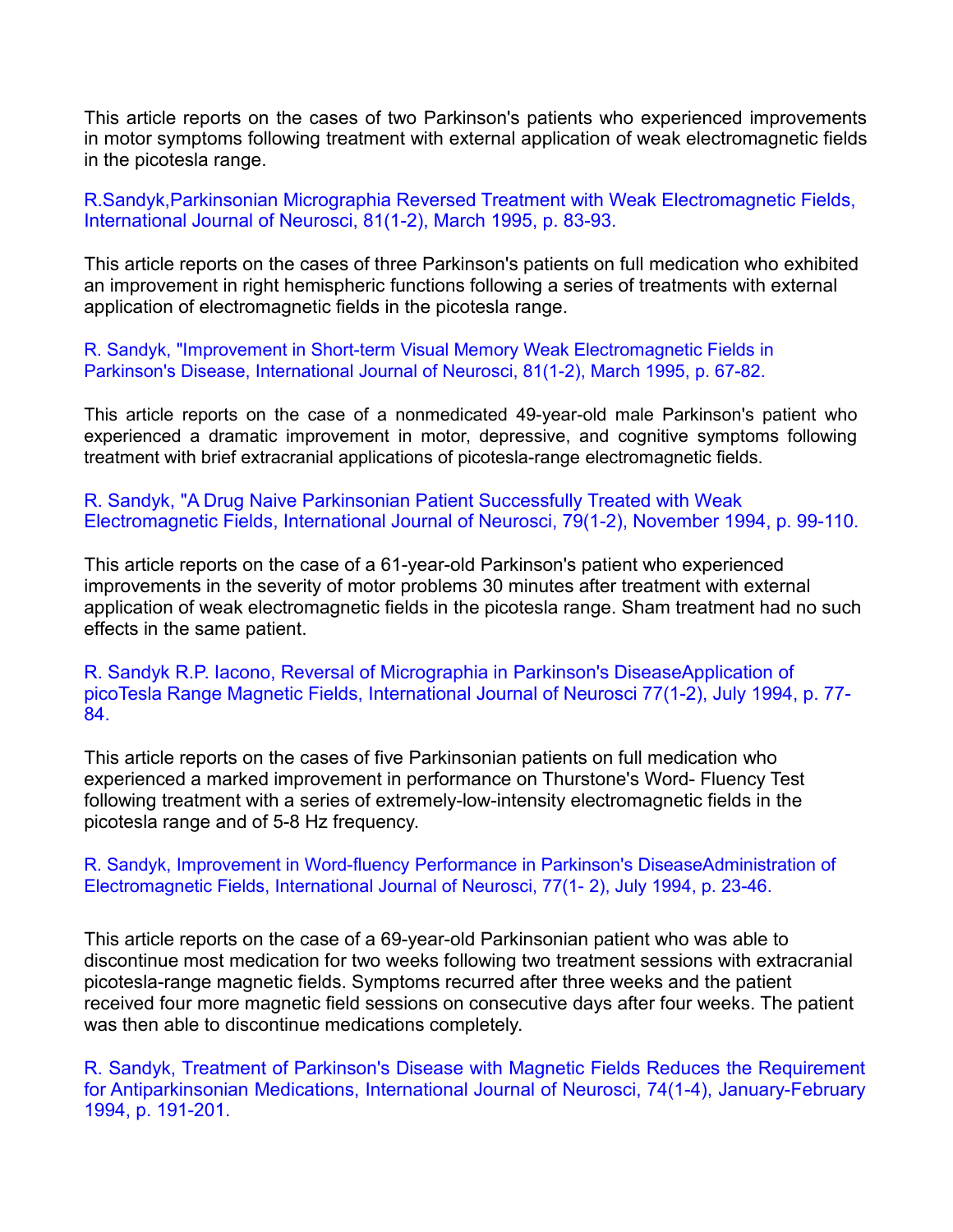This article reports on the cases of two Parkinson's patients who experienced improvements in motor symptoms following treatment with external application of weak electromagnetic fields in the picotesla range.

R.Sandyk,Parkinsonian Micrographia Reversed Treatment with Weak Electromagnetic Fields, International Journal of Neurosci, 81(1-2), March 1995, p. 83-93.

This article reports on the cases of three Parkinson's patients on full medication who exhibited an improvement in right hemispheric functions following a series of treatments with external application of electromagnetic fields in the picotesla range.

R. Sandyk, "Improvement in Short-term Visual Memory Weak Electromagnetic Fields in Parkinson's Disease, International Journal of Neurosci, 81(1-2), March 1995, p. 67-82.

This article reports on the case of a nonmedicated 49-year-old male Parkinson's patient who experienced a dramatic improvement in motor, depressive, and cognitive symptoms following treatment with brief extracranial applications of picotesla-range electromagnetic fields.

R. Sandyk, "A Drug Naive Parkinsonian Patient Successfully Treated with Weak Electromagnetic Fields, International Journal of Neurosci, 79(1-2), November 1994, p. 99-110.

This article reports on the case of a 61-year-old Parkinson's patient who experienced improvements in the severity of motor problems 30 minutes after treatment with external application of weak electromagnetic fields in the picotesla range. Sham treatment had no such effects in the same patient.

R. Sandyk R.P. Iacono, Reversal of Micrographia in Parkinson's DiseaseApplication of picoTesla Range Magnetic Fields, International Journal of Neurosci 77(1-2), July 1994, p. 77-84.

This article reports on the cases of five Parkinsonian patients on full medication who experienced a marked improvement in performance on Thurstone's Word- Fluency Test following treatment with a series of extremely-low-intensity electromagnetic fields in the picotesla range and of 5-8 Hz frequency.

R. Sandyk, Improvement in Word-fluency Performance in Parkinson's DiseaseAdministration of Electromagnetic Fields, International Journal of Neurosci, 77(1- 2), July 1994, p. 23-46.

This article reports on the case of a 69-year-old Parkinsonian patient who was able to discontinue most medication for two weeks following two treatment sessions with extracranial picotesla-range magnetic fields. Symptoms recurred after three weeks and the patient received four more magnetic field sessions on consecutive days after four weeks. The patient was then able to discontinue medications completely.

R. Sandyk, Treatment of Parkinson's Disease with Magnetic Fields Reduces the Requirement for Antiparkinsonian Medications, International Journal of Neurosci, 74(1-4), January-February 1994, p. 191-201.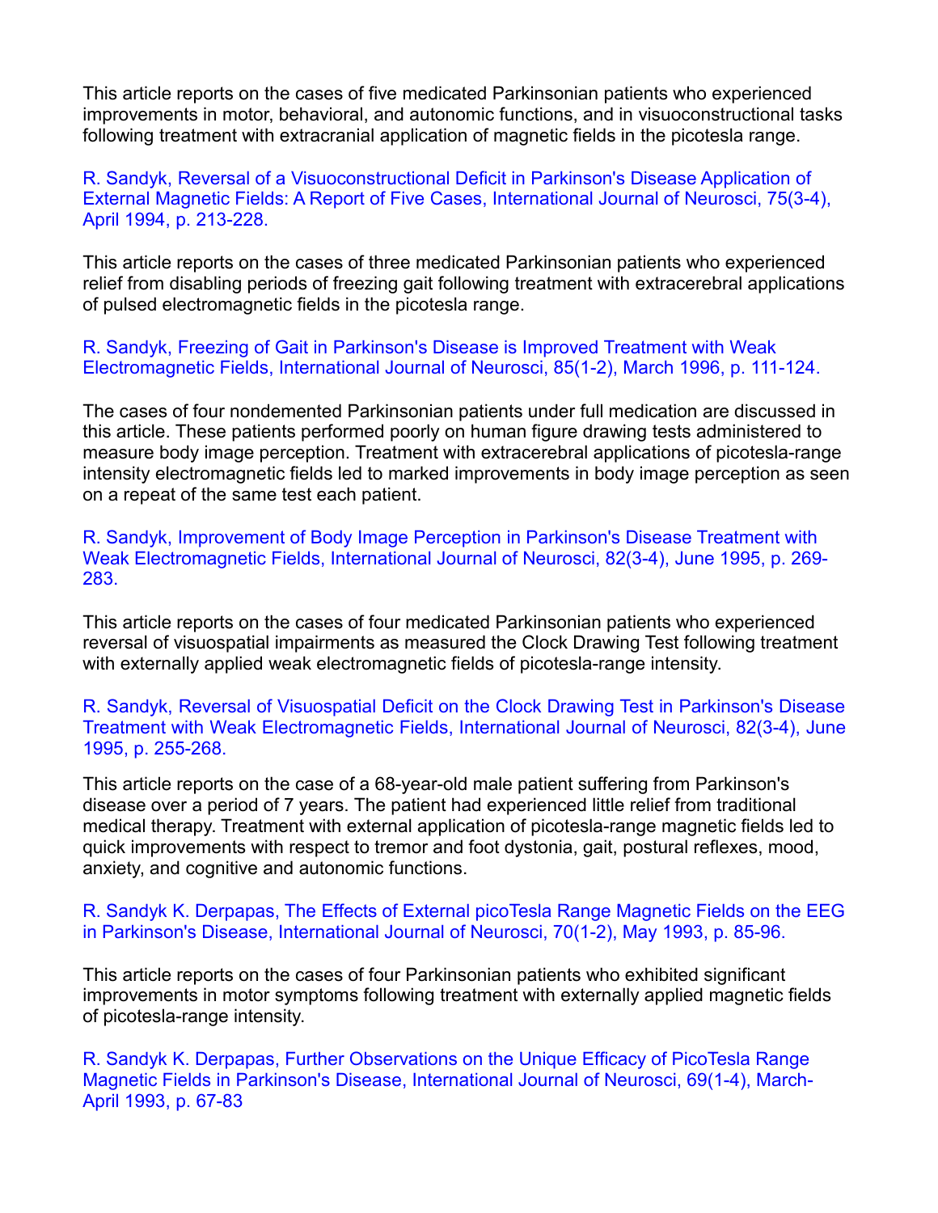This article reports on the cases of five medicated Parkinsonian patients who experienced improvements in motor, behavioral, and autonomic functions, and in visuoconstructional tasks following treatment with extracranial application of magnetic fields in the picotesla range.

R. Sandyk, Reversal of a Visuoconstructional Deficit in Parkinson's Disease Application of External Magnetic Fields: A Report of Five Cases, International Journal of Neurosci, 75(3-4), April 1994, p. 213-228.

This article reports on the cases of three medicated Parkinsonian patients who experienced relief from disabling periods of freezing gait following treatment with extracerebral applications of pulsed electromagnetic fields in the picotesla range.

R. Sandyk, Freezing of Gait in Parkinson's Disease is Improved Treatment with Weak Electromagnetic Fields, International Journal of Neurosci, 85(1-2), March 1996, p. 111-124.

The cases of four nondemented Parkinsonian patients under full medication are discussed in this article. These patients performed poorly on human figure drawing tests administered to measure body image perception. Treatment with extracerebral applications of picotesla-range intensity electromagnetic fields led to marked improvements in body image perception as seen on a repeat of the same test each patient.

R. Sandyk, Improvement of Body Image Perception in Parkinson's Disease Treatment with Weak Electromagnetic Fields, International Journal of Neurosci, 82(3-4), June 1995, p. 269-283.

This article reports on the cases of four medicated Parkinsonian patients who experienced reversal of visuospatial impairments as measured the Clock Drawing Test following treatment with externally applied weak electromagnetic fields of picotesla-range intensity.

R. Sandyk, Reversal of Visuospatial Deficit on the Clock Drawing Test in Parkinson's Disease Treatment with Weak Electromagnetic Fields, International Journal of Neurosci, 82(3-4), June 1995, p. 255-268.

This article reports on the case of a 68-year-old male patient suffering from Parkinson's disease over a period of 7 years. The patient had experienced little relief from traditional medical therapy. Treatment with external application of picotesla-range magnetic fields led to quick improvements with respect to tremor and foot dystonia, gait, postural reflexes, mood, anxiety, and cognitive and autonomic functions.

R. Sandyk K. Derpapas, The Effects of External picoTesla Range Magnetic Fields on the EEG in Parkinson's Disease, International Journal of Neurosci, 70(1-2), May 1993, p. 85-96.

This article reports on the cases of four Parkinsonian patients who exhibited significant improvements in motor symptoms following treatment with externally applied magnetic fields of picotesla-range intensity.

R. Sandyk K. Derpapas, Further Observations on the Unique Efficacy of PicoTesla Range Magnetic Fields in Parkinson's Disease, International Journal of Neurosci, 69(1-4), March-April 1993, p. 67-83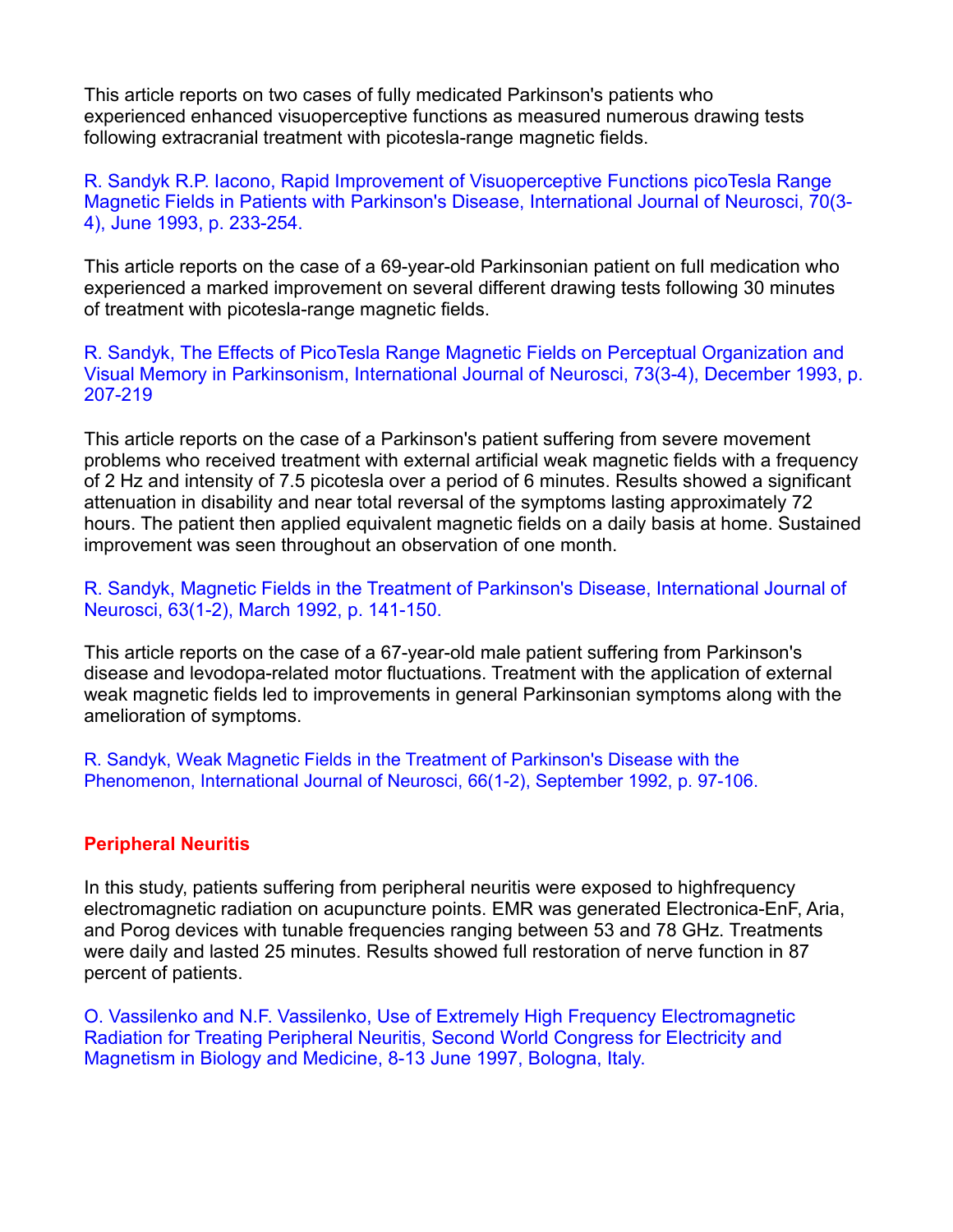This article reports on two cases of fully medicated Parkinson's patients who experienced enhanced visuoperceptive functions as measured numerous drawing tests following extracranial treatment with picotesla-range magnetic fields.

R. Sandyk R.P. Iacono, Rapid Improvement of Visuoperceptive Functions picoTesla Range Magnetic Fields in Patients with Parkinson's Disease, International Journal of Neurosci, 70(3-4), June 1993, p. 233-254.

This article reports on the case of a 69-year-old Parkinsonian patient on full medication who experienced a marked improvement on several different drawing tests following 30 minutes of treatment with picotesla-range magnetic fields.

R. Sandyk, The Effects of PicoTesla Range Magnetic Fields on Perceptual Organization and Visual Memory in Parkinsonism, International Journal of Neurosci, 73(3-4), December 1993, p. 207-219

This article reports on the case of a Parkinson's patient suffering from severe movement problems who received treatment with external artificial weak magnetic fields with a frequency of 2 Hz and intensity of 7.5 picotesla over a period of 6 minutes. Results showed a significant attenuation in disability and near total reversal of the symptoms lasting approximately 72 hours. The patient then applied equivalent magnetic fields on a daily basis at home. Sustained improvement was seen throughout an observation of one month.

R. Sandyk, Magnetic Fields in the Treatment of Parkinson's Disease, International Journal of Neurosci, 63(1-2), March 1992, p. 141-150.

This article reports on the case of a 67-year-old male patient suffering from Parkinson's disease and levodopa-related motor fluctuations. Treatment with the application of external weak magnetic fields led to improvements in general Parkinsonian symptoms along with the amelioration of symptoms.

R. Sandyk, Weak Magnetic Fields in the Treatment of Parkinson's Disease with the Phenomenon, International Journal of Neurosci, 66(1-2), September 1992, p. 97-106.

## Peripheral Neuritis

In this study, patients suffering from peripheral neuritis were exposed to highfrequency electromagnetic radiation on acupuncture points. EMR was generated Electronica-EnF, Aria, and Porog devices with tunable frequencies ranging between 53 and 78 GHz. Treatments were daily and lasted 25 minutes. Results showed full restoration of nerve function in 87 percent of patients.

O. Vassilenko and N.F. Vassilenko, Use of Extremely High Frequency Electromagnetic Radiation for Treating Peripheral Neuritis, Second World Congress for Electricity and Magnetism in Biology and Medicine, 8-13 June 1997, Bologna, Italy.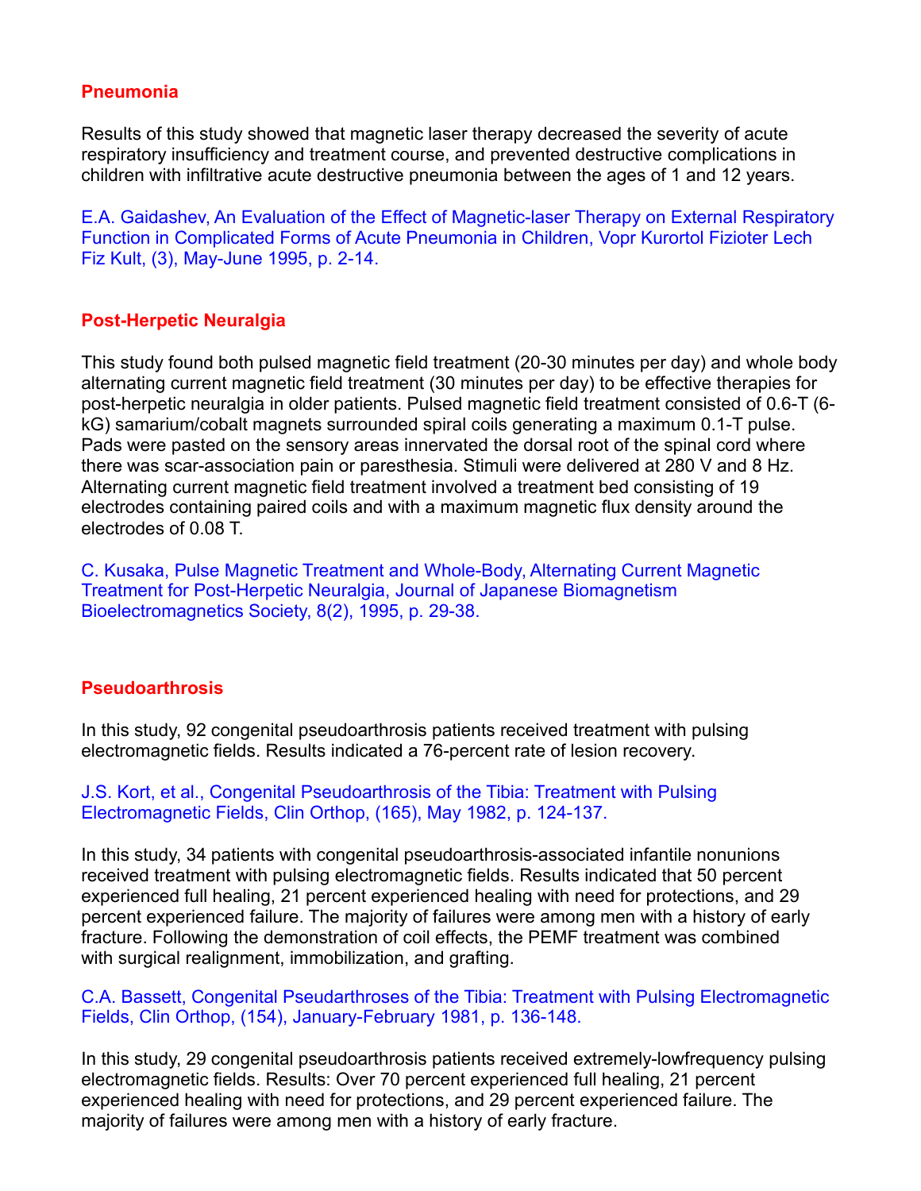### Pneumonia

Results of this study showed that magnetic laser therapy decreased the severity of acute respiratory insufficiency and treatment course, and prevented destructive complications in children with infiltrative acute destructive pneumonia between the ages of 1 and 12 years.

E.A. Gaidashev, An Evaluation of the Effect of Magnetic-laser Therapy on External Respiratory Function in Complicated Forms of Acute Pneumonia in Children, Vopr Kurortol Fizioter Lech Fiz Kult, (3), May-June 1995, p. 2-14.

### Post-Herpetic Neuralgia

This study found both pulsed magnetic field treatment (20-30 minutes per day) and whole body alternating current magnetic field treatment (30 minutes per day) to be effective therapies for post-herpetic neuralgia in older patients. Pulsed magnetic field treatment consisted of 0.6-T (6-kG) samarium/cobalt magnets surrounded spiral coils generating a maximum 0.1-T pulse. Pads were pasted on the sensory areas innervated the dorsal root of the spinal cord where there was scar-association pain or paresthesia. Stimuli were delivered at 280 V and 8 Hz. Alternating current magnetic field treatment involved a treatment bed consisting of 19 electrodes containing paired coils and with a maximum magnetic flux density around the electrodes of 0.08 T.

C. Kusaka, Pulse Magnetic Treatment and Whole-Body, Alternating Current Magnetic Treatment for Post-Herpetic Neuralgia, Journal of Japanese Biomagnetism Bioelectromagnetics Society, 8(2), 1995, p. 29-38.

### Pseudoarthrosis

In this study, 92 congenital pseudoarthrosis patients received treatment with pulsing electromagnetic fields. Results indicated a 76-percent rate of lesion recovery.

J.S. Kort, et al., Congenital Pseudoarthrosis of the Tibia: Treatment with Pulsing Electromagnetic Fields, Clin Orthop, (165), May 1982, p. 124-137.

In this study, 34 patients with congenital pseudoarthrosis-associated infantile nonunions received treatment with pulsing electromagnetic fields. Results indicated that 50 percent experienced full healing, 21 percent experienced healing with need for protections, and 29 percent experienced failure. The majority of failures were among men with a history of early fracture. Following the demonstration of coil effects, the PEMF treatment was combined with surgical realignment, immobilization, and grafting.

C.A. Bassett, Congenital Pseudarthroses of the Tibia: Treatment with Pulsing Electromagnetic Fields, Clin Orthop, (154), January-February 1981, p. 136-148.

In this study, 29 congenital pseudoarthrosis patients received extremely-lowfrequency pulsing electromagnetic fields. Results: Over 70 percent experienced full healing, 21 percent experienced healing with need for protections, and 29 percent experienced failure. The majority of failures were among men with a history of early fracture.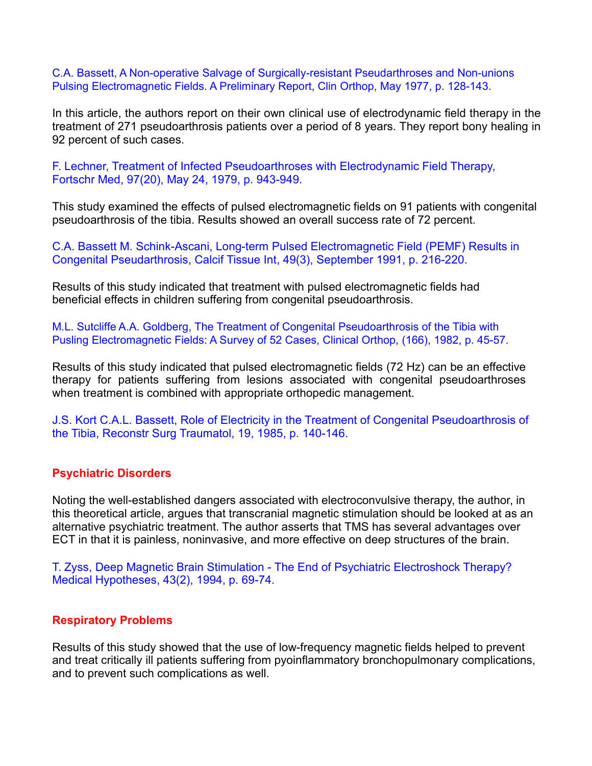C.A. Bassett, A Non-operative Salvage of Surgically-resistant Pseudarthroses and Non-unions Pulsing Electromagnetic Fields. A Preliminary Report, Clin Orthop, May 1977, p. 128-143.

In this article, the authors report on their own clinical use of electrodynamic field therapy in the treatment of 271 pseudoarthrosis patients over a period of 8 years. They report bony healing in 92 percent of such cases.

F. Lechner, Treatment of Infected Pseudoarthroses with Electrodynamic Field Therapy, Fortschr Med, 97(20), May 24, 1979, p. 943-949.

This study examined the effects of pulsed electromagnetic fields on 91 patients with congenital pseudoarthrosis of the tibia. Results showed an overall success rate of 72 percent.

C.A. Bassett M. Schink-Ascani, Long-term Pulsed Electromagnetic Field (PEMF) Results in Congenital Pseudarthrosis, Calcif Tissue Int, 49(3), September 1991, p. 216-220.

Results of this study indicated that treatment with pulsed electromagnetic fields had beneficial effects in children suffering from congenital pseudoarthrosis.

M.L. Sutcliffe A.A. Goldberg, The Treatment of Congenital Pseudoarthrosis of the Tibia with Pusling Electromagnetic Fields: A Survey of 52 Cases, Clinical Orthop, (166), 1982, p. 45-57.

Results of this study indicated that pulsed electromagnetic fields (72 Hz) can be an effective therapy for patients suffering from lesions associated with congenital pseudoarthroses when treatment is combined with appropriate orthopedic management.

J.S. Kort C.A.L. Bassett, Role of Electricity in the Treatment of Congenital Pseudoarthrosis of the Tibia, Reconstr Surg Traumatol, 19, 1985, p. 140-146.

## Psychiatric Disorders

Noting the well-established dangers associated with electroconvulsive therapy, the author, in this theoretical article, argues that transcranial magnetic stimulation should be looked at as an alternative psychiatric treatment. The author asserts that TMS has several advantages over ECT in that it is painless, noninvasive, and more effective on deep structures of the brain.

T. Zyss, Deep Magnetic Brain Stimulation - The End of Psychiatric Electroshock Therapy? Medical Hypotheses, 43(2), 1994, p. 69-74.

## Respiratory Problems

Results of this study showed that the use of low-frequency magnetic fields helped to prevent and treat critically ill patients suffering from pyoinflammatory bronchopulmonary complications, and to prevent such complications as well.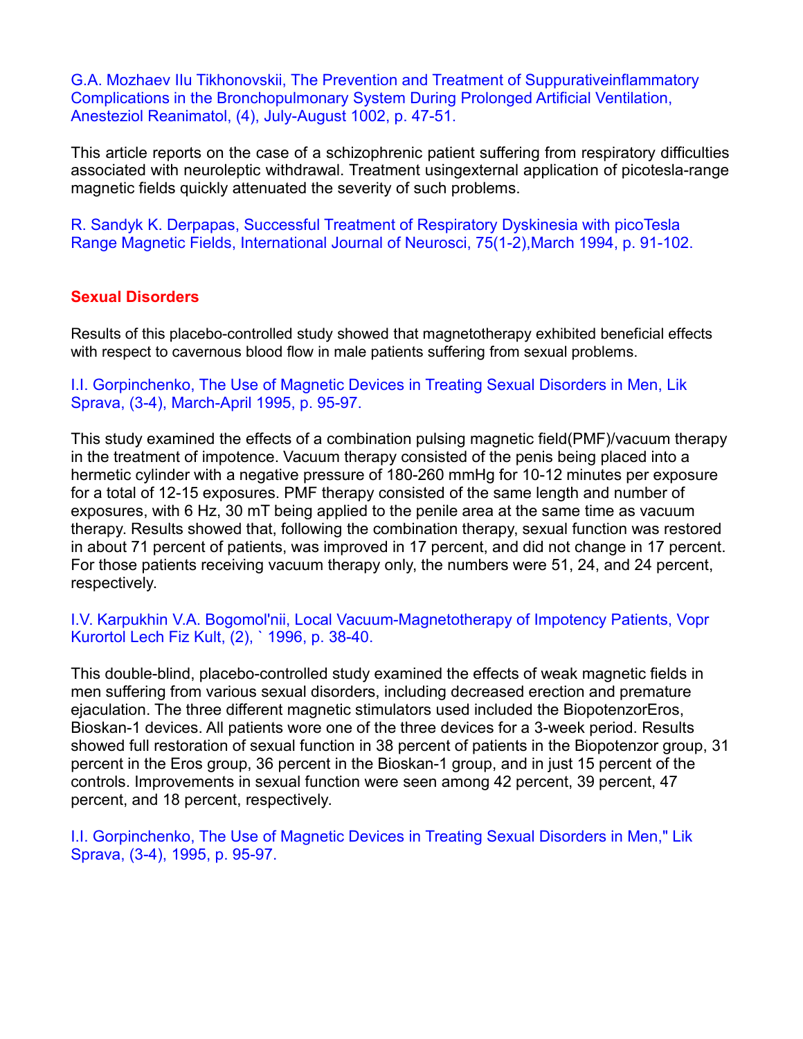G.A. Mozhaev IIu Tikhonovskii, The Prevention and Treatment of Suppurativeinflammatory Complications in the Bronchopulmonary System During Prolonged Artificial Ventilation, Anesteziol Reanimatol, (4), July-August 1002, p. 47-51.

This article reports on the case of a schizophrenic patient suffering from respiratory difficulties associated with neuroleptic withdrawal. Treatment usingexternal application of picotesla-range magnetic fields quickly attenuated the severity of such problems.

R. Sandyk K. Derpapas, Successful Treatment of Respiratory Dyskinesia with picoTesla Range Magnetic Fields, International Journal of Neurosci, 75(1-2),March 1994, p. 91-102.

## Sexual Disorders

Results of this placebo-controlled study showed that magnetotherapy exhibited beneficial effects with respect to cavernous blood flow in male patients suffering from sexual problems.

I.I. Gorpinchenko, The Use of Magnetic Devices in Treating Sexual Disorders in Men, Lik Sprava, (3-4), March-April 1995, p. 95-97.

This study examined the effects of a combination pulsing magnetic field(PMF)/vacuum therapy in the treatment of impotence. Vacuum therapy consisted of the penis being placed into a hermetic cylinder with a negative pressure of 180-260 mmHg for 10-12 minutes per exposure for a total of 12-15 exposures. PMF therapy consisted of the same length and number of exposures, with 6 Hz, 30 mT being applied to the penile area at the same time as vacuum therapy. Results showed that, following the combination therapy, sexual function was restored in about 71 percent of patients, was improved in 17 percent, and did not change in 17 percent. For those patients receiving vacuum therapy only, the numbers were 51, 24, and 24 percent, respectively.

I.V. Karpukhin V.A. Bogomol'nii, Local Vacuum-Magnetotherapy of Impotency Patients, Vopr Kurortol Lech Fiz Kult, (2), ` 1996, p. 38-40.

This double-blind, placebo-controlled study examined the effects of weak magnetic fields in men suffering from various sexual disorders, including decreased erection and premature ejaculation. The three different magnetic stimulators used included the BiopotenzorEros, Bioskan-1 devices. All patients wore one of the three devices for a 3-week period. Results showed full restoration of sexual function in 38 percent of patients in the Biopotenzor group, 31 percent in the Eros group, 36 percent in the Bioskan-1 group, and in just 15 percent of the controls. Improvements in sexual function were seen among 42 percent, 39 percent, 47 percent, and 18 percent, respectively.

I.I. Gorpinchenko, The Use of Magnetic Devices in Treating Sexual Disorders in Men," Lik Sprava, (3-4), 1995, p. 95-97.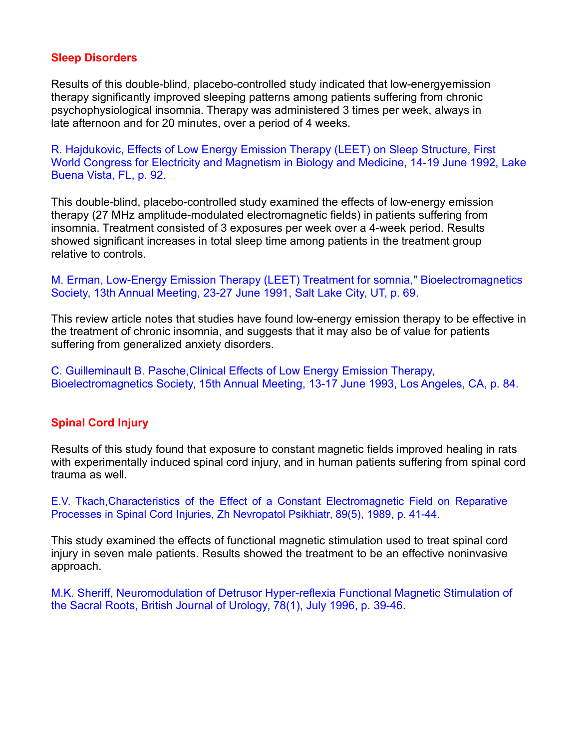## Sleep Disorders

Results of this double-blind, placebo-controlled study indicated that low-energyemission therapy significantly improved sleeping patterns among patients suffering from chronic psychophysiological insomnia. Therapy was administered 3 times per week, always in late afternoon and for 20 minutes, over a period of 4 weeks.

R. Hajdukovic, Effects of Low Energy Emission Therapy (LEET) on Sleep Structure, First World Congress for Electricity and Magnetism in Biology and Medicine, 14-19 June 1992, Lake Buena Vista, FL, p. 92.

This double-blind, placebo-controlled study examined the effects of low-energy emission therapy (27 MHz amplitude-modulated electromagnetic fields) in patients suffering from insomnia. Treatment consisted of 3 exposures per week over a 4-week period. Results showed significant increases in total sleep time among patients in the treatment group relative to controls.

M. Erman, Low-Energy Emission Therapy (LEET) Treatment for somnia," Bioelectromagnetics Society, 13th Annual Meeting, 23-27 June 1991, Salt Lake City, UT, p. 69.

This review article notes that studies have found low-energy emission therapy to be effective in the treatment of chronic insomnia, and suggests that it may also be of value for patients suffering from generalized anxiety disorders.

C. Guilleminault B. Pasche,Clinical Effects of Low Energy Emission Therapy, Bioelectromagnetics Society, 15th Annual Meeting, 13-17 June 1993, Los Angeles, CA, p. 84.

## Spinal Cord Injury

Results of this study found that exposure to constant magnetic fields improved healing in rats with experimentally induced spinal cord injury, and in human patients suffering from spinal cord trauma as well.

E.V. Tkach,Characteristics of the Effect of a Constant Electromagnetic Field on Reparative Processes in Spinal Cord Injuries, Zh Nevropatol Psikhiatr, 89(5), 1989, p. 41-44.

This study examined the effects of functional magnetic stimulation used to treat spinal cord injury in seven male patients. Results showed the treatment to be an effective noninvasive approach.

M.K. Sheriff, Neuromodulation of Detrusor Hyper-reflexia Functional Magnetic Stimulation of the Sacral Roots, British Journal of Urology, 78(1), July 1996, p. 39-46.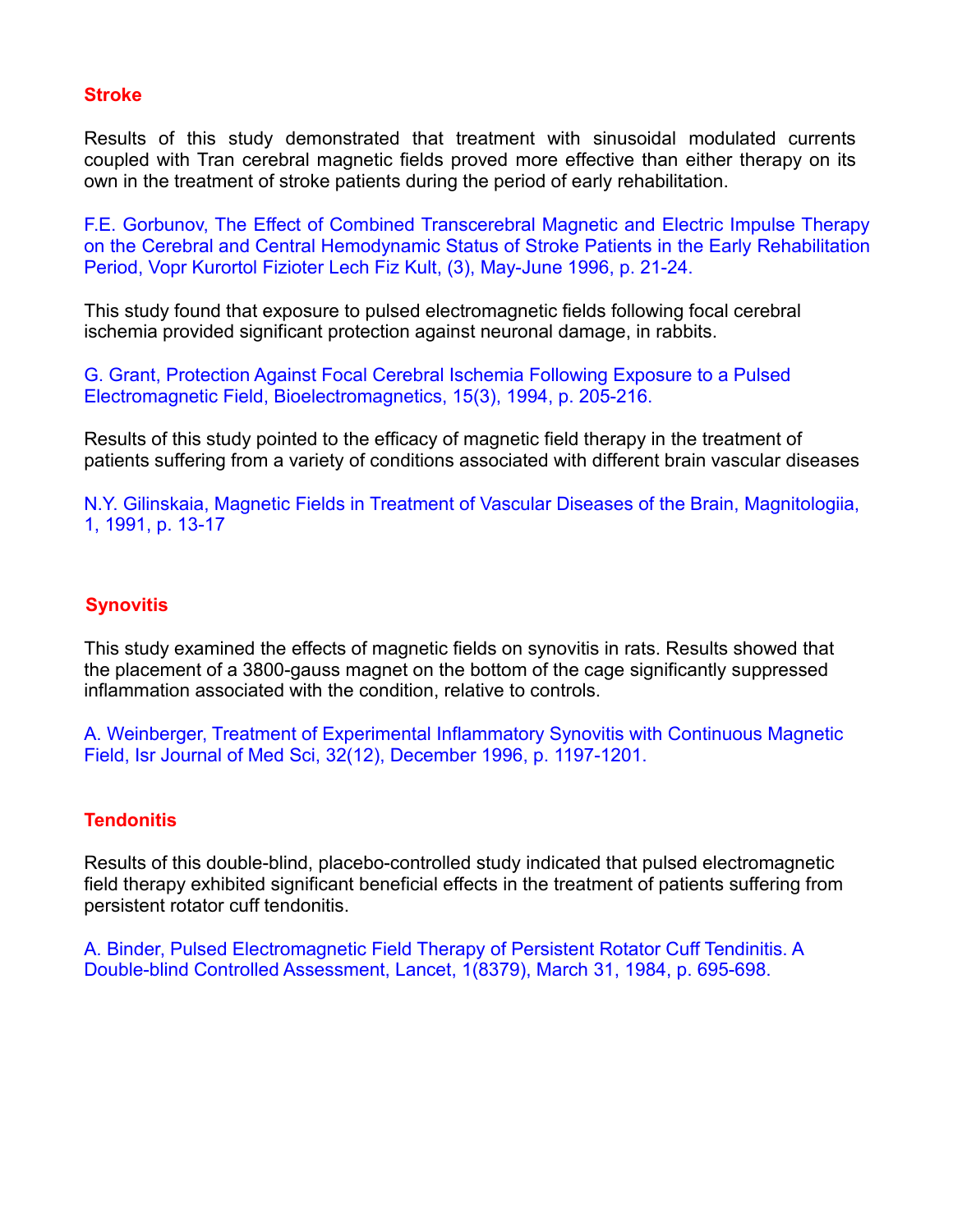## Stroke

Results of this study demonstrated that treatment with sinusoidal modulated currents coupled with Tran cerebral magnetic fields proved more effective than either therapy on its own in the treatment of stroke patients during the period of early rehabilitation.

F.E. Gorbunov, The Effect of Combined Transcerebral Magnetic and Electric Impulse Therapy on the Cerebral and Central Hemodynamic Status of Stroke Patients in the Early Rehabilitation Period, Vopr Kurortol Fizioter Lech Fiz Kult, (3), May-June 1996, p. 21-24.

This study found that exposure to pulsed electromagnetic fields following focal cerebral ischemia provided significant protection against neuronal damage, in rabbits.

G. Grant, Protection Against Focal Cerebral Ischemia Following Exposure to a Pulsed Electromagnetic Field, Bioelectromagnetics, 15(3), 1994, p. 205-216.

Results of this study pointed to the efficacy of magnetic field therapy in the treatment of patients suffering from a variety of conditions associated with different brain vascular diseases

N.Y. Gilinskaia, Magnetic Fields in Treatment of Vascular Diseases of the Brain, Magnitologiia, 1, 1991, p. 13-17

## Synovitis

This study examined the effects of magnetic fields on synovitis in rats. Results showed that the placement of a 3800-gauss magnet on the bottom of the cage significantly suppressed inflammation associated with the condition, relative to controls.

A. Weinberger, Treatment of Experimental Inflammatory Synovitis with Continuous Magnetic Field, Isr Journal of Med Sci, 32(12), December 1996, p. 1197-1201.

## Tendonitis

Results of this double-blind, placebo-controlled study indicated that pulsed electromagnetic field therapy exhibited significant beneficial effects in the treatment of patients suffering from persistent rotator cuff tendonitis.

A. Binder, Pulsed Electromagnetic Field Therapy of Persistent Rotator Cuff Tendinitis. A Double-blind Controlled Assessment, Lancet, 1(8379), March 31, 1984, p. 695-698.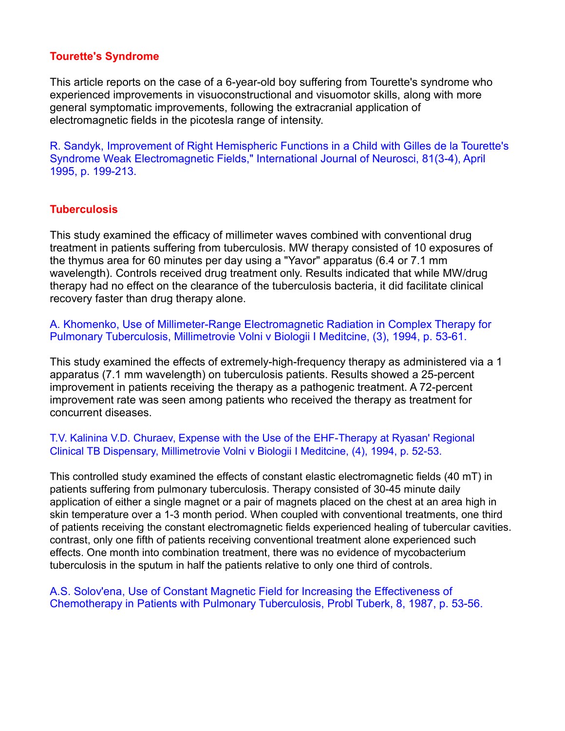## Tourette's Syndrome

This article reports on the case of a 6-year-old boy suffering from Tourette's syndrome who experienced improvements in visuoconstructional and visuomotor skills, along with more general symptomatic improvements, following the extracranial application of electromagnetic fields in the picotesla range of intensity.

R. Sandyk, Improvement of Right Hemispheric Functions in a Child with Gilles de la Tourette's Syndrome Weak Electromagnetic Fields," International Journal of Neurosci, 81(3-4), April 1995, p. 199-213.

## Tuberculosis

This study examined the efficacy of millimeter waves combined with conventional drug treatment in patients suffering from tuberculosis. MW therapy consisted of 10 exposures of the thymus area for 60 minutes per day using a "Yavor" apparatus (6.4 or 7.1 mm wavelength). Controls received drug treatment only. Results indicated that while MW/drug therapy had no effect on the clearance of the tuberculosis bacteria, it did facilitate clinical recovery faster than drug therapy alone.

A. Khomenko, Use of Millimeter-Range Electromagnetic Radiation in Complex Therapy for Pulmonary Tuberculosis, Millimetrovie Volni v Biologii I Meditcine, (3), 1994, p. 53-61.

This study examined the effects of extremely-high-frequency therapy as administered via a 1 apparatus (7.1 mm wavelength) on tuberculosis patients. Results showed a 25-percent improvement in patients receiving the therapy as a pathogenic treatment. A 72-percent improvement rate was seen among patients who received the therapy as treatment for concurrent diseases.

T.V. Kalinina V.D. Churaev, Expense with the Use of the EHF-Therapy at Ryasan' Regional Clinical TB Dispensary, Millimetrovie Volni v Biologii I Meditcine, (4), 1994, p. 52-53.

This controlled study examined the effects of constant elastic electromagnetic fields (40 mT) in patients suffering from pulmonary tuberculosis. Therapy consisted of 30-45 minute daily application of either a single magnet or a pair of magnets placed on the chest at an area high in skin temperature over a 1-3 month period. When coupled with conventional treatments, one third of patients receiving the constant electromagnetic fields experienced healing of tubercular cavities. contrast, only one fifth of patients receiving conventional treatment alone experienced such effects. One month into combination treatment, there was no evidence of mycobacterium tuberculosis in the sputum in half the patients relative to only one third of controls.

A.S. Solov'ena, Use of Constant Magnetic Field for Increasing the Effectiveness of Chemotherapy in Patients with Pulmonary Tuberculosis, Probl Tuberk, 8, 1987, p. 53-56.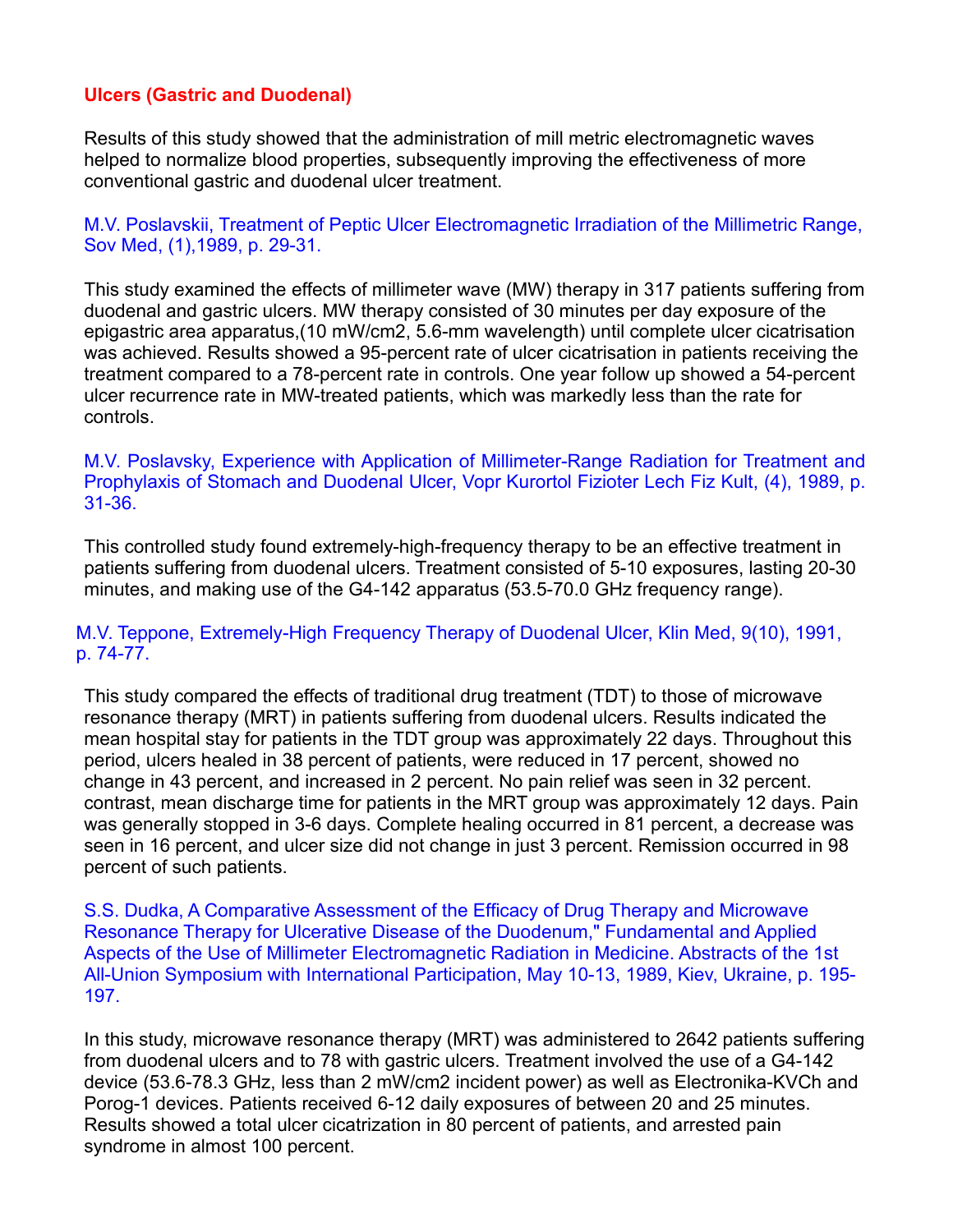## Ulcers (Gastric and Duodenal)

Results of this study showed that the administration of mill metric electromagnetic waves helped to normalize blood properties, subsequently improving the effectiveness of more conventional gastric and duodenal ulcer treatment.

M.V. Poslavskii, Treatment of Peptic Ulcer Electromagnetic Irradiation of the Millimetric Range, Sov Med, (1),1989, p. 29-31.

This study examined the effects of millimeter wave (MW) therapy in 317 patients suffering from duodenal and gastric ulcers. MW therapy consisted of 30 minutes per day exposure of the epigastric area apparatus,(10 mW/cm2, 5.6-mm wavelength) until complete ulcer cicatrisation was achieved. Results showed a 95-percent rate of ulcer cicatrisation in patients receiving the treatment compared to a 78-percent rate in controls. One year follow up showed a 54-percent ulcer recurrence rate in MW-treated patients, which was markedly less than the rate for controls.

M.V. Poslavsky, Experience with Application of Millimeter-Range Radiation for Treatment and Prophylaxis of Stomach and Duodenal Ulcer, Vopr Kurortol Fizioter Lech Fiz Kult, (4), 1989, p. 31-36.

This controlled study found extremely-high-frequency therapy to be an effective treatment in patients suffering from duodenal ulcers. Treatment consisted of 5-10 exposures, lasting 20-30 minutes, and making use of the G4-142 apparatus (53.5-70.0 GHz frequency range).

M.V. Teppone, Extremely-High Frequency Therapy of Duodenal Ulcer, Klin Med, 9(10), 1991, p. 74-77.

This study compared the effects of traditional drug treatment (TDT) to those of microwave resonance therapy (MRT) in patients suffering from duodenal ulcers. Results indicated the mean hospital stay for patients in the TDT group was approximately 22 days. Throughout this period, ulcers healed in 38 percent of patients, were reduced in 17 percent, showed no change in 43 percent, and increased in 2 percent. No pain relief was seen in 32 percent. contrast, mean discharge time for patients in the MRT group was approximately 12 days. Pain was generally stopped in 3-6 days. Complete healing occurred in 81 percent, a decrease was seen in 16 percent, and ulcer size did not change in just 3 percent. Remission occurred in 98 percent of such patients.

S.S. Dudka, A Comparative Assessment of the Efficacy of Drug Therapy and Microwave Resonance Therapy for Ulcerative Disease of the Duodenum," Fundamental and Applied Aspects of the Use of Millimeter Electromagnetic Radiation in Medicine. Abstracts of the 1st All-Union Symposium with International Participation, May 10-13, 1989, Kiev, Ukraine, p. 195-197.

In this study, microwave resonance therapy (MRT) was administered to 2642 patients suffering from duodenal ulcers and to 78 with gastric ulcers. Treatment involved the use of a G4-142 device (53.6-78.3 GHz, less than 2 mW/cm2 incident power) as well as Electronika-KVCh and Porog-1 devices. Patients received 6-12 daily exposures of between 20 and 25 minutes. Results showed a total ulcer cicatrization in 80 percent of patients, and arrested pain syndrome in almost 100 percent.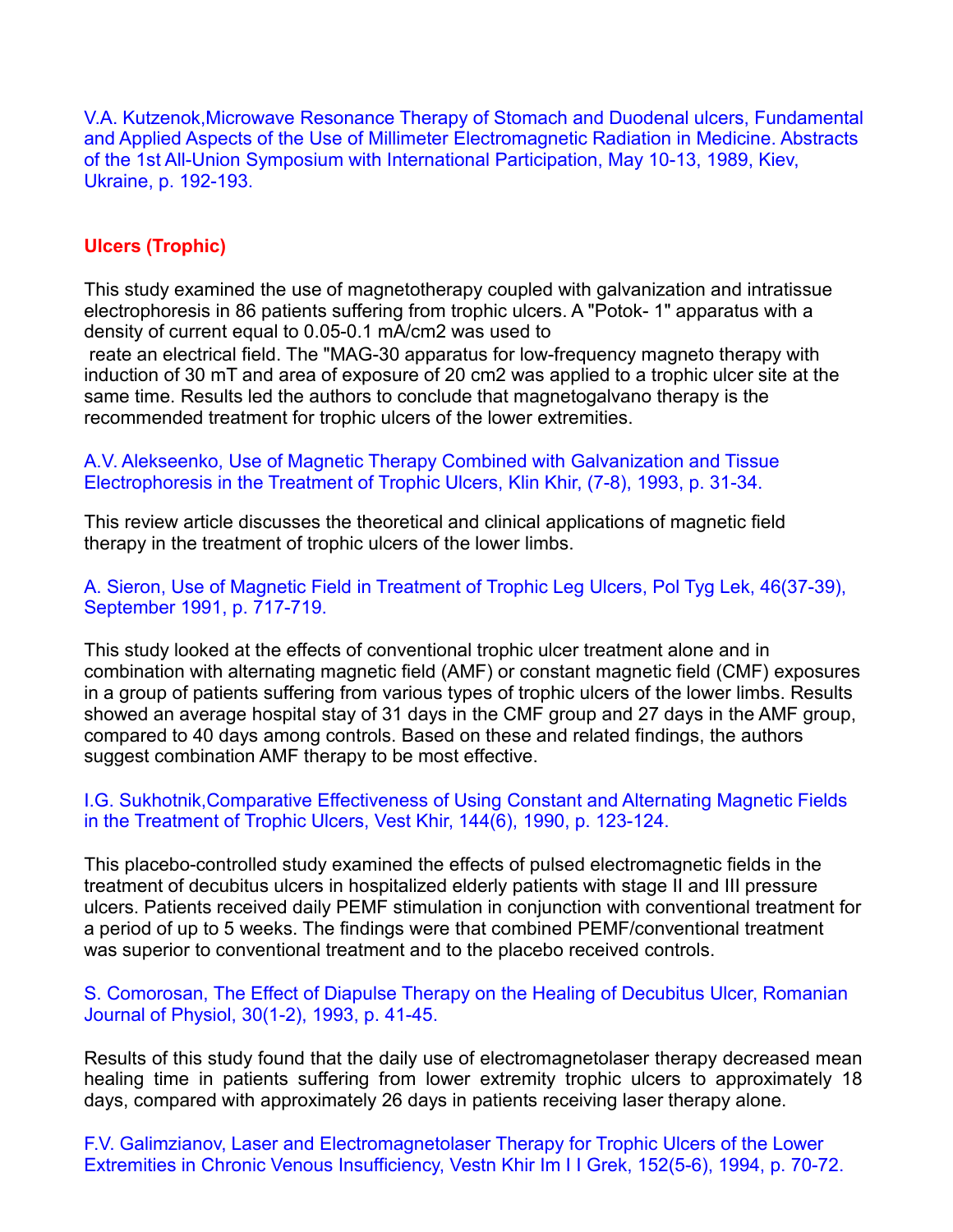V.A. Kutzenok,Microwave Resonance Therapy of Stomach and Duodenal ulcers, Fundamental and Applied Aspects of the Use of Millimeter Electromagnetic Radiation in Medicine. Abstracts of the 1st All-Union Symposium with International Participation, May 10-13, 1989, Kiev, Ukraine, p. 192-193.

## Ulcers (Trophic)

This study examined the use of magnetotherapy coupled with galvanization and intratissue electrophoresis in 86 patients suffering from trophic ulcers. A "Potok- 1" apparatus with a density of current equal to 0.05-0.1 mA/cm2 was used to reate an electrical field. The "MAG-30 apparatus for low-frequency magneto therapy with induction of 30 mT and area of exposure of 20 cm2 was applied to a trophic ulcer site at the same time. Results led the authors to conclude that magnetogalvano therapy is the recommended treatment for trophic ulcers of the lower extremities.

A.V. Alekseenko, Use of Magnetic Therapy Combined with Galvanization and Tissue Electrophoresis in the Treatment of Trophic Ulcers, Klin Khir, (7-8), 1993, p. 31-34.

This review article discusses the theoretical and clinical applications of magnetic field therapy in the treatment of trophic ulcers of the lower limbs.

A. Sieron, Use of Magnetic Field in Treatment of Trophic Leg Ulcers, Pol Tyg Lek, 46(37-39), September 1991, p. 717-719.

This study looked at the effects of conventional trophic ulcer treatment alone and in combination with alternating magnetic field (AMF) or constant magnetic field (CMF) exposures in a group of patients suffering from various types of trophic ulcers of the lower limbs. Results showed an average hospital stay of 31 days in the CMF group and 27 days in the AMF group, compared to 40 days among controls. Based on these and related findings, the authors suggest combination AMF therapy to be most effective.

I.G. Sukhotnik,Comparative Effectiveness of Using Constant and Alternating Magnetic Fields in the Treatment of Trophic Ulcers, Vest Khir, 144(6), 1990, p. 123-124.

This placebo-controlled study examined the effects of pulsed electromagnetic fields in the treatment of decubitus ulcers in hospitalized elderly patients with stage II and III pressure ulcers. Patients received daily PEMF stimulation in conjunction with conventional treatment for a period of up to 5 weeks. The findings were that combined PEMF/conventional treatment was superior to conventional treatment and to the placebo received controls.

S. Comorosan, The Effect of Diapulse Therapy on the Healing of Decubitus Ulcer, Romanian Journal of Physiol, 30(1-2), 1993, p. 41-45.

Results of this study found that the daily use of electromagnetolaser therapy decreased mean healing time in patients suffering from lower extremity trophic ulcers to approximately 18 days, compared with approximately 26 days in patients receiving laser therapy alone.

F.V. Galimzianov, Laser and Electromagnetolaser Therapy for Trophic Ulcers of the Lower Extremities in Chronic Venous Insufficiency, Vestn Khir Im I I Grek, 152(5-6), 1994, p. 70-72.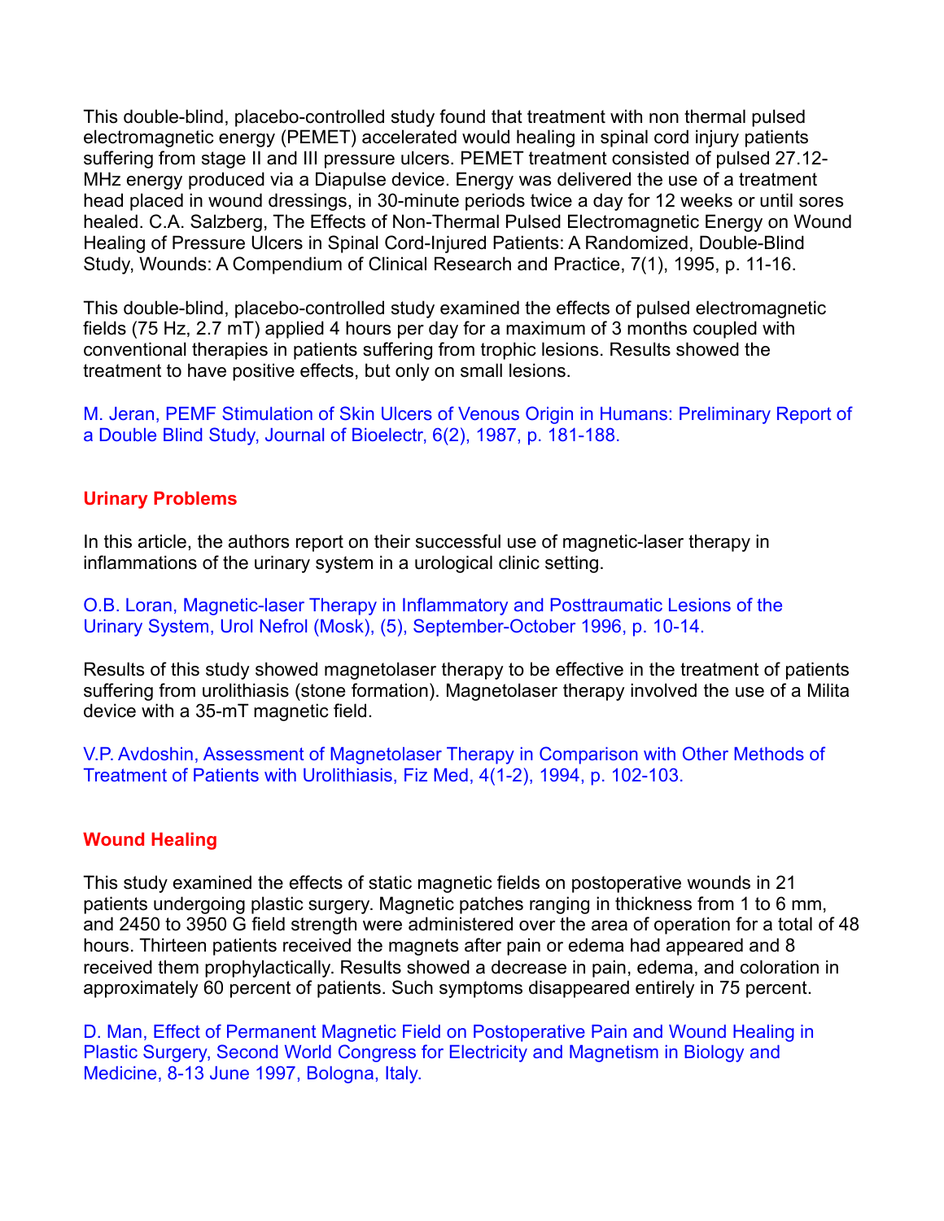This double-blind, placebo-controlled study found that treatment with non thermal pulsed electromagnetic energy (PEMET) accelerated would healing in spinal cord injury patients suffering from stage II and III pressure ulcers. PEMET treatment consisted of pulsed 27.12-MHz energy produced via a Diapulse device. Energy was delivered the use of a treatment head placed in wound dressings, in 30-minute periods twice a day for 12 weeks or until sores healed. C.A. Salzberg, The Effects of Non-Thermal Pulsed Electromagnetic Energy on Wound Healing of Pressure Ulcers in Spinal Cord-Injured Patients: A Randomized, Double-Blind Study, Wounds: A Compendium of Clinical Research and Practice, 7(1), 1995, p. 11-16.

This double-blind, placebo-controlled study examined the effects of pulsed electromagnetic fields (75 Hz, 2.7 mT) applied 4 hours per day for a maximum of 3 months coupled with conventional therapies in patients suffering from trophic lesions. Results showed the treatment to have positive effects, but only on small lesions.

M. Jeran, PEMF Stimulation of Skin Ulcers of Venous Origin in Humans: Preliminary Report of a Double Blind Study, Journal of Bioelectr, 6(2), 1987, p. 181-188.

## Urinary Problems

In this article, the authors report on their successful use of magnetic-laser therapy in inflammations of the urinary system in a urological clinic setting.

O.B. Loran, Magnetic-laser Therapy in Inflammatory and Posttraumatic Lesions of the Urinary System, Urol Nefrol (Mosk), (5), September-October 1996, p. 10-14.

Results of this study showed magnetolaser therapy to be effective in the treatment of patients suffering from urolithiasis (stone formation). Magnetolaser therapy involved the use of a Milita device with a 35-mT magnetic field.

V.P. Avdoshin, Assessment of Magnetolaser Therapy in Comparison with Other Methods of Treatment of Patients with Urolithiasis, Fiz Med, 4(1-2), 1994, p. 102-103.

## Wound Healing

This study examined the effects of static magnetic fields on postoperative wounds in 21 patients undergoing plastic surgery. Magnetic patches ranging in thickness from 1 to 6 mm, and 2450 to 3950 G field strength were administered over the area of operation for a total of 48 hours. Thirteen patients received the magnets after pain or edema had appeared and 8 received them prophylactically. Results showed a decrease in pain, edema, and coloration in approximately 60 percent of patients. Such symptoms disappeared entirely in 75 percent.

D. Man, Effect of Permanent Magnetic Field on Postoperative Pain and Wound Healing in Plastic Surgery, Second World Congress for Electricity and Magnetism in Biology and Medicine, 8-13 June 1997, Bologna, Italy.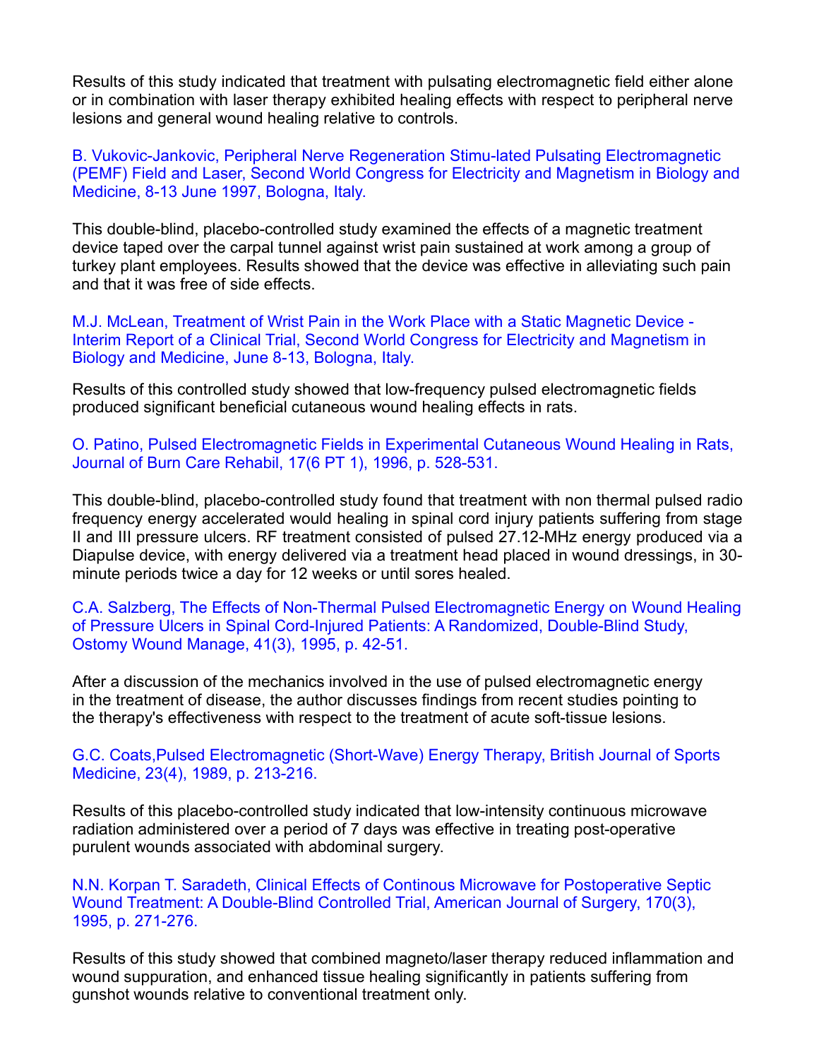Results of this study indicated that treatment with pulsating electromagnetic field either alone or in combination with laser therapy exhibited healing effects with respect to peripheral nerve lesions and general wound healing relative to controls.

B. Vukovic-Jankovic, Peripheral Nerve Regeneration Stimu-lated Pulsating Electromagnetic (PEMF) Field and Laser, Second World Congress for Electricity and Magnetism in Biology and Medicine, 8-13 June 1997, Bologna, Italy.

This double-blind, placebo-controlled study examined the effects of a magnetic treatment device taped over the carpal tunnel against wrist pain sustained at work among a group of turkey plant employees. Results showed that the device was effective in alleviating such pain and that it was free of side effects.

M.J. McLean, Treatment of Wrist Pain in the Work Place with a Static Magnetic Device - Interim Report of a Clinical Trial, Second World Congress for Electricity and Magnetism in Biology and Medicine, June 8-13, Bologna, Italy.

Results of this controlled study showed that low-frequency pulsed electromagnetic fields produced significant beneficial cutaneous wound healing effects in rats.

O. Patino, Pulsed Electromagnetic Fields in Experimental Cutaneous Wound Healing in Rats, Journal of Burn Care Rehabil, 17(6 PT 1), 1996, p. 528-531.

This double-blind, placebo-controlled study found that treatment with non thermal pulsed radio frequency energy accelerated would healing in spinal cord injury patients suffering from stage II and III pressure ulcers. RF treatment consisted of pulsed 27.12-MHz energy produced via a Diapulse device, with energy delivered via a treatment head placed in wound dressings, in 30-minute periods twice a day for 12 weeks or until sores healed.

C.A. Salzberg, The Effects of Non-Thermal Pulsed Electromagnetic Energy on Wound Healing of Pressure Ulcers in Spinal Cord-Injured Patients: A Randomized, Double-Blind Study, Ostomy Wound Manage, 41(3), 1995, p. 42-51.

After a discussion of the mechanics involved in the use of pulsed electromagnetic energy in the treatment of disease, the author discusses findings from recent studies pointing to the therapy's effectiveness with respect to the treatment of acute soft-tissue lesions.

G.C. Coats,Pulsed Electromagnetic (Short-Wave) Energy Therapy, British Journal of Sports Medicine, 23(4), 1989, p. 213-216.

Results of this placebo-controlled study indicated that low-intensity continuous microwave radiation administered over a period of 7 days was effective in treating post-operative purulent wounds associated with abdominal surgery.

N.N. Korpan T. Saradeth, Clinical Effects of Continous Microwave for Postoperative Septic Wound Treatment: A Double-Blind Controlled Trial, American Journal of Surgery, 170(3), 1995, p. 271-276.

Results of this study showed that combined magneto/laser therapy reduced inflammation and wound suppuration, and enhanced tissue healing significantly in patients suffering from gunshot wounds relative to conventional treatment only.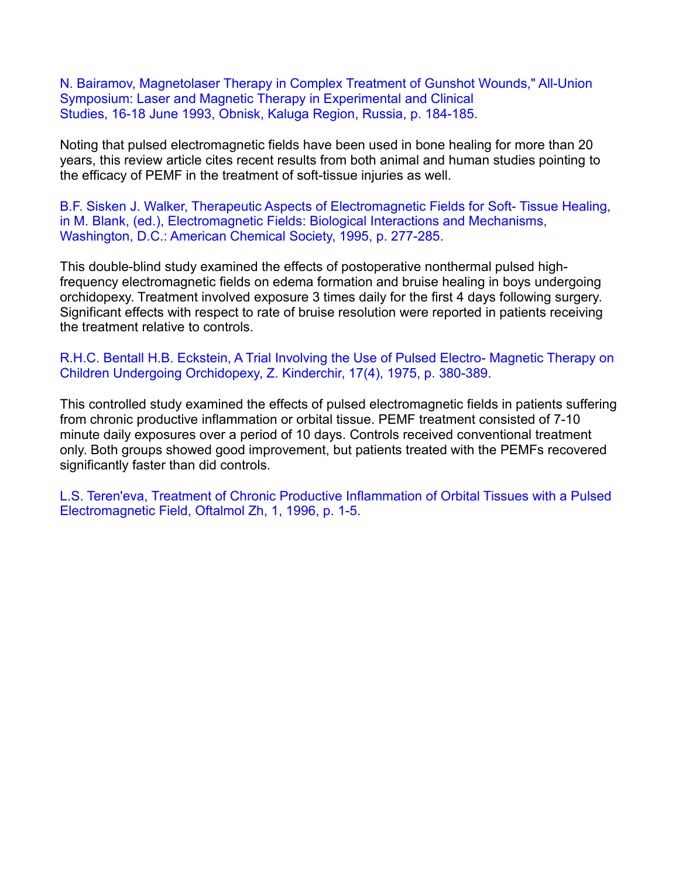N. Bairamov, Magnetolaser Therapy in Complex Treatment of Gunshot Wounds," All-Union Symposium: Laser and Magnetic Therapy in Experimental and Clinical Studies, 16-18 June 1993, Obnisk, Kaluga Region, Russia, p. 184-185.

Noting that pulsed electromagnetic fields have been used in bone healing for more than 20 years, this review article cites recent results from both animal and human studies pointing to the efficacy of PEMF in the treatment of soft-tissue injuries as well.

B.F. Sisken J. Walker, Therapeutic Aspects of Electromagnetic Fields for Soft- Tissue Healing, in M. Blank, (ed.), Electromagnetic Fields: Biological Interactions and Mechanisms, Washington, D.C.: American Chemical Society, 1995, p. 277-285.

This double-blind study examined the effects of postoperative nonthermal pulsed high-frequency electromagnetic fields on edema formation and bruise healing in boys undergoing orchidopexy. Treatment involved exposure 3 times daily for the first 4 days following surgery. Significant effects with respect to rate of bruise resolution were reported in patients receiving the treatment relative to controls.

R.H.C. Bentall H.B. Eckstein, A Trial Involving the Use of Pulsed Electro- Magnetic Therapy on Children Undergoing Orchidopexy, Z. Kinderchir, 17(4), 1975, p. 380-389.

This controlled study examined the effects of pulsed electromagnetic fields in patients suffering from chronic productive inflammation or orbital tissue. PEMF treatment consisted of 7-10 minute daily exposures over a period of 10 days. Controls received conventional treatment only. Both groups showed good improvement, but patients treated with the PEMFs recovered significantly faster than did controls.

L.S. Teren'eva, Treatment of Chronic Productive Inflammation of Orbital Tissues with a Pulsed Electromagnetic Field, Oftalmol Zh, 1, 1996, p. 1-5.